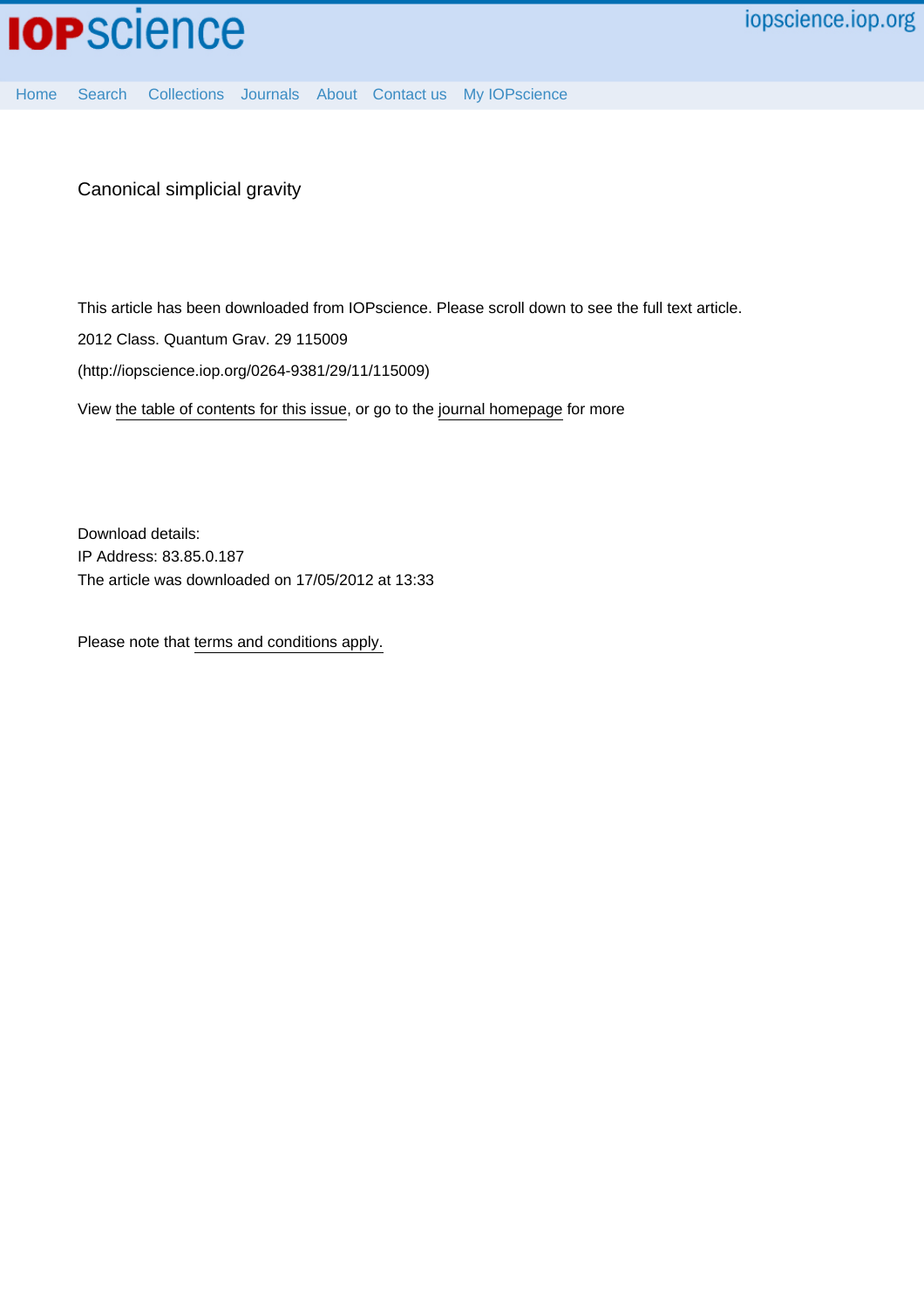# Canonical simplicial gravity

This article has been downloaded from IOPscience. Please scroll down to see the full text article.

2012 Class. Quantum Grav. 29 115009

(http://iopscience.iop.org/0264-9381/29/11/115009)

View the table of contents for this issue, or go to the journal homepage for more

Download details:
IP Address: 83.85.0.187
The article was downloaded on 17/05/2012 at 13:33

Please note that terms and conditions apply.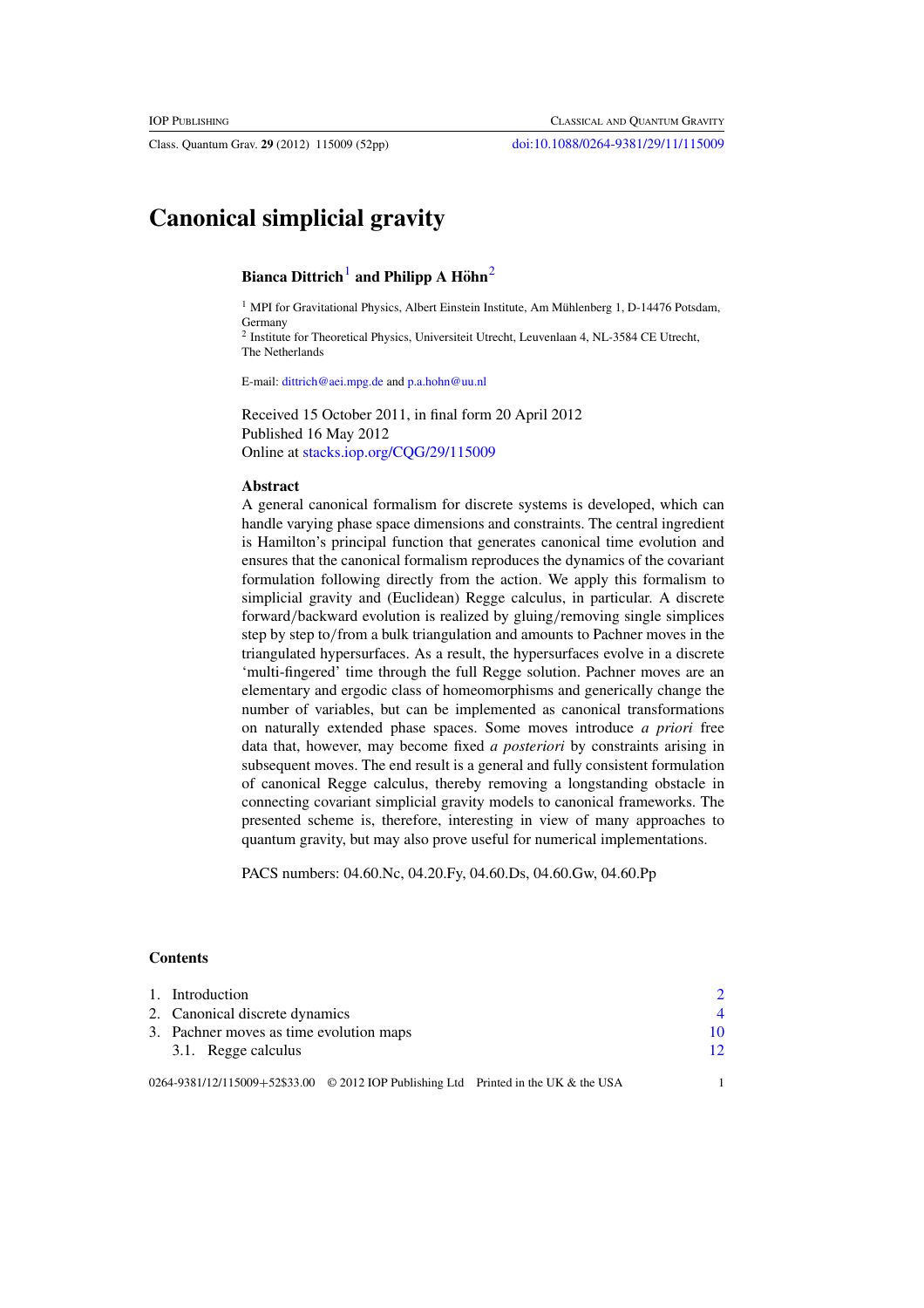# Canonical simplicial gravity

**Bianca Dittrich**[1] **and Philipp A Höhn**[2]

[1] MPI for Gravitational Physics, Albert Einstein Institute, Am Mühlenberg 1, D-14476 Potsdam, Germany

[2] Institute for Theoretical Physics, Universiteit Utrecht, Leuvenlaan 4, NL-3584 CE Utrecht, The Netherlands

E-mail: dittrich@aei.mpg.de and p.a.hohn@uu.nl

Received 15 October 2011, in final form 20 April 2012
Published 16 May 2012
Online at stacks.iop.org/CQG/29/115009

### Abstract

A general canonical formalism for discrete systems is developed, which can handle varying phase space dimensions and constraints. The central ingredient is Hamilton's principal function that generates canonical time evolution and ensures that the canonical formalism reproduces the dynamics of the covariant formulation following directly from the action. We apply this formalism to simplicial gravity and (Euclidean) Regge calculus, in particular. A discrete forward/backward evolution is realized by gluing/removing single simplices step by step to/from a bulk triangulation and amounts to Pachner moves in the triangulated hypersurfaces. As a result, the hypersurfaces evolve in a discrete 'multi-fingered' time through the full Regge solution. Pachner moves are an elementary and ergodic class of homeomorphisms and generically change the number of variables, but can be implemented as canonical transformations on naturally extended phase spaces. Some moves introduce *a priori* free data that, however, may become fixed *a posteriori* by constraints arising in subsequent moves. The end result is a general and fully consistent formulation of canonical Regge calculus, thereby removing a longstanding obstacle in connecting covariant simplicial gravity models to canonical frameworks. The presented scheme is, therefore, interesting in view of many approaches to quantum gravity, but may also prove useful for numerical implementations.

PACS numbers: 04.60.Nc, 04.20.Fy, 04.60.Ds, 04.60.Gw, 04.60.Pp

### Contents

| | |
|---|---|
| 1. Introduction | 2 |
| 2. Canonical discrete dynamics | 4 |
| 3. Pachner moves as time evolution maps | 10 |
| 3.1. Regge calculus | 12 |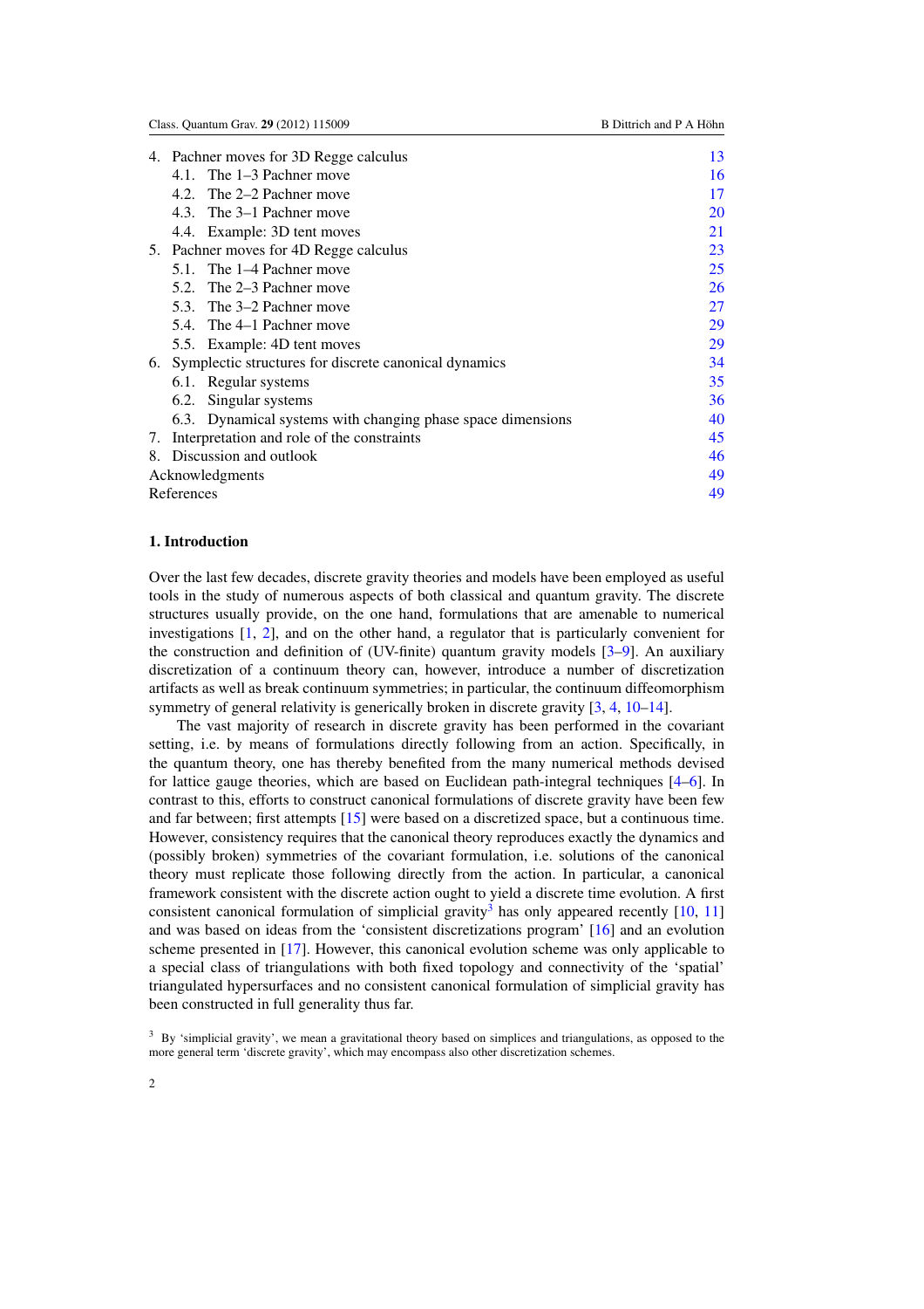4. Pachner moves for 3D Regge calculus 13
   - 4.1. The 1–3 Pachner move 16
   - 4.2. The 2–2 Pachner move 17
   - 4.3. The 3–1 Pachner move 20
   - 4.4. Example: 3D tent moves 21
5. Pachner moves for 4D Regge calculus 23
   - 5.1. The 1–4 Pachner move 25
   - 5.2. The 2–3 Pachner move 26
   - 5.3. The 3–2 Pachner move 27
   - 5.4. The 4–1 Pachner move 29
   - 5.5. Example: 4D tent moves 29
6. Symplectic structures for discrete canonical dynamics 34
   - 6.1. Regular systems 35
   - 6.2. Singular systems 36
   - 6.3. Dynamical systems with changing phase space dimensions 40
7. Interpretation and role of the constraints 45
8. Discussion and outlook 46

Acknowledgments 49

References 49

## 1. Introduction

Over the last few decades, discrete gravity theories and models have been employed as useful tools in the study of numerous aspects of both classical and quantum gravity. The discrete structures usually provide, on the one hand, formulations that are amenable to numerical investigations [1, 2], and on the other hand, a regulator that is particularly convenient for the construction and definition of (UV-finite) quantum gravity models [3–9]. An auxiliary discretization of a continuum theory can, however, introduce a number of discretization artifacts as well as break continuum symmetries; in particular, the continuum diffeomorphism symmetry of general relativity is generically broken in discrete gravity [3, 4, 10–14].

The vast majority of research in discrete gravity has been performed in the covariant setting, i.e. by means of formulations directly following from an action. Specifically, in the quantum theory, one has thereby benefited from the many numerical methods devised for lattice gauge theories, which are based on Euclidean path-integral techniques [4–6]. In contrast to this, efforts to construct canonical formulations of discrete gravity have been few and far between; first attempts [15] were based on a discretized space, but a continuous time. However, consistency requires that the canonical theory reproduces exactly the dynamics and (possibly broken) symmetries of the covariant formulation, i.e. solutions of the canonical theory must replicate those following directly from the action. In particular, a canonical framework consistent with the discrete action ought to yield a discrete time evolution. A first consistent canonical formulation of simplicial gravity[3] has only appeared recently [10, 11] and was based on ideas from the 'consistent discretizations program' [16] and an evolution scheme presented in [17]. However, this canonical evolution scheme was only applicable to a special class of triangulations with both fixed topology and connectivity of the 'spatial' triangulated hypersurfaces and no consistent canonical formulation of simplicial gravity has been constructed in full generality thus far.

[3] By 'simplicial gravity', we mean a gravitational theory based on simplices and triangulations, as opposed to the more general term 'discrete gravity', which may encompass also other discretization schemes.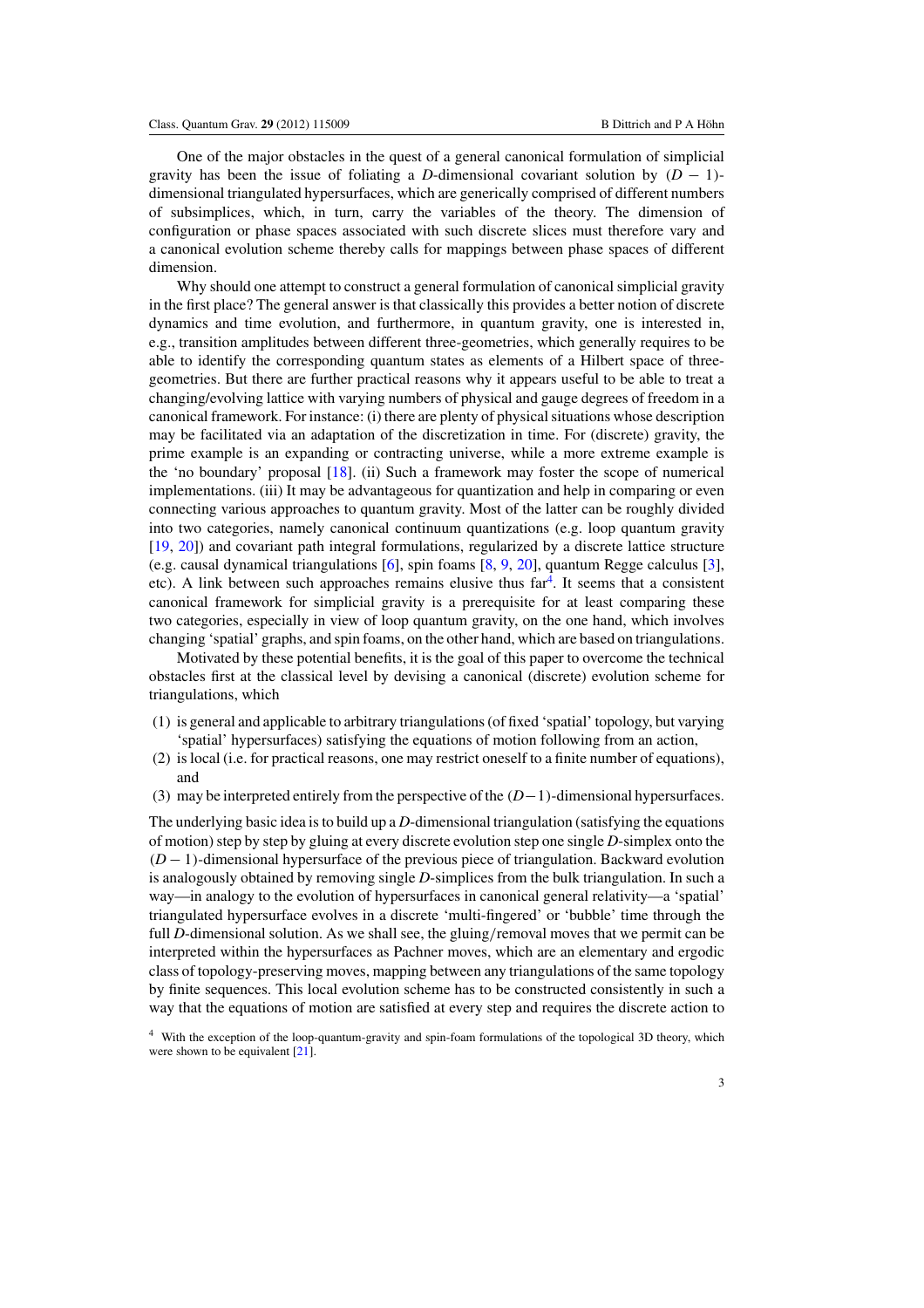One of the major obstacles in the quest of a general canonical formulation of simplicial gravity has been the issue of foliating a $D$-dimensional covariant solution by $(D-1)$-dimensional triangulated hypersurfaces, which are generically comprised of different numbers of subsimplices, which, in turn, carry the variables of the theory. The dimension of configuration or phase spaces associated with such discrete slices must therefore vary and a canonical evolution scheme thereby calls for mappings between phase spaces of different dimension.

Why should one attempt to construct a general formulation of canonical simplicial gravity in the first place? The general answer is that classically this provides a better notion of discrete dynamics and time evolution, and furthermore, in quantum gravity, one is interested in, e.g., transition amplitudes between different three-geometries, which generally requires to be able to identify the corresponding quantum states as elements of a Hilbert space of three-geometries. But there are further practical reasons why it appears useful to be able to treat a changing/evolving lattice with varying numbers of physical and gauge degrees of freedom in a canonical framework. For instance: (i) there are plenty of physical situations whose description may be facilitated via an adaptation of the discretization in time. For (discrete) gravity, the prime example is an expanding or contracting universe, while a more extreme example is the 'no boundary' proposal [18]. (ii) Such a framework may foster the scope of numerical implementations. (iii) It may be advantageous for quantization and help in comparing or even connecting various approaches to quantum gravity. Most of the latter can be roughly divided into two categories, namely canonical continuum quantizations (e.g. loop quantum gravity [19, 20]) and covariant path integral formulations, regularized by a discrete lattice structure (e.g. causal dynamical triangulations [6], spin foams [8, 9, 20], quantum Regge calculus [3], etc). A link between such approaches remains elusive thus far[4]. It seems that a consistent canonical framework for simplicial gravity is a prerequisite for at least comparing these two categories, especially in view of loop quantum gravity, on the one hand, which involves changing 'spatial' graphs, and spin foams, on the other hand, which are based on triangulations.

Motivated by these potential benefits, it is the goal of this paper to overcome the technical obstacles first at the classical level by devising a canonical (discrete) evolution scheme for triangulations, which

1. is general and applicable to arbitrary triangulations (of fixed 'spatial' topology, but varying 'spatial' hypersurfaces) satisfying the equations of motion following from an action,
2. is local (i.e. for practical reasons, one may restrict oneself to a finite number of equations), and
3. may be interpreted entirely from the perspective of the $(D-1)$-dimensional hypersurfaces.

The underlying basic idea is to build up a $D$-dimensional triangulation (satisfying the equations of motion) step by step by gluing at every discrete evolution step one single $D$-simplex onto the $(D-1)$-dimensional hypersurface of the previous piece of triangulation. Backward evolution is analogously obtained by removing single $D$-simplices from the bulk triangulation. In such a way—in analogy to the evolution of hypersurfaces in canonical general relativity—a 'spatial' triangulated hypersurface evolves in a discrete 'multi-fingered' or 'bubble' time through the full $D$-dimensional solution. As we shall see, the gluing/removal moves that we permit can be interpreted within the hypersurfaces as Pachner moves, which are an elementary and ergodic class of topology-preserving moves, mapping between any triangulations of the same topology by finite sequences. This local evolution scheme has to be constructed consistently in such a way that the equations of motion are satisfied at every step and requires the discrete action to

[4] With the exception of the loop-quantum-gravity and spin-foam formulations of the topological 3D theory, which were shown to be equivalent [21].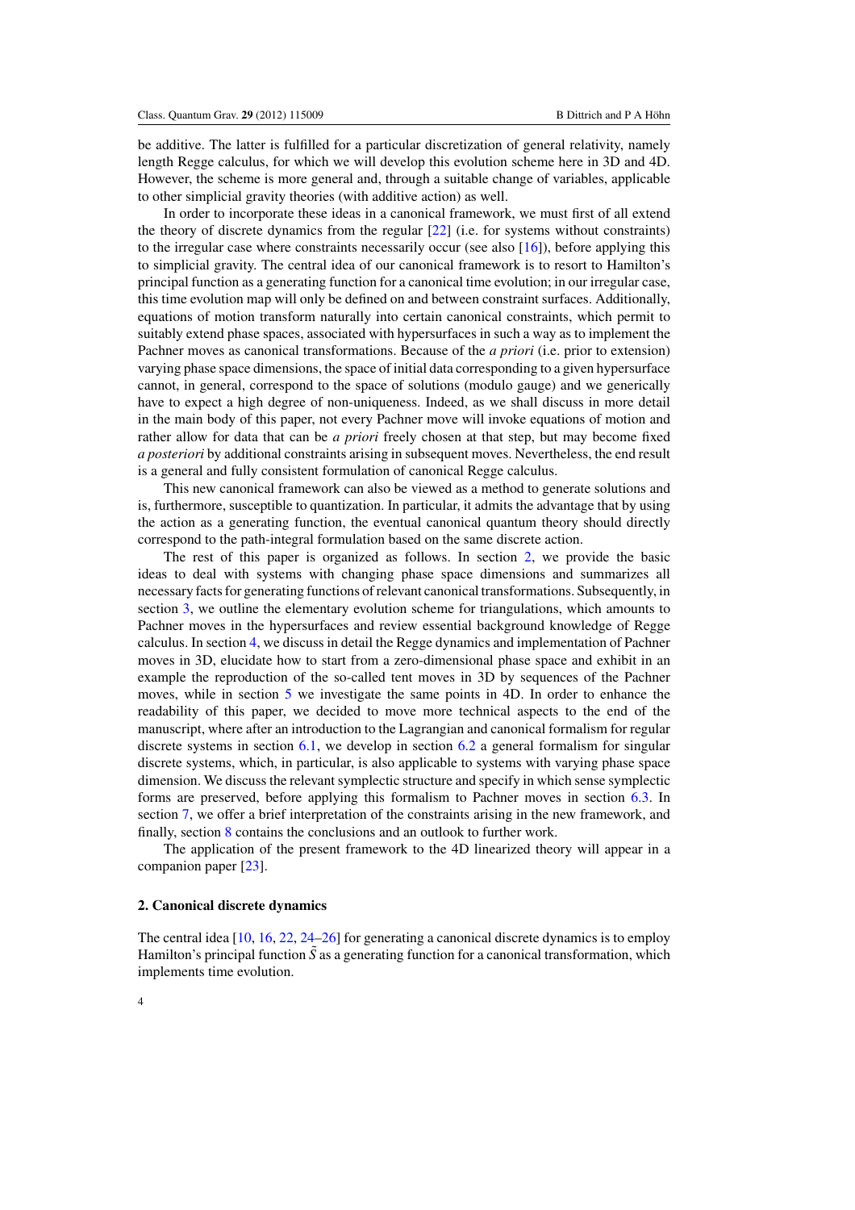be additive. The latter is fulfilled for a particular discretization of general relativity, namely length Regge calculus, for which we will develop this evolution scheme here in 3D and 4D. However, the scheme is more general and, through a suitable change of variables, applicable to other simplicial gravity theories (with additive action) as well.

In order to incorporate these ideas in a canonical framework, we must first of all extend the theory of discrete dynamics from the regular [22] (i.e. for systems without constraints) to the irregular case where constraints necessarily occur (see also [16]), before applying this to simplicial gravity. The central idea of our canonical framework is to resort to Hamilton's principal function as a generating function for a canonical time evolution; in our irregular case, this time evolution map will only be defined on and between constraint surfaces. Additionally, equations of motion transform naturally into certain canonical constraints, which permit to suitably extend phase spaces, associated with hypersurfaces in such a way as to implement the Pachner moves as canonical transformations. Because of the *a priori* (i.e. prior to extension) varying phase space dimensions, the space of initial data corresponding to a given hypersurface cannot, in general, correspond to the space of solutions (modulo gauge) and we generically have to expect a high degree of non-uniqueness. Indeed, as we shall discuss in more detail in the main body of this paper, not every Pachner move will invoke equations of motion and rather allow for data that can be *a priori* freely chosen at that step, but may become fixed *a posteriori* by additional constraints arising in subsequent moves. Nevertheless, the end result is a general and fully consistent formulation of canonical Regge calculus.

This new canonical framework can also be viewed as a method to generate solutions and is, furthermore, susceptible to quantization. In particular, it admits the advantage that by using the action as a generating function, the eventual canonical quantum theory should directly correspond to the path-integral formulation based on the same discrete action.

The rest of this paper is organized as follows. In section 2, we provide the basic ideas to deal with systems with changing phase space dimensions and summarizes all necessary facts for generating functions of relevant canonical transformations. Subsequently, in section 3, we outline the elementary evolution scheme for triangulations, which amounts to Pachner moves in the hypersurfaces and review essential background knowledge of Regge calculus. In section 4, we discuss in detail the Regge dynamics and implementation of Pachner moves in 3D, elucidate how to start from a zero-dimensional phase space and exhibit in an example the reproduction of the so-called tent moves in 3D by sequences of the Pachner moves, while in section 5 we investigate the same points in 4D. In order to enhance the readability of this paper, we decided to move more technical aspects to the end of the manuscript, where after an introduction to the Lagrangian and canonical formalism for regular discrete systems in section 6.1, we develop in section 6.2 a general formalism for singular discrete systems, which, in particular, is also applicable to systems with varying phase space dimension. We discuss the relevant symplectic structure and specify in which sense symplectic forms are preserved, before applying this formalism to Pachner moves in section 6.3. In section 7, we offer a brief interpretation of the constraints arising in the new framework, and finally, section 8 contains the conclusions and an outlook to further work.

The application of the present framework to the 4D linearized theory will appear in a companion paper [23].

## 2. Canonical discrete dynamics

The central idea [10, 16, 22, 24–26] for generating a canonical discrete dynamics is to employ Hamilton's principal function $\tilde{S}$ as a generating function for a canonical transformation, which implements time evolution.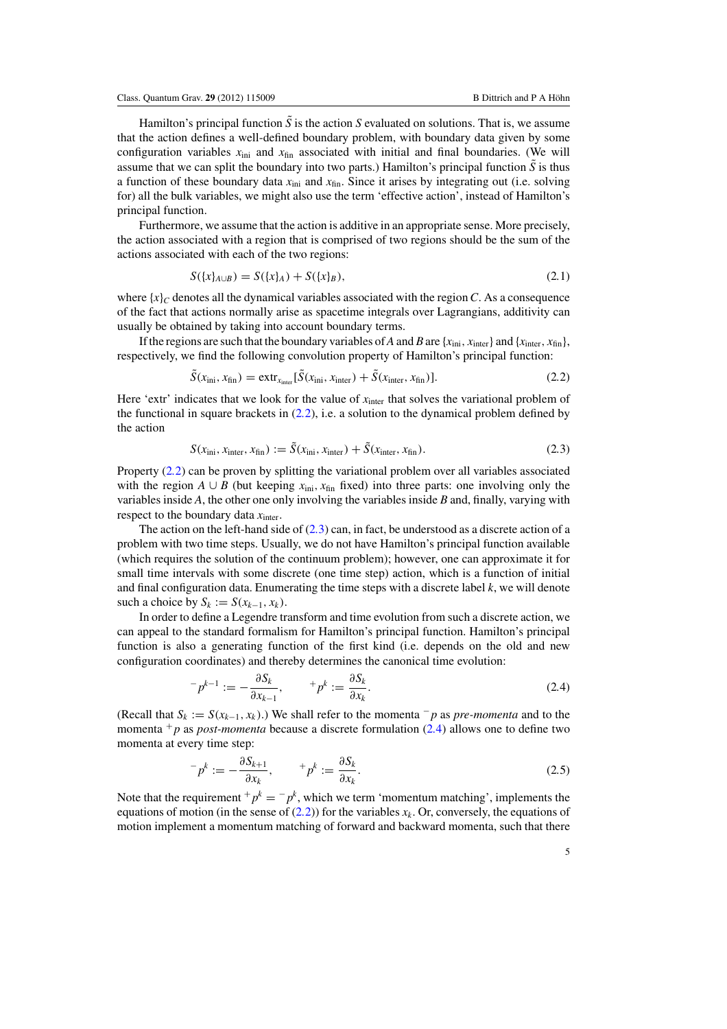Hamilton's principal function $\tilde{S}$ is the action $S$ evaluated on solutions. That is, we assume that the action defines a well-defined boundary problem, with boundary data given by some configuration variables $x_{\text{ini}}$ and $x_{\text{fin}}$ associated with initial and final boundaries. (We will assume that we can split the boundary into two parts.) Hamilton's principal function $\tilde{S}$ is thus a function of these boundary data $x_{\text{ini}}$ and $x_{\text{fin}}$. Since it arises by integrating out (i.e. solving for) all the bulk variables, we might also use the term 'effective action', instead of Hamilton's principal function.

Furthermore, we assume that the action is additive in an appropriate sense. More precisely, the action associated with a region that is comprised of two regions should be the sum of the actions associated with each of the two regions:

$$S(\{x\}_{A\cup B}) = S(\{x\}_A) + S(\{x\}_B), \tag{2.1}$$

where $\{x\}_C$ denotes all the dynamical variables associated with the region $C$. As a consequence of the fact that actions normally arise as spacetime integrals over Lagrangians, additivity can usually be obtained by taking into account boundary terms.

If the regions are such that the boundary variables of $A$ and $B$ are $\{x_{\text{ini}}, x_{\text{inter}}\}$ and $\{x_{\text{inter}}, x_{\text{fin}}\}$, respectively, we find the following convolution property of Hamilton's principal function:

$$\tilde{S}(x_{\text{ini}}, x_{\text{fin}}) = \text{extr}_{x_{\text{inter}}}[\tilde{S}(x_{\text{ini}}, x_{\text{inter}}) + \tilde{S}(x_{\text{inter}}, x_{\text{fin}})]. \tag{2.2}$$

Here 'extr' indicates that we look for the value of $x_{\text{inter}}$ that solves the variational problem of the functional in square brackets in (2.2), i.e. a solution to the dynamical problem defined by the action

$$S(x_{\text{ini}}, x_{\text{inter}}, x_{\text{fin}}) := \tilde{S}(x_{\text{ini}}, x_{\text{inter}}) + \tilde{S}(x_{\text{inter}}, x_{\text{fin}}). \tag{2.3}$$

Property (2.2) can be proven by splitting the variational problem over all variables associated with the region $A \cup B$ (but keeping $x_{\text{ini}}, x_{\text{fin}}$ fixed) into three parts: one involving only the variables inside $A$, the other one only involving the variables inside $B$ and, finally, varying with respect to the boundary data $x_{\text{inter}}$.

The action on the left-hand side of (2.3) can, in fact, be understood as a discrete action of a problem with two time steps. Usually, we do not have Hamilton's principal function available (which requires the solution of the continuum problem); however, one can approximate it for small time intervals with some discrete (one time step) action, which is a function of initial and final configuration data. Enumerating the time steps with a discrete label $k$, we will denote such a choice by $S_k := S(x_{k-1}, x_k)$.

In order to define a Legendre transform and time evolution from such a discrete action, we can appeal to the standard formalism for Hamilton's principal function. Hamilton's principal function is also a generating function of the first kind (i.e. depends on the old and new configuration coordinates) and thereby determines the canonical time evolution:

$$^-p^{k-1} := -\frac{\partial S_k}{\partial x_{k-1}}, \qquad ^+p^k := \frac{\partial S_k}{\partial x_k}. \tag{2.4}$$

(Recall that $S_k := S(x_{k-1}, x_k)$.) We shall refer to the momenta $^-p$ as *pre-momenta* and to the momenta $^+p$ as *post-momenta* because a discrete formulation (2.4) allows one to define two momenta at every time step:

$$^-p^k := -\frac{\partial S_{k+1}}{\partial x_k}, \qquad ^+p^k := \frac{\partial S_k}{\partial x_k}. \tag{2.5}$$

Note that the requirement $^+p^k = {}^-p^k$, which we term 'momentum matching', implements the equations of motion (in the sense of (2.2)) for the variables $x_k$. Or, conversely, the equations of motion implement a momentum matching of forward and backward momenta, such that there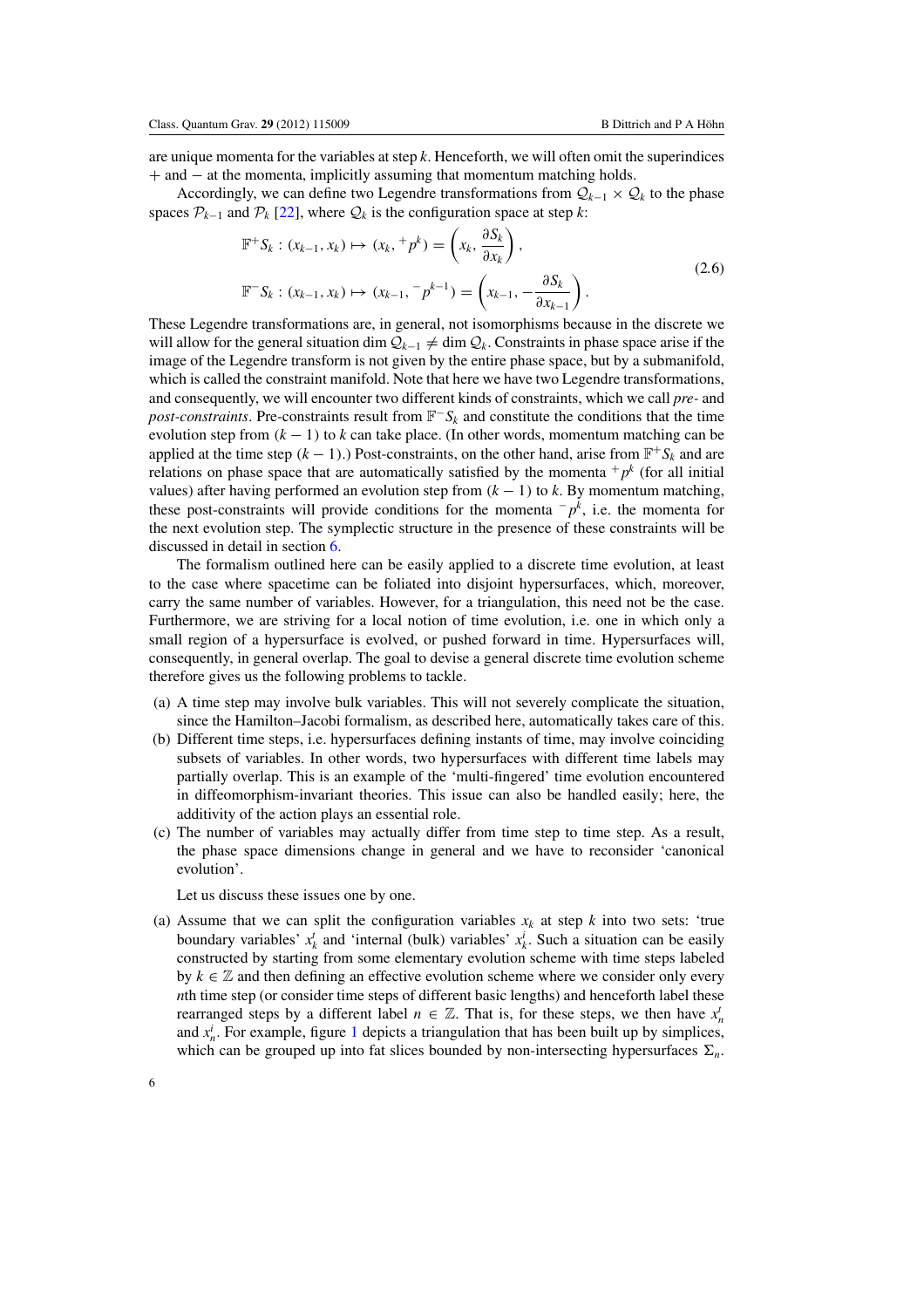are unique momenta for the variables at step $k$. Henceforth, we will often omit the superindices $+$ and $-$ at the momenta, implicitly assuming that momentum matching holds.

Accordingly, we can define two Legendre transformations from $\mathcal{Q}_{k-1} \times \mathcal{Q}_k$ to the phase spaces $\mathcal{P}_{k-1}$ and $\mathcal{P}_k$ [22], where $\mathcal{Q}_k$ is the configuration space at step $k$:

$$
\begin{aligned}
\mathbb{F}^+ S_k &: (x_{k-1}, x_k) \mapsto (x_k, {}^+p^k) = \left( x_k, \frac{\partial S_k}{\partial x_k} \right), \\
\mathbb{F}^- S_k &: (x_{k-1}, x_k) \mapsto (x_{k-1}, {}^-p^{k-1}) = \left( x_{k-1}, -\frac{\partial S_k}{\partial x_{k-1}} \right).
\end{aligned}
\tag{2.6}
$$

These Legendre transformations are, in general, not isomorphisms because in the discrete we will allow for the general situation $\dim \mathcal{Q}_{k-1} \neq \dim \mathcal{Q}_k$. Constraints in phase space arise if the image of the Legendre transform is not given by the entire phase space, but by a submanifold, which is called the constraint manifold. Note that here we have two Legendre transformations, and consequently, we will encounter two different kinds of constraints, which we call *pre-* and *post-constraints*. Pre-constraints result from $\mathbb{F}^- S_k$ and constitute the conditions that the time evolution step from $(k-1)$ to $k$ can take place. (In other words, momentum matching can be applied at the time step $(k-1)$.) Post-constraints, on the other hand, arise from $\mathbb{F}^+ S_k$ and are relations on phase space that are automatically satisfied by the momenta ${}^+p^k$ (for all initial values) after having performed an evolution step from $(k-1)$ to $k$. By momentum matching, these post-constraints will provide conditions for the momenta ${}^-p^k$, i.e. the momenta for the next evolution step. The symplectic structure in the presence of these constraints will be discussed in detail in section 6.

The formalism outlined here can be easily applied to a discrete time evolution, at least to the case where spacetime can be foliated into disjoint hypersurfaces, which, moreover, carry the same number of variables. However, for a triangulation, this need not be the case. Furthermore, we are striving for a local notion of time evolution, i.e. one in which only a small region of a hypersurface is evolved, or pushed forward in time. Hypersurfaces will, consequently, in general overlap. The goal to devise a general discrete time evolution scheme therefore gives us the following problems to tackle.

(a) A time step may involve bulk variables. This will not severely complicate the situation, since the Hamilton–Jacobi formalism, as described here, automatically takes care of this.
(b) Different time steps, i.e. hypersurfaces defining instants of time, may involve coinciding subsets of variables. In other words, two hypersurfaces with different time labels may partially overlap. This is an example of the 'multi-fingered' time evolution encountered in diffeomorphism-invariant theories. This issue can also be handled easily; here, the additivity of the action plays an essential role.
(c) The number of variables may actually differ from time step to time step. As a result, the phase space dimensions change in general and we have to reconsider 'canonical evolution'.

Let us discuss these issues one by one.

(a) Assume that we can split the configuration variables $x_k$ at step $k$ into two sets: 'true boundary variables' $x_k^t$ and 'internal (bulk) variables' $x_k^i$. Such a situation can be easily constructed by starting from some elementary evolution scheme with time steps labeled by $k \in \mathbb{Z}$ and then defining an effective evolution scheme where we consider only every $n$th time step (or consider time steps of different basic lengths) and henceforth label these rearranged steps by a different label $n \in \mathbb{Z}$. That is, for these steps, we then have $x_n^t$ and $x_n^i$. For example, figure 1 depicts a triangulation that has been built up by simplices, which can be grouped up into fat slices bounded by non-intersecting hypersurfaces $\Sigma_n$.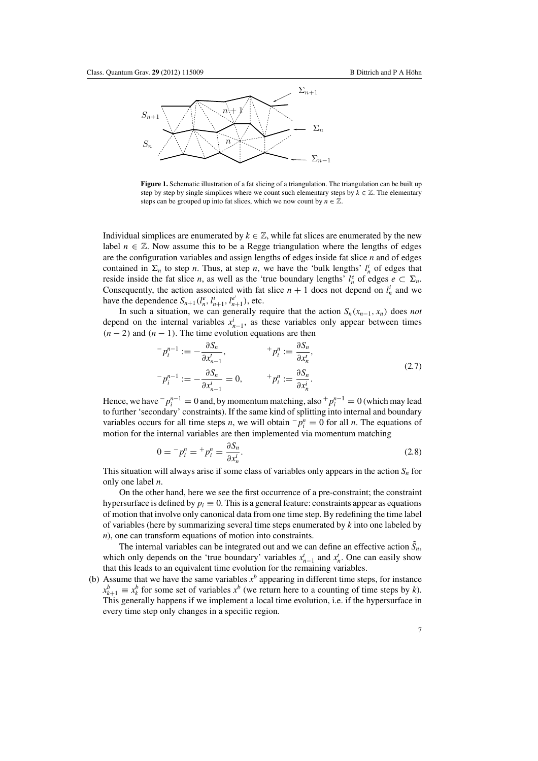**Figure 1.** Schematic illustration of a fat slicing of a triangulation. The triangulation can be built up step by step by single simplices where we count such elementary steps by $k \in \mathbb{Z}$. The elementary steps can be grouped up into fat slices, which we now count by $n \in \mathbb{Z}$.

Individual simplices are enumerated by $k \in \mathbb{Z}$, while fat slices are enumerated by the new label $n \in \mathbb{Z}$. Now assume this to be a Regge triangulation where the lengths of edges are the configuration variables and assign lengths of edges inside fat slice $n$ and of edges contained in $\Sigma_n$ to step $n$. Thus, at step $n$, we have the 'bulk lengths' $l_n^i$ of edges that reside inside the fat slice $n$, as well as the 'true boundary lengths' $l_n^e$ of edges $e \subset \Sigma_n$. Consequently, the action associated with fat slice $n+1$ does not depend on $l_n^i$ and we have the dependence $S_{n+1}(l_n^e, l_{n+1}^i, l_{n+1}^{e'})$, etc.

In such a situation, we can generally require that the action $S_n(x_{n-1}, x_n)$ does *not* depend on the internal variables $x_{n-1}^i$, as these variables only appear between times $(n-2)$ and $(n-1)$. The time evolution equations are then

$$
\begin{aligned}
{}^-p_t^{n-1} &:= -\frac{\partial S_n}{\partial x_{n-1}^t}, & {}^+p_t^n &:= \frac{\partial S_n}{\partial x_n^t}, \\
{}^-p_i^{n-1} &:= -\frac{\partial S_n}{\partial x_{n-1}^i} = 0, & {}^+p_i^n &:= \frac{\partial S_n}{\partial x_n^i}.
\end{aligned}
\tag{2.7}
$$

Hence, we have ${}^-p_i^{n-1} = 0$ and, by momentum matching, also ${}^+p_i^{n-1} = 0$ (which may lead to further 'secondary' constraints). If the same kind of splitting into internal and boundary variables occurs for all time steps $n$, we will obtain ${}^-p_i^n = 0$ for all $n$. The equations of motion for the internal variables are then implemented via momentum matching

$$
0 = {}^-p_i^n = {}^+p_i^n = \frac{\partial S_n}{\partial x_n^i}. \tag{2.8}
$$

This situation will always arise if some class of variables only appears in the action $S_n$ for only one label $n$.

On the other hand, here we see the first occurrence of a pre-constraint; the constraint hypersurface is defined by $p_i \equiv 0$. This is a general feature: constraints appear as equations of motion that involve only canonical data from one time step. By redefining the time label of variables (here by summarizing several time steps enumerated by $k$ into one labeled by $n$), one can transform equations of motion into constraints.

The internal variables can be integrated out and we can define an effective action $\tilde{S}_n$, which only depends on the 'true boundary' variables $x_{n-1}^t$ and $x_n^t$. One can easily show that this leads to an equivalent time evolution for the remaining variables.

(b) Assume that we have the same variables $x^b$ appearing in different time steps, for instance $x_{k+1}^b \equiv x_k^b$ for some set of variables $x^b$ (we return here to a counting of time steps by $k$). This generally happens if we implement a local time evolution, i.e. if the hypersurface in every time step only changes in a specific region.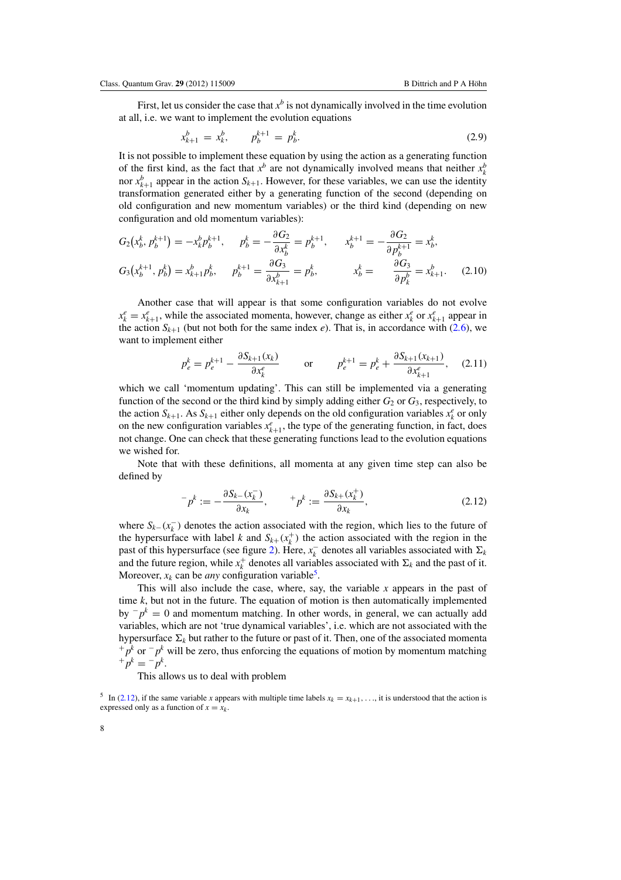First, let us consider the case that $x^b$ is not dynamically involved in the time evolution at all, i.e. we want to implement the evolution equations

$$x^b_{k+1} = x^b_k, \qquad p^{k+1}_b = p^k_b. \tag{2.9}$$

It is not possible to implement these equation by using the action as a generating function of the first kind, as the fact that $x^b$ are not dynamically involved means that neither $x^b_k$ nor $x^b_{k+1}$ appear in the action $S_{k+1}$. However, for these variables, we can use the identity transformation generated either by a generating function of the second (depending on old configuration and new momentum variables) or the third kind (depending on new configuration and old momentum variables):

$$\begin{aligned}
G_2\big(x^k_b, p^{k+1}_b\big) &= -x^b_k p^{k+1}_b, \qquad p^k_b = -\frac{\partial G_2}{\partial x^k_b} = p^{k+1}_b, \qquad x^{k+1}_b = -\frac{\partial G_2}{\partial p^{k+1}_b} = x^k_b,\\
G_3\big(x^{k+1}_b, p^k_b\big) &= x^b_{k+1} p^k_b, \qquad p^{k+1}_b = \frac{\partial G_3}{\partial x^b_{k+1}} = p^k_b, \qquad x^k_b = \frac{\partial G_3}{\partial p^b_k} = x^b_{k+1}.
\end{aligned} \tag{2.10}$$

Another case that will appear is that some configuration variables do not evolve $x^e_k = x^e_{k+1}$, while the associated momenta, however, change as either $x^e_k$ or $x^e_{k+1}$ appear in the action $S_{k+1}$ (but not both for the same index $e$). That is, in accordance with (2.6), we want to implement either

$$p^k_e = p^{k+1}_e - \frac{\partial S_{k+1}(x_k)}{\partial x^e_k} \qquad \text{or} \qquad p^{k+1}_e = p^k_e + \frac{\partial S_{k+1}(x_{k+1})}{\partial x^e_{k+1}}, \tag{2.11}$$

which we call 'momentum updating'. This can still be implemented via a generating function of the second or the third kind by simply adding either $G_2$ or $G_3$, respectively, to the action $S_{k+1}$. As $S_{k+1}$ either only depends on the old configuration variables $x^e_k$ or only on the new configuration variables $x^e_{k+1}$, the type of the generating function, in fact, does not change. One can check that these generating functions lead to the evolution equations we wished for.

Note that with these definitions, all momenta at any given time step can also be defined by

$$^-p^k := -\frac{\partial S_{k-}(x^-_k)}{\partial x_k}, \qquad ^+p^k := \frac{\partial S_{k+}(x^+_k)}{\partial x_k}, \tag{2.12}$$

where $S_{k-}(x^-_k)$ denotes the action associated with the region, which lies to the future of the hypersurface with label $k$ and $S_{k+}(x^+_k)$ the action associated with the region in the past of this hypersurface (see figure 2). Here, $x^-_k$ denotes all variables associated with $\Sigma_k$ and the future region, while $x^+_k$ denotes all variables associated with $\Sigma_k$ and the past of it. Moreover, $x_k$ can be *any* configuration variable[5].

This will also include the case, where, say, the variable $x$ appears in the past of time $k$, but not in the future. The equation of motion is then automatically implemented by $^-p^k = 0$ and momentum matching. In other words, in general, we can actually add variables, which are not 'true dynamical variables', i.e. which are not associated with the hypersurface $\Sigma_k$ but rather to the future or past of it. Then, one of the associated momenta $^+p^k$ or $^-p^k$ will be zero, thus enforcing the equations of motion by momentum matching $^+p^k = {}^-p^k$.

This allows us to deal with problem

[5] In (2.12), if the same variable $x$ appears with multiple time labels $x_k = x_{k+1}, \ldots$, it is understood that the action is expressed only as a function of $x = x_k$.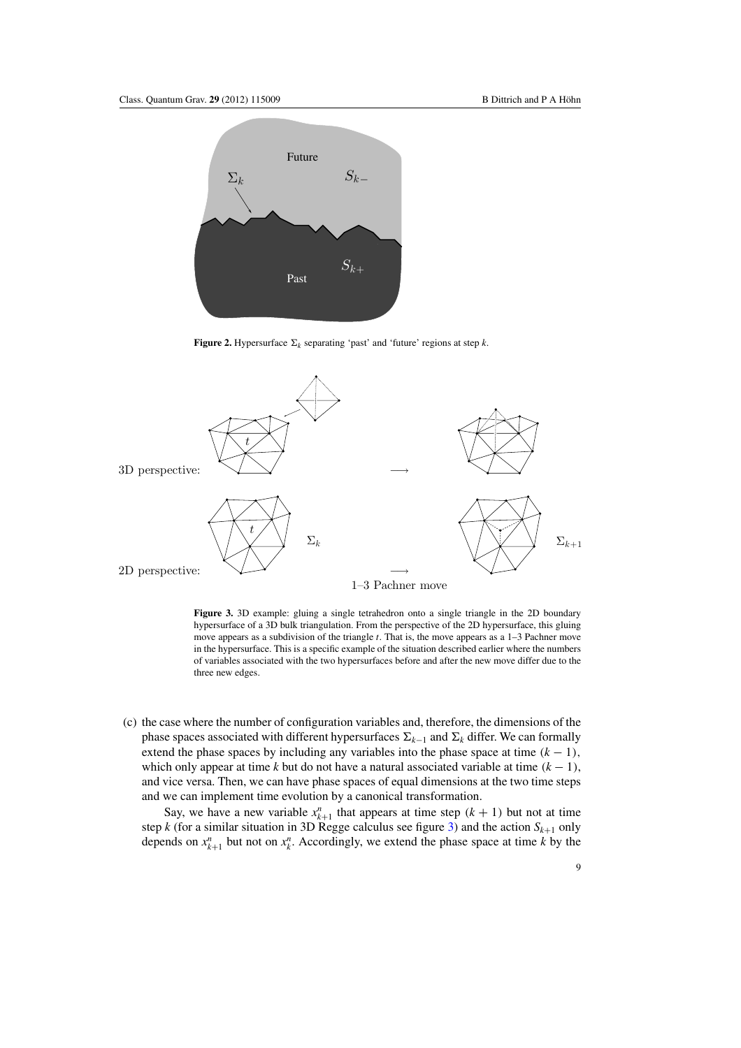**Figure 2.** Hypersurface $\Sigma_k$ separating 'past' and 'future' regions at step $k$.

**Figure 3.** 3D example: gluing a single tetrahedron onto a single triangle in the 2D boundary hypersurface of a 3D bulk triangulation. From the perspective of the 2D hypersurface, this gluing move appears as a subdivision of the triangle $t$. That is, the move appears as a 1–3 Pachner move in the hypersurface. This is a specific example of the situation described earlier where the numbers of variables associated with the two hypersurfaces before and after the new move differ due to the three new edges.

(c) the case where the number of configuration variables and, therefore, the dimensions of the phase spaces associated with different hypersurfaces $\Sigma_{k-1}$ and $\Sigma_k$ differ. We can formally extend the phase spaces by including any variables into the phase space at time $(k-1)$, which only appear at time $k$ but do not have a natural associated variable at time $(k-1)$, and vice versa. Then, we can have phase spaces of equal dimensions at the two time steps and we can implement time evolution by a canonical transformation.

Say, we have a new variable $x^n_{k+1}$ that appears at time step $(k+1)$ but not at time step $k$ (for a similar situation in 3D Regge calculus see figure 3) and the action $S_{k+1}$ only depends on $x^n_{k+1}$ but not on $x^n_k$. Accordingly, we extend the phase space at time $k$ by the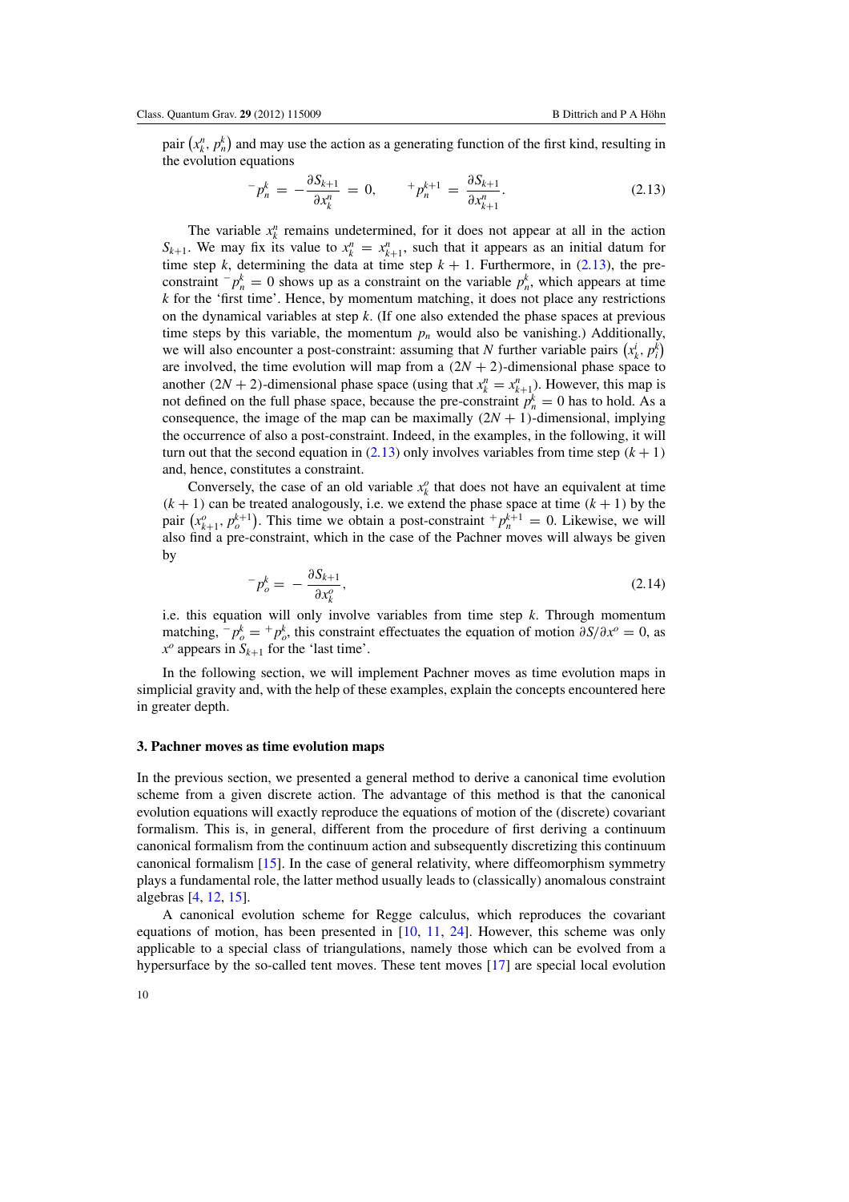pair $(x_k^n, p_n^k)$ and may use the action as a generating function of the first kind, resulting in the evolution equations

$$^-p_n^k = -\frac{\partial S_{k+1}}{\partial x_k^n} = 0, \qquad {}^+p_n^{k+1} = \frac{\partial S_{k+1}}{\partial x_{k+1}^n}. \tag{2.13}$$

The variable $x_k^n$ remains undetermined, for it does not appear at all in the action $S_{k+1}$. We may fix its value to $x_k^n = x_{k+1}^n$, such that it appears as an initial datum for time step $k$, determining the data at time step $k+1$. Furthermore, in (2.13), the pre-constraint $^-p_n^k = 0$ shows up as a constraint on the variable $p_n^k$, which appears at time $k$ for the 'first time'. Hence, by momentum matching, it does not place any restrictions on the dynamical variables at step $k$. (If one also extended the phase spaces at previous time steps by this variable, the momentum $p_n$ would also be vanishing.) Additionally, we will also encounter a post-constraint: assuming that $N$ further variable pairs $(x_k^i, p_i^k)$ are involved, the time evolution will map from a $(2N+2)$-dimensional phase space to another $(2N+2)$-dimensional phase space (using that $x_k^n = x_{k+1}^n$). However, this map is not defined on the full phase space, because the pre-constraint $p_n^k = 0$ has to hold. As a consequence, the image of the map can be maximally $(2N+1)$-dimensional, implying the occurrence of also a post-constraint. Indeed, in the examples, in the following, it will turn out that the second equation in (2.13) only involves variables from time step $(k+1)$ and, hence, constitutes a constraint.

Conversely, the case of an old variable $x_k^o$ that does not have an equivalent at time $(k+1)$ can be treated analogously, i.e. we extend the phase space at time $(k+1)$ by the pair $(x_{k+1}^o, p_o^{k+1})$. This time we obtain a post-constraint $^+p_n^{k+1} = 0$. Likewise, we will also find a pre-constraint, which in the case of the Pachner moves will always be given by

$$^-p_o^k = -\frac{\partial S_{k+1}}{\partial x_k^o}, \tag{2.14}$$

i.e. this equation will only involve variables from time step $k$. Through momentum matching, $^-p_o^k = {}^+p_o^k$, this constraint effectuates the equation of motion $\partial S/\partial x^o = 0$, as $x^o$ appears in $S_{k+1}$ for the 'last time'.

In the following section, we will implement Pachner moves as time evolution maps in simplicial gravity and, with the help of these examples, explain the concepts encountered here in greater depth.

## 3. Pachner moves as time evolution maps

In the previous section, we presented a general method to derive a canonical time evolution scheme from a given discrete action. The advantage of this method is that the canonical evolution equations will exactly reproduce the equations of motion of the (discrete) covariant formalism. This is, in general, different from the procedure of first deriving a continuum canonical formalism from the continuum action and subsequently discretizing this continuum canonical formalism [15]. In the case of general relativity, where diffeomorphism symmetry plays a fundamental role, the latter method usually leads to (classically) anomalous constraint algebras [4, 12, 15].

A canonical evolution scheme for Regge calculus, which reproduces the covariant equations of motion, has been presented in [10, 11, 24]. However, this scheme was only applicable to a special class of triangulations, namely those which can be evolved from a hypersurface by the so-called tent moves. These tent moves [17] are special local evolution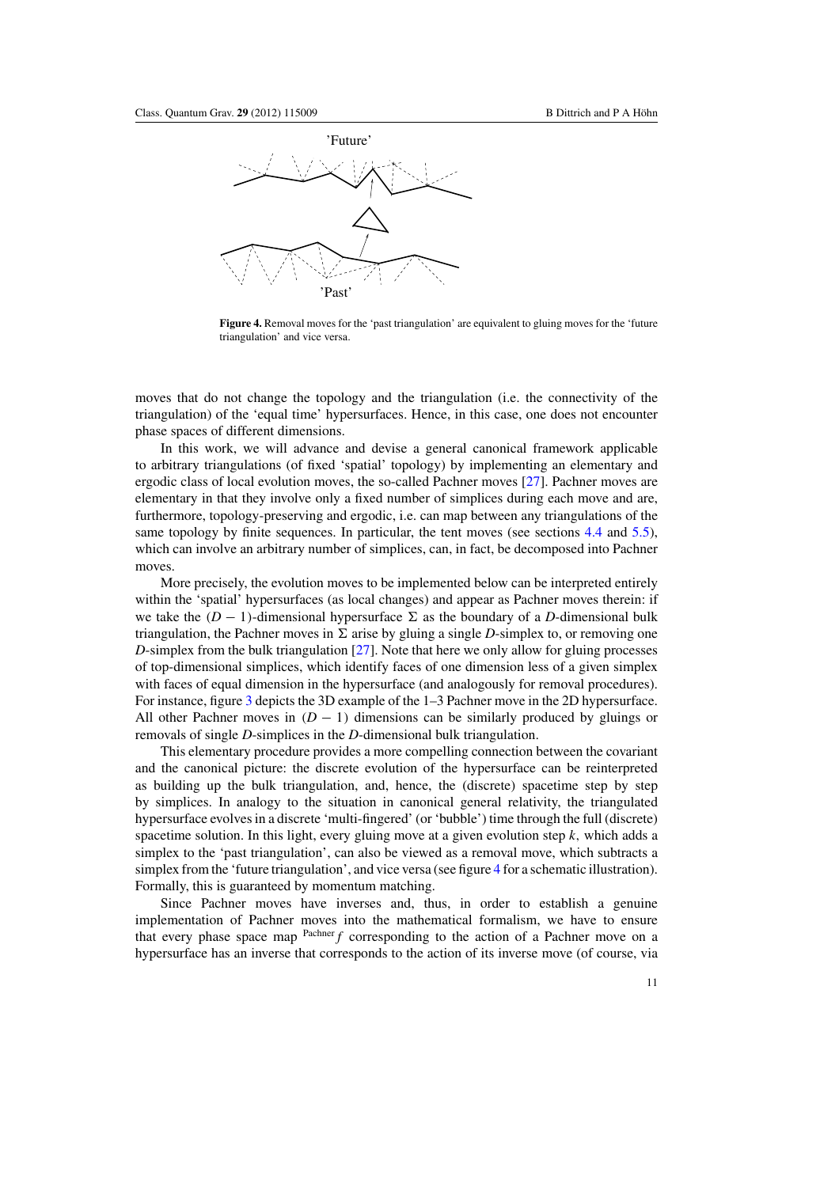**Figure 4.** Removal moves for the 'past triangulation' are equivalent to gluing moves for the 'future triangulation' and vice versa.

moves that do not change the topology and the triangulation (i.e. the connectivity of the triangulation) of the 'equal time' hypersurfaces. Hence, in this case, one does not encounter phase spaces of different dimensions.

In this work, we will advance and devise a general canonical framework applicable to arbitrary triangulations (of fixed 'spatial' topology) by implementing an elementary and ergodic class of local evolution moves, the so-called Pachner moves [27]. Pachner moves are elementary in that they involve only a fixed number of simplices during each move and are, furthermore, topology-preserving and ergodic, i.e. can map between any triangulations of the same topology by finite sequences. In particular, the tent moves (see sections 4.4 and 5.5), which can involve an arbitrary number of simplices, can, in fact, be decomposed into Pachner moves.

More precisely, the evolution moves to be implemented below can be interpreted entirely within the 'spatial' hypersurfaces (as local changes) and appear as Pachner moves therein: if we take the $(D-1)$-dimensional hypersurface $\Sigma$ as the boundary of a $D$-dimensional bulk triangulation, the Pachner moves in $\Sigma$ arise by gluing a single $D$-simplex to, or removing one $D$-simplex from the bulk triangulation [27]. Note that here we only allow for gluing processes of top-dimensional simplices, which identify faces of one dimension less of a given simplex with faces of equal dimension in the hypersurface (and analogously for removal procedures). For instance, figure 3 depicts the 3D example of the 1–3 Pachner move in the 2D hypersurface. All other Pachner moves in $(D-1)$ dimensions can be similarly produced by gluings or removals of single $D$-simplices in the $D$-dimensional bulk triangulation.

This elementary procedure provides a more compelling connection between the covariant and the canonical picture: the discrete evolution of the hypersurface can be reinterpreted as building up the bulk triangulation, and, hence, the (discrete) spacetime step by step by simplices. In analogy to the situation in canonical general relativity, the triangulated hypersurface evolves in a discrete 'multi-fingered' (or 'bubble') time through the full (discrete) spacetime solution. In this light, every gluing move at a given evolution step $k$, which adds a simplex to the 'past triangulation', can also be viewed as a removal move, which subtracts a simplex from the 'future triangulation', and vice versa (see figure 4 for a schematic illustration). Formally, this is guaranteed by momentum matching.

Since Pachner moves have inverses and, thus, in order to establish a genuine implementation of Pachner moves into the mathematical formalism, we have to ensure that every phase space map ${}^{\text{Pachner}}f$ corresponding to the action of a Pachner move on a hypersurface has an inverse that corresponds to the action of its inverse move (of course, via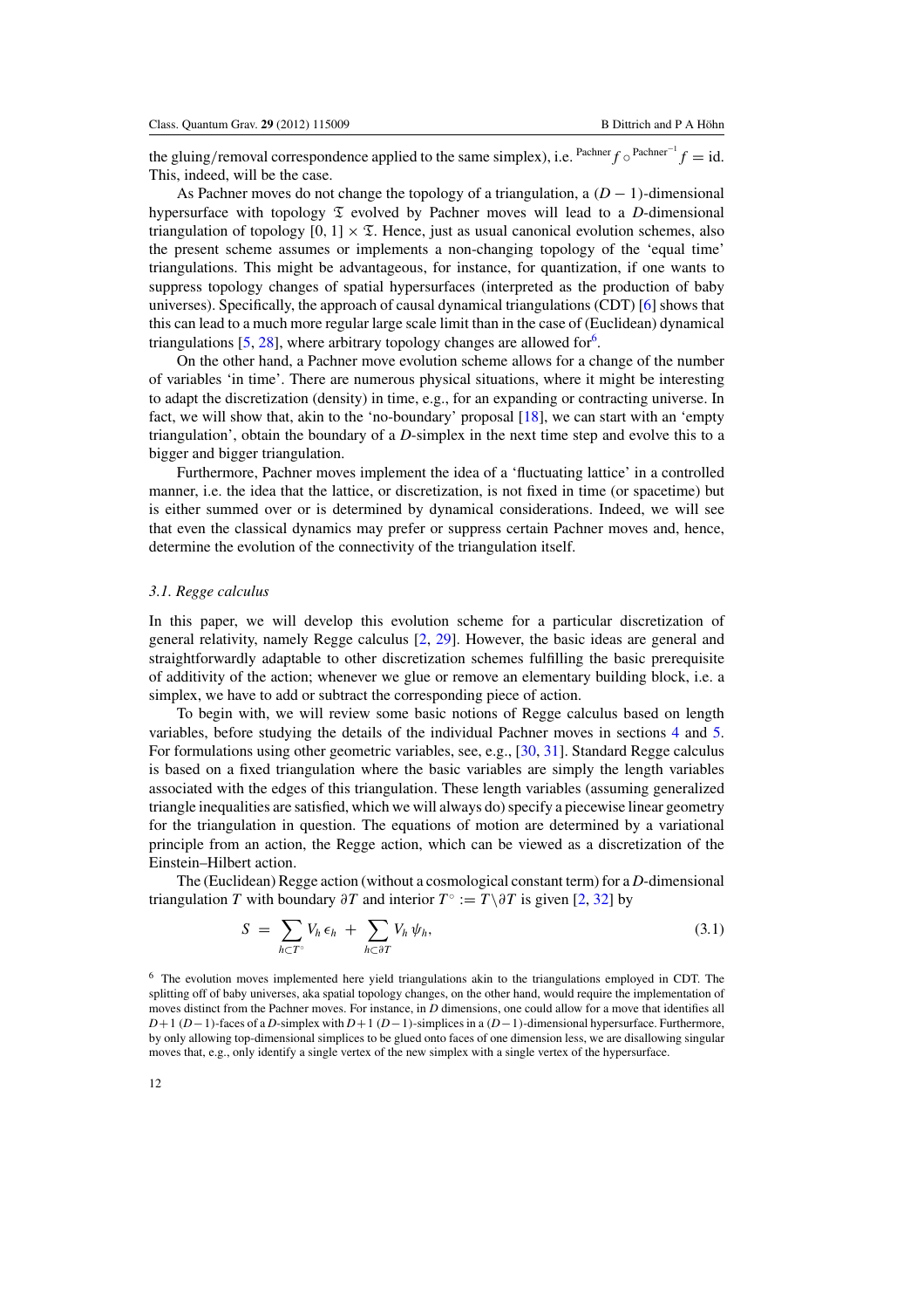the gluing/removal correspondence applied to the same simplex), i.e. ${}^{\text{Pachner}}f \circ {}^{\text{Pachner}^{-1}}f = \text{id}$. This, indeed, will be the case.

As Pachner moves do not change the topology of a triangulation, a $(D-1)$-dimensional hypersurface with topology $\mathfrak{T}$ evolved by Pachner moves will lead to a $D$-dimensional triangulation of topology $[0, 1] \times \mathfrak{T}$. Hence, just as usual canonical evolution schemes, also the present scheme assumes or implements a non-changing topology of the 'equal time' triangulations. This might be advantageous, for instance, for quantization, if one wants to suppress topology changes of spatial hypersurfaces (interpreted as the production of baby universes). Specifically, the approach of causal dynamical triangulations (CDT) [6] shows that this can lead to a much more regular large scale limit than in the case of (Euclidean) dynamical triangulations [5, 28], where arbitrary topology changes are allowed for[6].

On the other hand, a Pachner move evolution scheme allows for a change of the number of variables 'in time'. There are numerous physical situations, where it might be interesting to adapt the discretization (density) in time, e.g., for an expanding or contracting universe. In fact, we will show that, akin to the 'no-boundary' proposal [18], we can start with an 'empty triangulation', obtain the boundary of a $D$-simplex in the next time step and evolve this to a bigger and bigger triangulation.

Furthermore, Pachner moves implement the idea of a 'fluctuating lattice' in a controlled manner, i.e. the idea that the lattice, or discretization, is not fixed in time (or spacetime) but is either summed over or is determined by dynamical considerations. Indeed, we will see that even the classical dynamics may prefer or suppress certain Pachner moves and, hence, determine the evolution of the connectivity of the triangulation itself.

### *3.1. Regge calculus*

In this paper, we will develop this evolution scheme for a particular discretization of general relativity, namely Regge calculus [2, 29]. However, the basic ideas are general and straightforwardly adaptable to other discretization schemes fulfilling the basic prerequisite of additivity of the action; whenever we glue or remove an elementary building block, i.e. a simplex, we have to add or subtract the corresponding piece of action.

To begin with, we will review some basic notions of Regge calculus based on length variables, before studying the details of the individual Pachner moves in sections 4 and 5. For formulations using other geometric variables, see, e.g., [30, 31]. Standard Regge calculus is based on a fixed triangulation where the basic variables are simply the length variables associated with the edges of this triangulation. These length variables (assuming generalized triangle inequalities are satisfied, which we will always do) specify a piecewise linear geometry for the triangulation in question. The equations of motion are determined by a variational principle from an action, the Regge action, which can be viewed as a discretization of the Einstein–Hilbert action.

The (Euclidean) Regge action (without a cosmological constant term) for a $D$-dimensional triangulation $T$ with boundary $\partial T$ and interior $T^\circ := T \backslash \partial T$ is given [2, 32] by

$$S = \sum_{h \subset T^\circ} V_h \, \epsilon_h + \sum_{h \subset \partial T} V_h \, \psi_h, \tag{3.1}$$

[6] The evolution moves implemented here yield triangulations akin to the triangulations employed in CDT. The splitting off of baby universes, aka spatial topology changes, on the other hand, would require the implementation of moves distinct from the Pachner moves. For instance, in $D$ dimensions, one could allow for a move that identifies all $D+1$ $(D-1)$-faces of a $D$-simplex with $D+1$ $(D-1)$-simplices in a $(D-1)$-dimensional hypersurface. Furthermore, by only allowing top-dimensional simplices to be glued onto faces of one dimension less, we are disallowing singular moves that, e.g., only identify a single vertex of the new simplex with a single vertex of the hypersurface.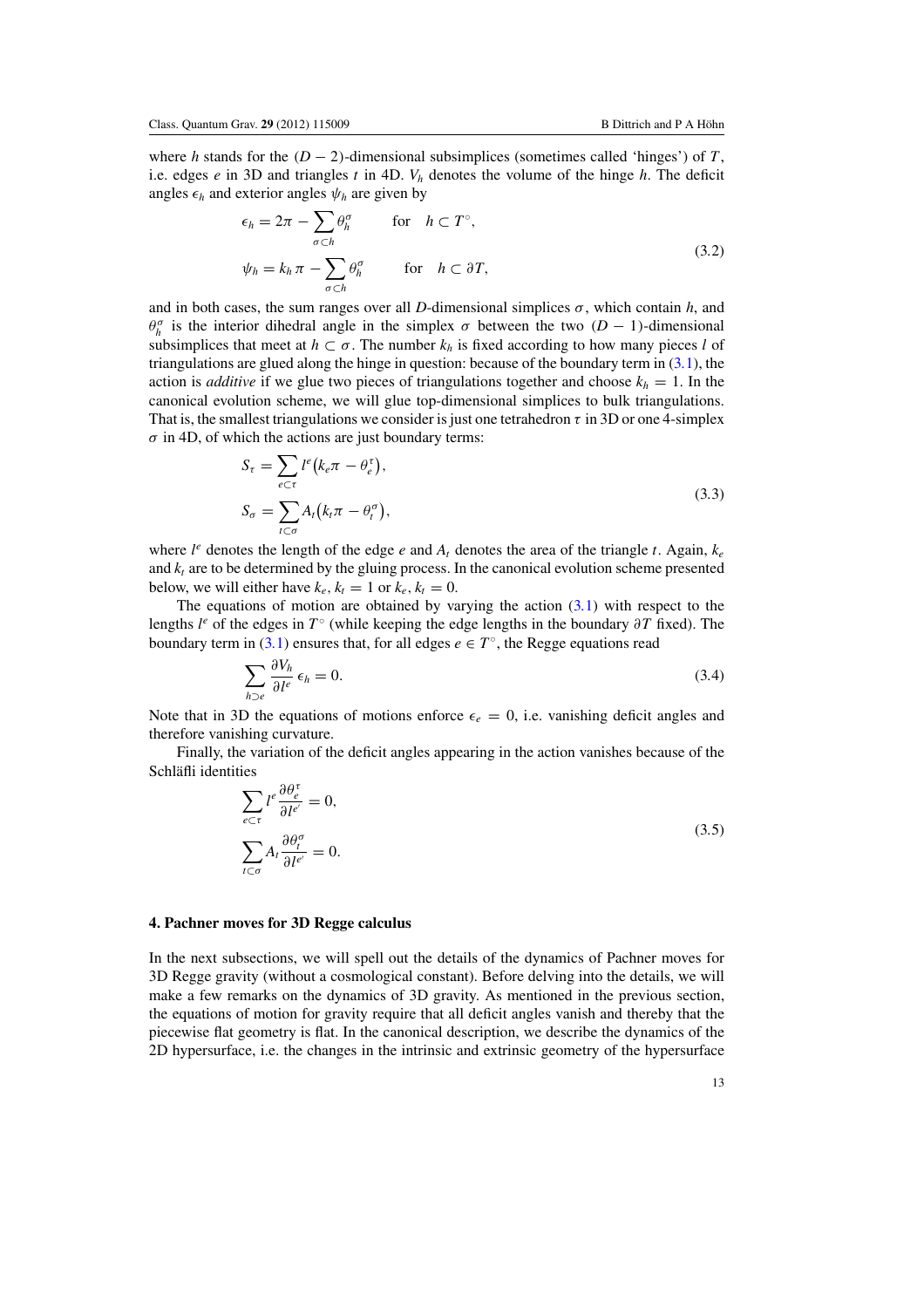where $h$ stands for the $(D-2)$-dimensional subsimplices (sometimes called 'hinges') of $T$, i.e. edges $e$ in 3D and triangles $t$ in 4D. $V_h$ denotes the volume of the hinge $h$. The deficit angles $\epsilon_h$ and exterior angles $\psi_h$ are given by

$$
\begin{aligned}
\epsilon_h &= 2\pi - \sum_{\sigma \subset h} \theta_h^\sigma \qquad \text{for} \quad h \subset T^\circ, \\
\psi_h &= k_h \pi - \sum_{\sigma \subset h} \theta_h^\sigma \qquad \text{for} \quad h \subset \partial T,
\end{aligned}
\tag{3.2}
$$

and in both cases, the sum ranges over all $D$-dimensional simplices $\sigma$, which contain $h$, and $\theta_h^\sigma$ is the interior dihedral angle in the simplex $\sigma$ between the two $(D-1)$-dimensional subsimplices that meet at $h \subset \sigma$. The number $k_h$ is fixed according to how many pieces $l$ of triangulations are glued along the hinge in question: because of the boundary term in (3.1), the action is *additive* if we glue two pieces of triangulations together and choose $k_h = 1$. In the canonical evolution scheme, we will glue top-dimensional simplices to bulk triangulations. That is, the smallest triangulations we consider is just one tetrahedron $\tau$ in 3D or one 4-simplex $\sigma$ in 4D, of which the actions are just boundary terms:

$$
\begin{aligned}
S_\tau &= \sum_{e \subset \tau} l^e \left(k_e \pi - \theta_e^\tau\right), \\
S_\sigma &= \sum_{t \subset \sigma} A_t \left(k_t \pi - \theta_t^\sigma\right),
\end{aligned}
\tag{3.3}
$$

where $l^e$ denotes the length of the edge $e$ and $A_t$ denotes the area of the triangle $t$. Again, $k_e$ and $k_t$ are to be determined by the gluing process. In the canonical evolution scheme presented below, we will either have $k_e, k_t = 1$ or $k_e, k_t = 0$.

The equations of motion are obtained by varying the action (3.1) with respect to the lengths $l^e$ of the edges in $T^\circ$ (while keeping the edge lengths in the boundary $\partial T$ fixed). The boundary term in (3.1) ensures that, for all edges $e \in T^\circ$, the Regge equations read

$$
\sum_{h \supset e} \frac{\partial V_h}{\partial l^e} \, \epsilon_h = 0. \tag{3.4}
$$

Note that in 3D the equations of motions enforce $\epsilon_e = 0$, i.e. vanishing deficit angles and therefore vanishing curvature.

Finally, the variation of the deficit angles appearing in the action vanishes because of the Schläfli identities

$$
\begin{aligned}
&\sum_{e \subset \tau} l^e \frac{\partial \theta_e^\tau}{\partial l^{e'}} = 0, \\
&\sum_{t \subset \sigma} A_t \frac{\partial \theta_t^\sigma}{\partial l^{e'}} = 0.
\end{aligned}
\tag{3.5}
$$

## 4. Pachner moves for 3D Regge calculus

In the next subsections, we will spell out the details of the dynamics of Pachner moves for 3D Regge gravity (without a cosmological constant). Before delving into the details, we will make a few remarks on the dynamics of 3D gravity. As mentioned in the previous section, the equations of motion for gravity require that all deficit angles vanish and thereby that the piecewise flat geometry is flat. In the canonical description, we describe the dynamics of the 2D hypersurface, i.e. the changes in the intrinsic and extrinsic geometry of the hypersurface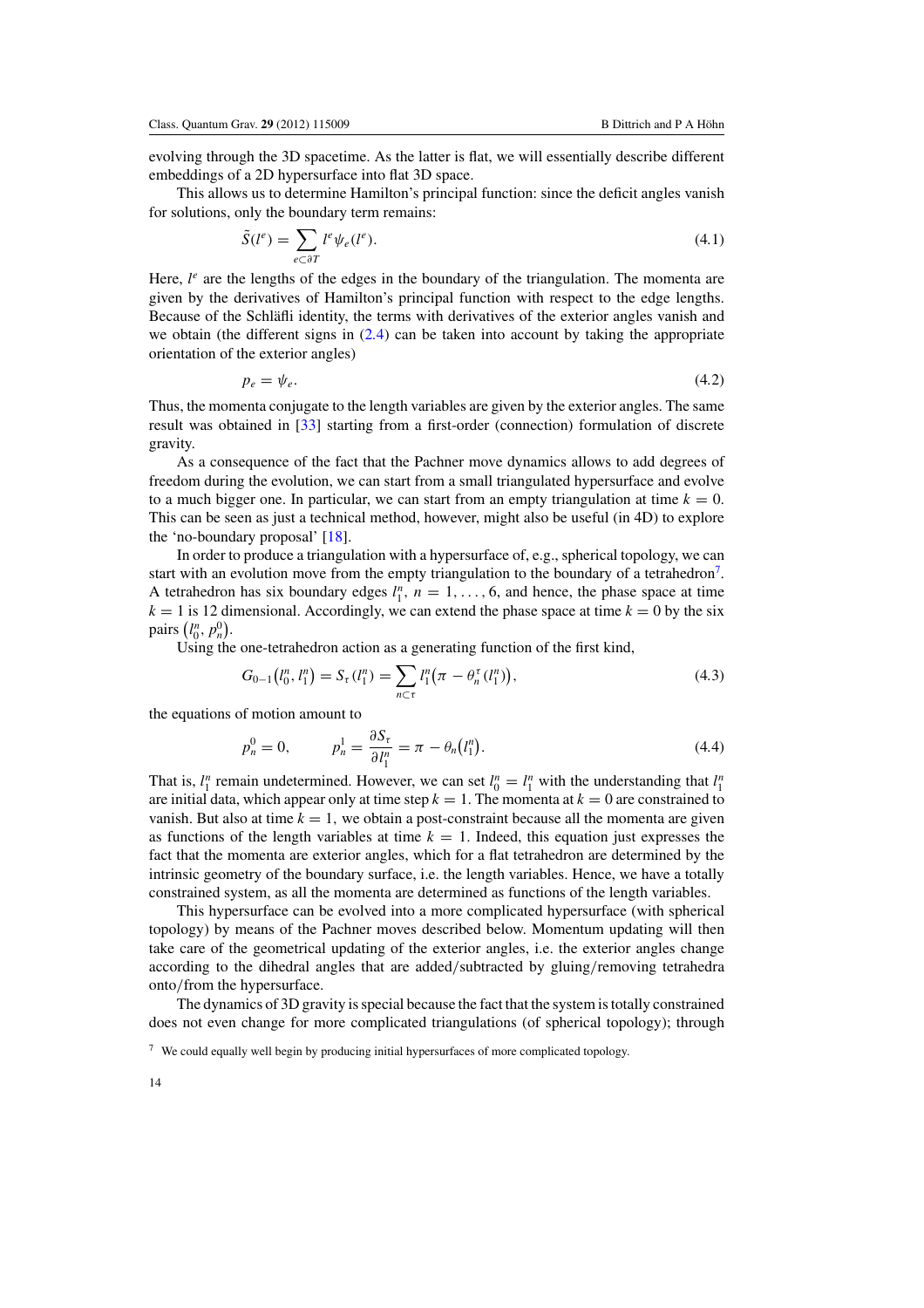evolving through the 3D spacetime. As the latter is flat, we will essentially describe different embeddings of a 2D hypersurface into flat 3D space.

This allows us to determine Hamilton's principal function: since the deficit angles vanish for solutions, only the boundary term remains:

$$\tilde{S}(l^e) = \sum_{e \subset \partial T} l^e \psi_e(l^e). \tag{4.1}$$

Here, $l^e$ are the lengths of the edges in the boundary of the triangulation. The momenta are given by the derivatives of Hamilton's principal function with respect to the edge lengths. Because of the Schläfli identity, the terms with derivatives of the exterior angles vanish and we obtain (the different signs in (2.4) can be taken into account by taking the appropriate orientation of the exterior angles)

$$p_e = \psi_e. \tag{4.2}$$

Thus, the momenta conjugate to the length variables are given by the exterior angles. The same result was obtained in [33] starting from a first-order (connection) formulation of discrete gravity.

As a consequence of the fact that the Pachner move dynamics allows to add degrees of freedom during the evolution, we can start from a small triangulated hypersurface and evolve to a much bigger one. In particular, we can start from an empty triangulation at time $k = 0$. This can be seen as just a technical method, however, might also be useful (in 4D) to explore the 'no-boundary proposal' [18].

In order to produce a triangulation with a hypersurface of, e.g., spherical topology, we can start with an evolution move from the empty triangulation to the boundary of a tetrahedron[7]. A tetrahedron has six boundary edges $l_1^n$, $n = 1, \ldots, 6$, and hence, the phase space at time $k = 1$ is 12 dimensional. Accordingly, we can extend the phase space at time $k = 0$ by the six pairs $(l_0^n, p_n^0)$.

Using the one-tetrahedron action as a generating function of the first kind,

$$G_{0-1}\big(l_0^n, l_1^n\big) = S_\tau\big(l_1^n\big) = \sum_{n \subset \tau} l_1^n\big(\pi - \theta_n^\tau\big(l_1^n\big)\big), \tag{4.3}$$

the equations of motion amount to

$$p_n^0 = 0, \qquad p_n^1 = \frac{\partial S_\tau}{\partial l_1^n} = \pi - \theta_n\big(l_1^n\big). \tag{4.4}$$

That is, $l_1^n$ remain undetermined. However, we can set $l_0^n = l_1^n$ with the understanding that $l_1^n$ are initial data, which appear only at time step $k = 1$. The momenta at $k = 0$ are constrained to vanish. But also at time $k = 1$, we obtain a post-constraint because all the momenta are given as functions of the length variables at time $k = 1$. Indeed, this equation just expresses the fact that the momenta are exterior angles, which for a flat tetrahedron are determined by the intrinsic geometry of the boundary surface, i.e. the length variables. Hence, we have a totally constrained system, as all the momenta are determined as functions of the length variables.

This hypersurface can be evolved into a more complicated hypersurface (with spherical topology) by means of the Pachner moves described below. Momentum updating will then take care of the geometrical updating of the exterior angles, i.e. the exterior angles change according to the dihedral angles that are added/subtracted by gluing/removing tetrahedra onto/from the hypersurface.

The dynamics of 3D gravity is special because the fact that the system is totally constrained does not even change for more complicated triangulations (of spherical topology); through

[7] We could equally well begin by producing initial hypersurfaces of more complicated topology.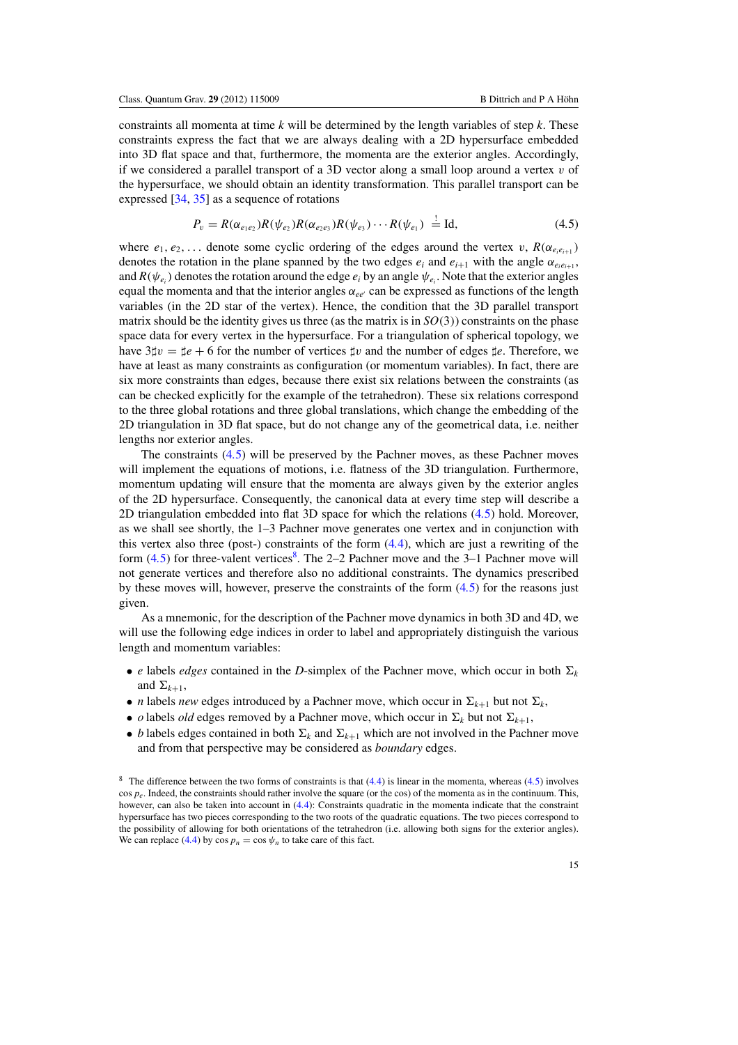constraints all momenta at time $k$ will be determined by the length variables of step $k$. These constraints express the fact that we are always dealing with a 2D hypersurface embedded into 3D flat space and that, furthermore, the momenta are the exterior angles. Accordingly, if we considered a parallel transport of a 3D vector along a small loop around a vertex $v$ of the hypersurface, we should obtain an identity transformation. This parallel transport can be expressed [34, 35] as a sequence of rotations

$$P_v = R(\alpha_{e_1e_2})R(\psi_{e_2})R(\alpha_{e_2e_3})R(\psi_{e_3})\cdots R(\psi_{e_1}) \overset{!}{=} \mathrm{Id}, \tag{4.5}$$

where $e_1, e_2, \ldots$ denote some cyclic ordering of the edges around the vertex $v$, $R(\alpha_{e_ie_{i+1}})$ denotes the rotation in the plane spanned by the two edges $e_i$ and $e_{i+1}$ with the angle $\alpha_{e_ie_{i+1}}$, and $R(\psi_{e_i})$ denotes the rotation around the edge $e_i$ by an angle $\psi_{e_i}$. Note that the exterior angles equal the momenta and that the interior angles $\alpha_{ee'}$ can be expressed as functions of the length variables (in the 2D star of the vertex). Hence, the condition that the 3D parallel transport matrix should be the identity gives us three (as the matrix is in $SO(3)$) constraints on the phase space data for every vertex in the hypersurface. For a triangulation of spherical topology, we have $3\sharp v = \sharp e + 6$ for the number of vertices $\sharp v$ and the number of edges $\sharp e$. Therefore, we have at least as many constraints as configuration (or momentum variables). In fact, there are six more constraints than edges, because there exist six relations between the constraints (as can be checked explicitly for the example of the tetrahedron). These six relations correspond to the three global rotations and three global translations, which change the embedding of the 2D triangulation in 3D flat space, but do not change any of the geometrical data, i.e. neither lengths nor exterior angles.

The constraints (4.5) will be preserved by the Pachner moves, as these Pachner moves will implement the equations of motions, i.e. flatness of the 3D triangulation. Furthermore, momentum updating will ensure that the momenta are always given by the exterior angles of the 2D hypersurface. Consequently, the canonical data at every time step will describe a 2D triangulation embedded into flat 3D space for which the relations (4.5) hold. Moreover, as we shall see shortly, the 1–3 Pachner move generates one vertex and in conjunction with this vertex also three (post-) constraints of the form (4.4), which are just a rewriting of the form (4.5) for three-valent vertices[8]. The 2–2 Pachner move and the 3–1 Pachner move will not generate vertices and therefore also no additional constraints. The dynamics prescribed by these moves will, however, preserve the constraints of the form (4.5) for the reasons just given.

As a mnemonic, for the description of the Pachner move dynamics in both 3D and 4D, we will use the following edge indices in order to label and appropriately distinguish the various length and momentum variables:

- $e$ labels *edges* contained in the $D$-simplex of the Pachner move, which occur in both $\Sigma_k$ and $\Sigma_{k+1}$,
- $n$ labels *new* edges introduced by a Pachner move, which occur in $\Sigma_{k+1}$ but not $\Sigma_k$,
- $o$ labels *old* edges removed by a Pachner move, which occur in $\Sigma_k$ but not $\Sigma_{k+1}$,
- $b$ labels edges contained in both $\Sigma_k$ and $\Sigma_{k+1}$ which are not involved in the Pachner move and from that perspective may be considered as *boundary* edges.

[8] The difference between the two forms of constraints is that (4.4) is linear in the momenta, whereas (4.5) involves $\cos p_e$. Indeed, the constraints should rather involve the square (or the cos) of the momenta as in the continuum. This, however, can also be taken into account in (4.4): Constraints quadratic in the momenta indicate that the constraint hypersurface has two pieces corresponding to the two roots of the quadratic equations. The two pieces correspond to the possibility of allowing for both orientations of the tetrahedron (i.e. allowing both signs for the exterior angles). We can replace (4.4) by $\cos p_n = \cos \psi_n$ to take care of this fact.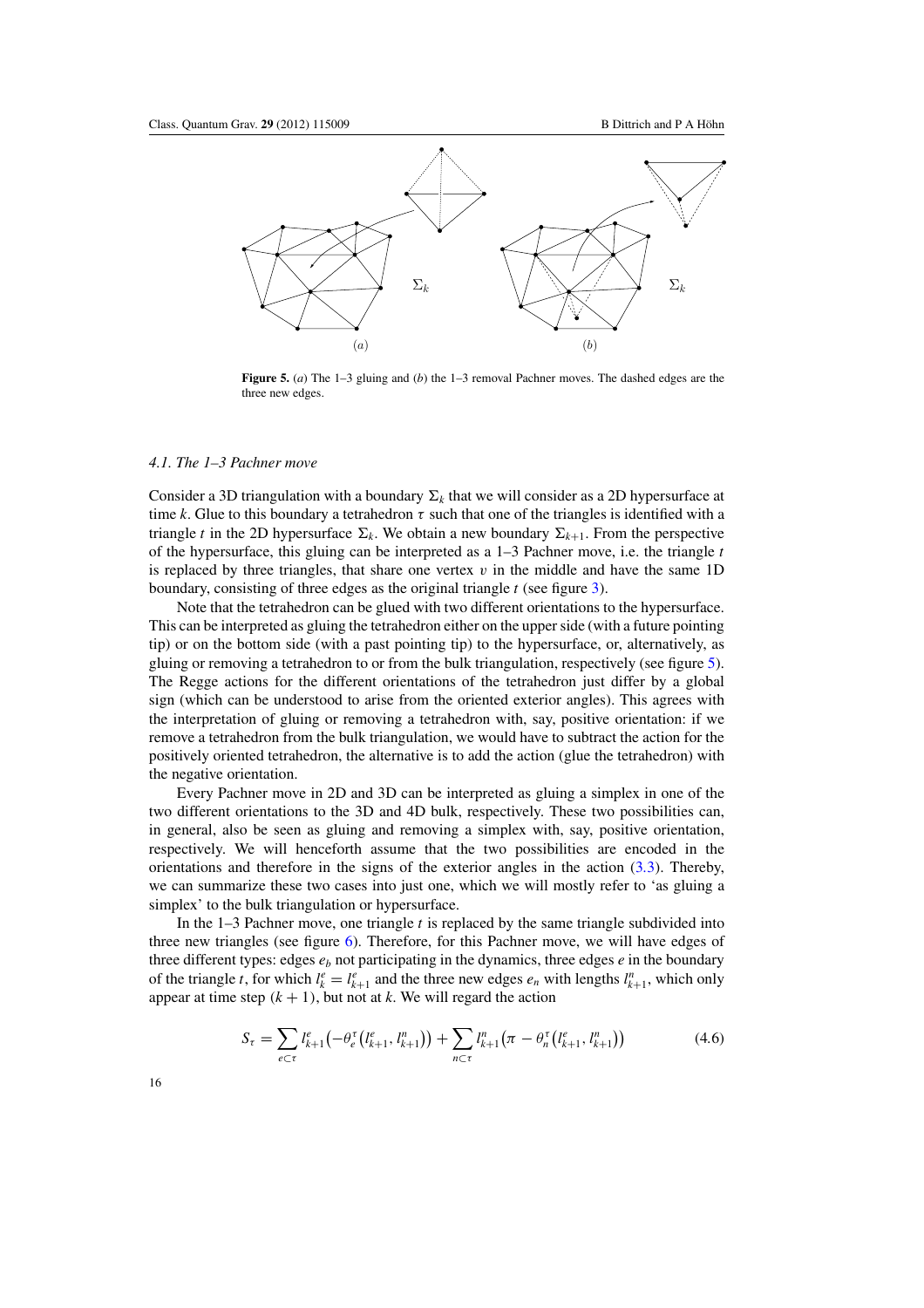**Figure 5.** (*a*) The 1–3 gluing and (*b*) the 1–3 removal Pachner moves. The dashed edges are the three new edges.

### 4.1. The 1–3 Pachner move

Consider a 3D triangulation with a boundary $\Sigma_k$ that we will consider as a 2D hypersurface at time $k$. Glue to this boundary a tetrahedron $\tau$ such that one of the triangles is identified with a triangle $t$ in the 2D hypersurface $\Sigma_k$. We obtain a new boundary $\Sigma_{k+1}$. From the perspective of the hypersurface, this gluing can be interpreted as a 1–3 Pachner move, i.e. the triangle $t$ is replaced by three triangles, that share one vertex $v$ in the middle and have the same 1D boundary, consisting of three edges as the original triangle $t$ (see figure 3).

Note that the tetrahedron can be glued with two different orientations to the hypersurface. This can be interpreted as gluing the tetrahedron either on the upper side (with a future pointing tip) or on the bottom side (with a past pointing tip) to the hypersurface, or, alternatively, as gluing or removing a tetrahedron to or from the bulk triangulation, respectively (see figure 5). The Regge actions for the different orientations of the tetrahedron just differ by a global sign (which can be understood to arise from the oriented exterior angles). This agrees with the interpretation of gluing or removing a tetrahedron with, say, positive orientation: if we remove a tetrahedron from the bulk triangulation, we would have to subtract the action for the positively oriented tetrahedron, the alternative is to add the action (glue the tetrahedron) with the negative orientation.

Every Pachner move in 2D and 3D can be interpreted as gluing a simplex in one of the two different orientations to the 3D and 4D bulk, respectively. These two possibilities can, in general, also be seen as gluing and removing a simplex with, say, positive orientation, respectively. We will henceforth assume that the two possibilities are encoded in the orientations and therefore in the signs of the exterior angles in the action (3.3). Thereby, we can summarize these two cases into just one, which we will mostly refer to 'as gluing a simplex' to the bulk triangulation or hypersurface.

In the 1–3 Pachner move, one triangle $t$ is replaced by the same triangle subdivided into three new triangles (see figure 6). Therefore, for this Pachner move, we will have edges of three different types: edges $e_b$ not participating in the dynamics, three edges $e$ in the boundary of the triangle $t$, for which $l_k^e = l_{k+1}^e$ and the three new edges $e_n$ with lengths $l_{k+1}^n$, which only appear at time step $(k+1)$, but not at $k$. We will regard the action

$$S_\tau = \sum_{e\subset\tau} l_{k+1}^e\left(-\theta_e^\tau\left(l_{k+1}^e, l_{k+1}^n\right)\right) + \sum_{n\subset\tau} l_{k+1}^n\left(\pi - \theta_n^\tau\left(l_{k+1}^e, l_{k+1}^n\right)\right) \tag{4.6}$$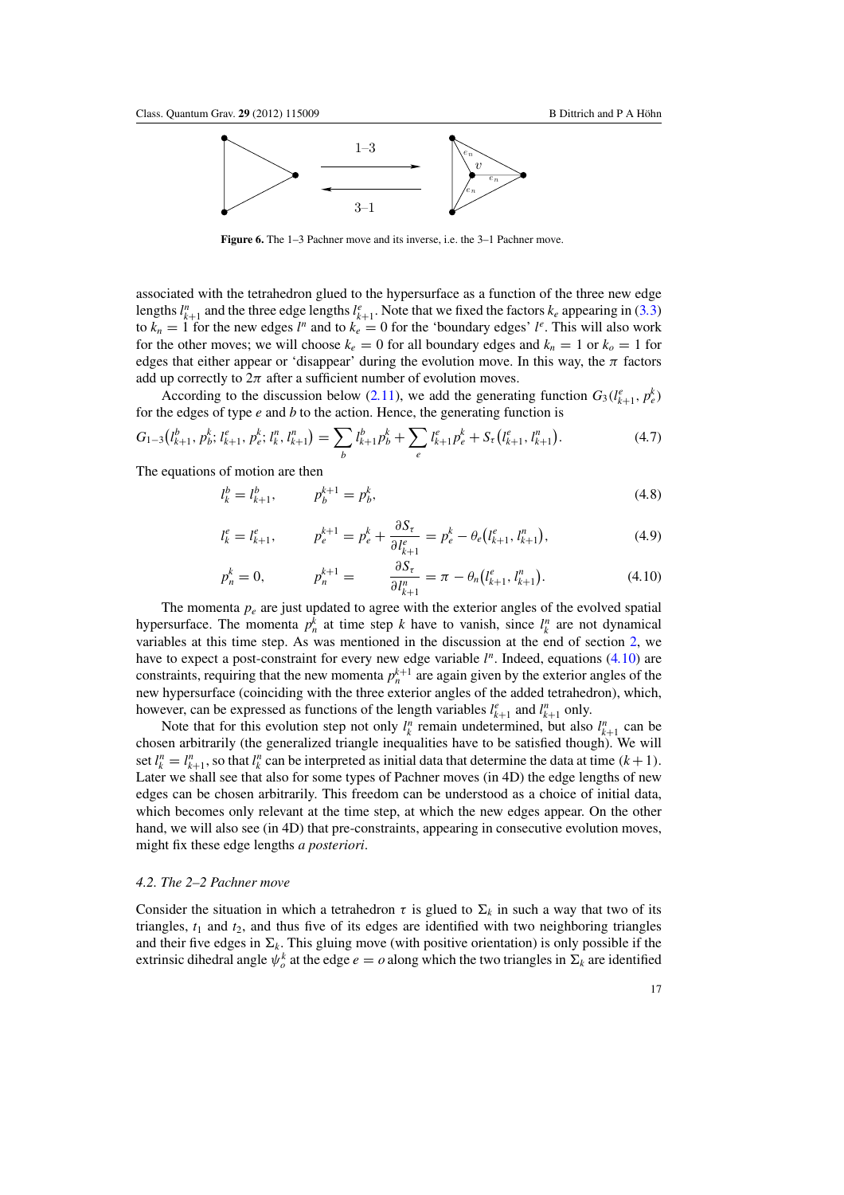**Figure 6.** The 1–3 Pachner move and its inverse, i.e. the 3–1 Pachner move.

associated with the tetrahedron glued to the hypersurface as a function of the three new edge lengths $l^n_{k+1}$ and the three edge lengths $l^e_{k+1}$. Note that we fixed the factors $k_e$ appearing in (3.3) to $k_n = 1$ for the new edges $l^n$ and to $k_e = 0$ for the 'boundary edges' $l^e$. This will also work for the other moves; we will choose $k_e = 0$ for all boundary edges and $k_n = 1$ or $k_o = 1$ for edges that either appear or 'disappear' during the evolution move. In this way, the $\pi$ factors add up correctly to $2\pi$ after a sufficient number of evolution moves.

According to the discussion below (2.11), we add the generating function $G_3(l^e_{k+1}, p^k_e)$ for the edges of type $e$ and $b$ to the action. Hence, the generating function is

$$G_{1-3}\big(l^b_{k+1}, p^k_b; l^e_{k+1}, p^k_e; l^n_k, l^n_{k+1}\big) = \sum_b l^b_{k+1} p^k_b + \sum_e l^e_{k+1} p^k_e + S_\tau\big(l^e_{k+1}, l^n_{k+1}\big). \tag{4.7}$$

The equations of motion are then

$$l^b_k = l^b_{k+1}, \qquad p^{k+1}_b = p^k_b, \tag{4.8}$$

$$l^e_k = l^e_{k+1}, \qquad p^{k+1}_e = p^k_e + \frac{\partial S_\tau}{\partial l^e_{k+1}} = p^k_e - \theta_e\big(l^e_{k+1}, l^n_{k+1}\big), \tag{4.9}$$

$$p^k_n = 0, \qquad p^{k+1}_n = \frac{\partial S_\tau}{\partial l^n_{k+1}} = \pi - \theta_n\big(l^e_{k+1}, l^n_{k+1}\big). \tag{4.10}$$

The momenta $p_e$ are just updated to agree with the exterior angles of the evolved spatial hypersurface. The momenta $p^k_n$ at time step $k$ have to vanish, since $l^n_k$ are not dynamical variables at this time step. As was mentioned in the discussion at the end of section 2, we have to expect a post-constraint for every new edge variable $l^n$. Indeed, equations (4.10) are constraints, requiring that the new momenta $p^{k+1}_n$ are again given by the exterior angles of the new hypersurface (coinciding with the three exterior angles of the added tetrahedron), which, however, can be expressed as functions of the length variables $l^e_{k+1}$ and $l^n_{k+1}$ only.

Note that for this evolution step not only $l^n_k$ remain undetermined, but also $l^n_{k+1}$ can be chosen arbitrarily (the generalized triangle inequalities have to be satisfied though). We will set $l^n_k = l^n_{k+1}$, so that $l^n_k$ can be interpreted as initial data that determine the data at time $(k+1)$. Later we shall see that also for some types of Pachner moves (in 4D) the edge lengths of new edges can be chosen arbitrarily. This freedom can be understood as a choice of initial data, which becomes only relevant at the time step, at which the new edges appear. On the other hand, we will also see (in 4D) that pre-constraints, appearing in consecutive evolution moves, might fix these edge lengths *a posteriori*.

### 4.2. The 2–2 Pachner move

Consider the situation in which a tetrahedron $\tau$ is glued to $\Sigma_k$ in such a way that two of its triangles, $t_1$ and $t_2$, and thus five of its edges are identified with two neighboring triangles and their five edges in $\Sigma_k$. This gluing move (with positive orientation) is only possible if the extrinsic dihedral angle $\psi^k_o$ at the edge $e = o$ along which the two triangles in $\Sigma_k$ are identified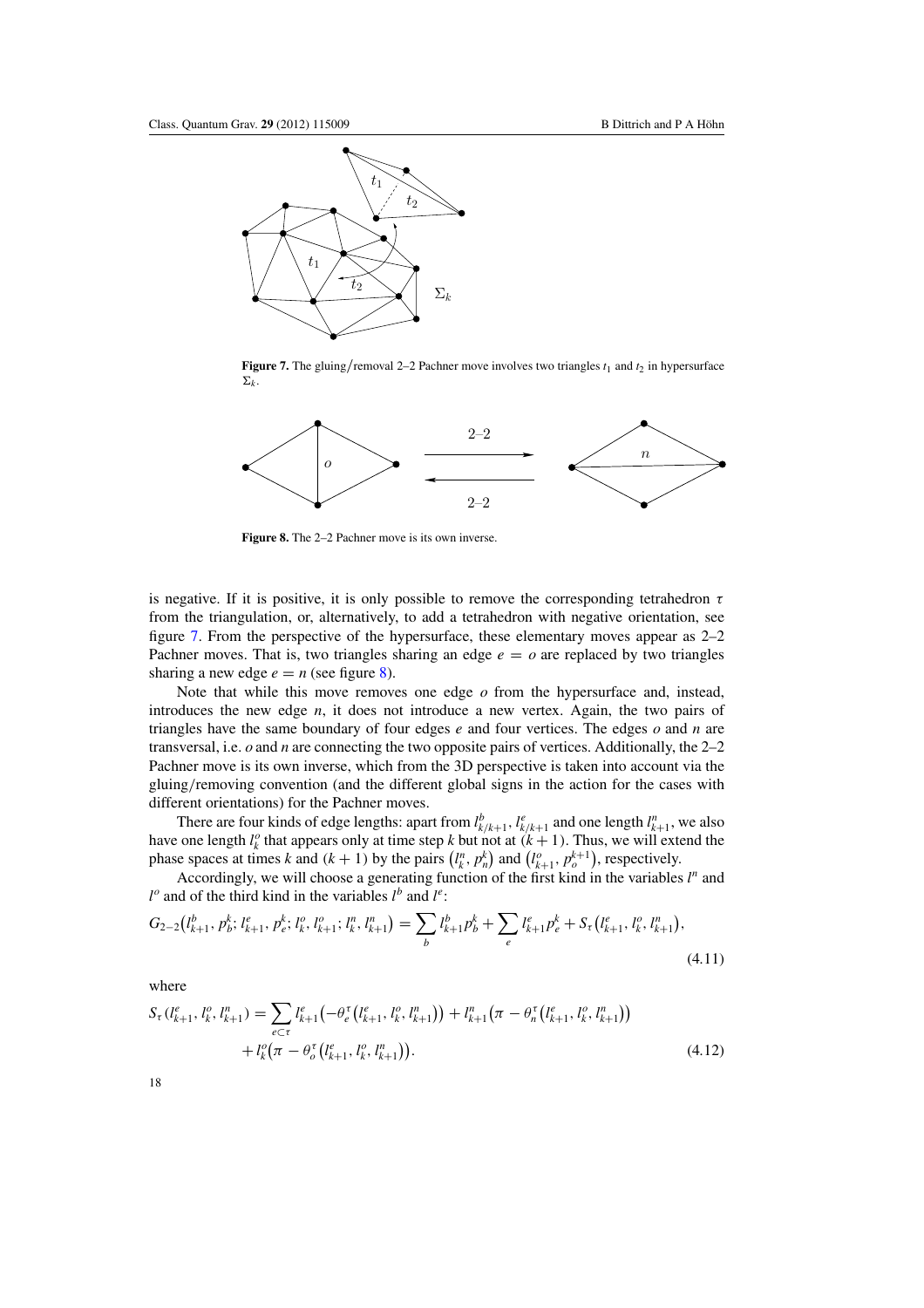**Figure 7.** The gluing/removal 2–2 Pachner move involves two triangles $t_1$ and $t_2$ in hypersurface $\Sigma_k$.

**Figure 8.** The 2–2 Pachner move is its own inverse.

is negative. If it is positive, it is only possible to remove the corresponding tetrahedron $\tau$ from the triangulation, or, alternatively, to add a tetrahedron with negative orientation, see figure 7. From the perspective of the hypersurface, these elementary moves appear as 2–2 Pachner moves. That is, two triangles sharing an edge $e = o$ are replaced by two triangles sharing a new edge $e = n$ (see figure 8).

Note that while this move removes one edge $o$ from the hypersurface and, instead, introduces the new edge $n$, it does not introduce a new vertex. Again, the two pairs of triangles have the same boundary of four edges $e$ and four vertices. The edges $o$ and $n$ are transversal, i.e. $o$ and $n$ are connecting the two opposite pairs of vertices. Additionally, the 2–2 Pachner move is its own inverse, which from the 3D perspective is taken into account via the gluing/removing convention (and the different global signs in the action for the cases with different orientations) for the Pachner moves.

There are four kinds of edge lengths: apart from $l^b_{k/k+1}$, $l^e_{k/k+1}$ and one length $l^n_{k+1}$, we also have one length $l^o_k$ that appears only at time step $k$ but not at $(k+1)$. Thus, we will extend the phase spaces at times $k$ and $(k+1)$ by the pairs $\left(l^n_k, p^k_n\right)$ and $\left(l^o_{k+1}, p^{k+1}_o\right)$, respectively.

Accordingly, we will choose a generating function of the first kind in the variables $l^n$ and $l^o$ and of the third kind in the variables $l^b$ and $l^e$:

$$G_{2-2}\left(l^b_{k+1}, p^k_b; l^e_{k+1}, p^k_e; l^o_k, l^o_{k+1}; l^n_k, l^n_{k+1}\right) = \sum_b l^b_{k+1} p^k_b + \sum_e l^e_{k+1} p^k_e + S_\tau\left(l^e_{k+1}, l^o_k, l^n_{k+1}\right), \tag{4.11}$$

where

$$S_\tau\left(l^e_{k+1}, l^o_k, l^n_{k+1}\right) = \sum_{e\subset\tau} l^e_{k+1}\left(-\theta^\tau_e\left(l^e_{k+1}, l^o_k, l^n_{k+1}\right)\right) + l^n_{k+1}\left(\pi - \theta^\tau_n\left(l^e_{k+1}, l^o_k, l^n_{k+1}\right)\right) + l^o_k\left(\pi - \theta^\tau_o\left(l^e_{k+1}, l^o_k, l^n_{k+1}\right)\right). \tag{4.12}$$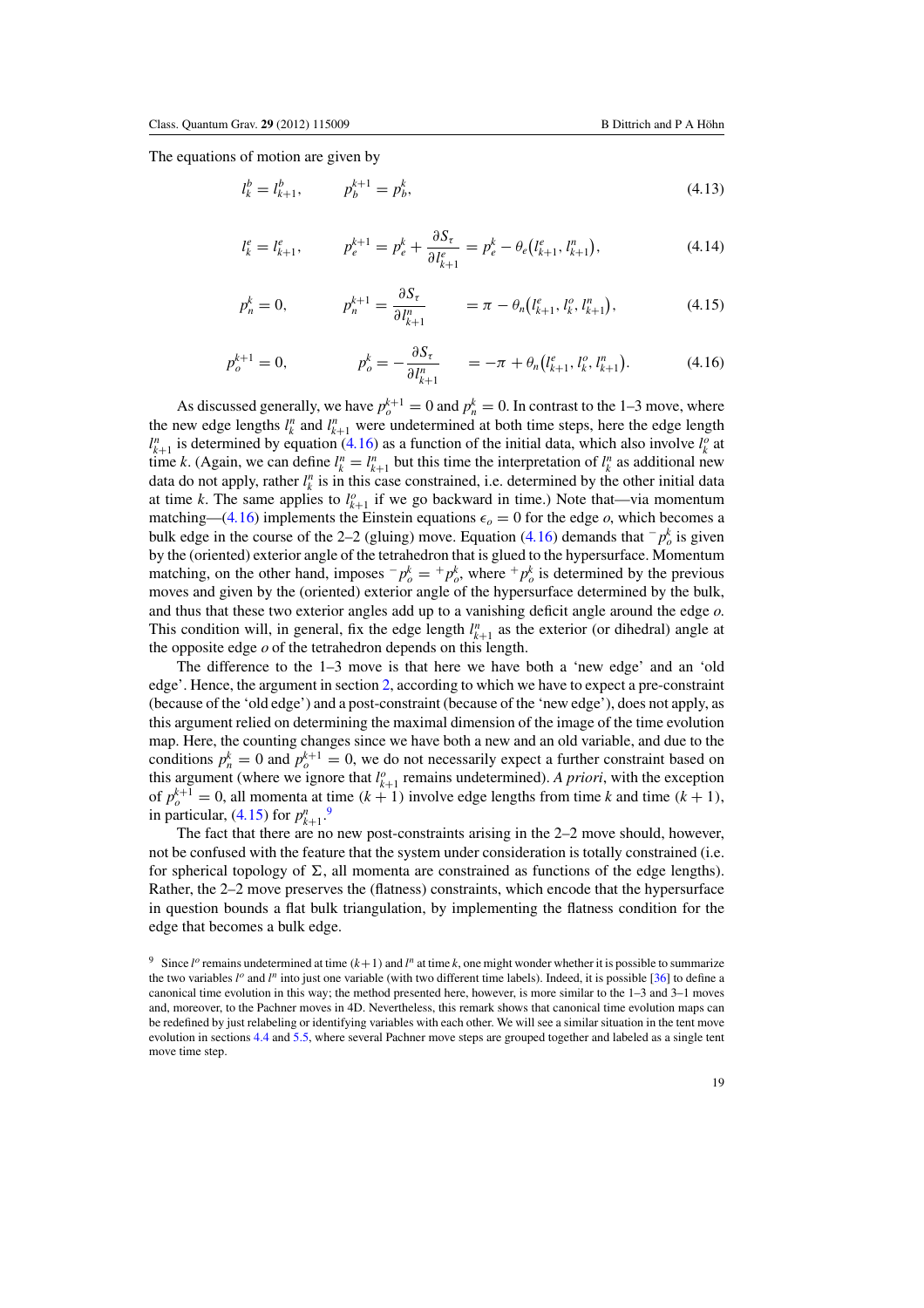The equations of motion are given by

$$l_k^b = l_{k+1}^b, \qquad p_b^{k+1} = p_b^k, \tag{4.13}$$

$$l_k^e = l_{k+1}^e, \qquad p_e^{k+1} = p_e^k + \frac{\partial S_\tau}{\partial l_{k+1}^e} = p_e^k - \theta_e\big(l_{k+1}^e, l_{k+1}^n\big), \tag{4.14}$$

$$p_n^k = 0, \qquad p_n^{k+1} = \frac{\partial S_\tau}{\partial l_{k+1}^n} \qquad = \pi - \theta_n\big(l_{k+1}^e, l_k^o, l_{k+1}^n\big), \tag{4.15}$$

$$p_o^{k+1} = 0, \qquad p_o^k = -\frac{\partial S_\tau}{\partial l_{k+1}^n} \qquad = -\pi + \theta_n\big(l_{k+1}^e, l_k^o, l_{k+1}^n\big). \tag{4.16}$$

As discussed generally, we have $p_o^{k+1} = 0$ and $p_n^k = 0$. In contrast to the 1–3 move, where the new edge lengths $l_k^n$ and $l_{k+1}^n$ were undetermined at both time steps, here the edge length $l_{k+1}^n$ is determined by equation (4.16) as a function of the initial data, which also involve $l_k^o$ at time $k$. (Again, we can define $l_k^n = l_{k+1}^n$ but this time the interpretation of $l_k^n$ as additional new data do not apply, rather $l_k^n$ is in this case constrained, i.e. determined by the other initial data at time $k$. The same applies to $l_{k+1}^o$ if we go backward in time.) Note that—via momentum matching—(4.16) implements the Einstein equations $\epsilon_o = 0$ for the edge $o$, which becomes a bulk edge in the course of the 2–2 (gluing) move. Equation (4.16) demands that ${}^-p_o^k$ is given by the (oriented) exterior angle of the tetrahedron that is glued to the hypersurface. Momentum matching, on the other hand, imposes ${}^-p_o^k = {}^+p_o^k$, where ${}^+p_o^k$ is determined by the previous moves and given by the (oriented) exterior angle of the hypersurface determined by the bulk, and thus that these two exterior angles add up to a vanishing deficit angle around the edge $o$. This condition will, in general, fix the edge length $l_{k+1}^n$ as the exterior (or dihedral) angle at the opposite edge $o$ of the tetrahedron depends on this length.

The difference to the 1–3 move is that here we have both a 'new edge' and an 'old edge'. Hence, the argument in section 2, according to which we have to expect a pre-constraint (because of the 'old edge') and a post-constraint (because of the 'new edge'), does not apply, as this argument relied on determining the maximal dimension of the image of the time evolution map. Here, the counting changes since we have both a new and an old variable, and due to the conditions $p_n^k = 0$ and $p_o^{k+1} = 0$, we do not necessarily expect a further constraint based on this argument (where we ignore that $l_{k+1}^o$ remains undetermined). *A priori*, with the exception of $p_o^{k+1} = 0$, all momenta at time $(k+1)$ involve edge lengths from time $k$ and time $(k+1)$, in particular, (4.15) for $p_{k+1}^n$.[9]

The fact that there are no new post-constraints arising in the 2–2 move should, however, not be confused with the feature that the system under consideration is totally constrained (i.e. for spherical topology of $\Sigma$, all momenta are constrained as functions of the edge lengths). Rather, the 2–2 move preserves the (flatness) constraints, which encode that the hypersurface in question bounds a flat bulk triangulation, by implementing the flatness condition for the edge that becomes a bulk edge.

[9] Since $l^o$ remains undetermined at time $(k+1)$ and $l^n$ at time $k$, one might wonder whether it is possible to summarize the two variables $l^o$ and $l^n$ into just one variable (with two different time labels). Indeed, it is possible [36] to define a canonical time evolution in this way; the method presented here, however, is more similar to the 1–3 and 3–1 moves and, moreover, to the Pachner moves in 4D. Nevertheless, this remark shows that canonical time evolution maps can be redefined by just relabeling or identifying variables with each other. We will see a similar situation in the tent move evolution in sections 4.4 and 5.5, where several Pachner move steps are grouped together and labeled as a single tent move time step.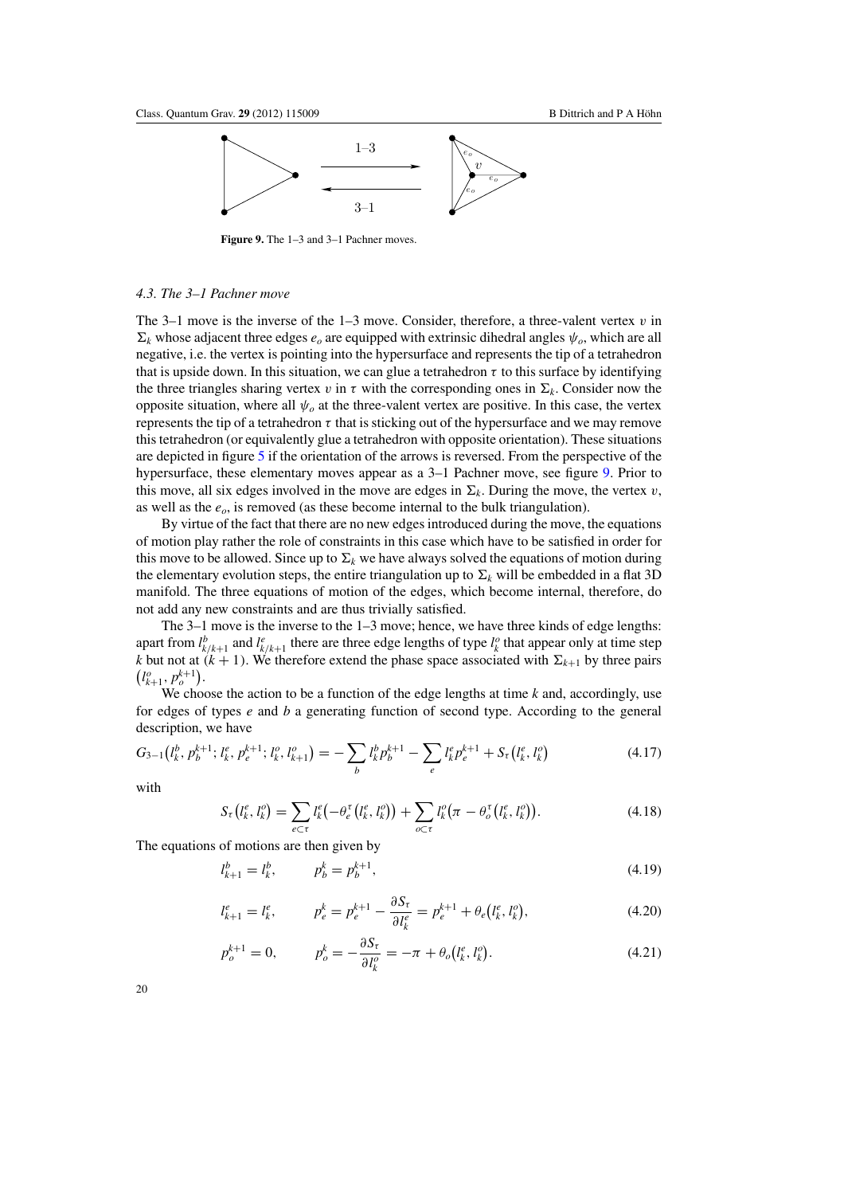**Figure 9.** The 1–3 and 3–1 Pachner moves.

### 4.3. The 3–1 Pachner move

The 3–1 move is the inverse of the 1–3 move. Consider, therefore, a three-valent vertex $v$ in $\Sigma_k$ whose adjacent three edges $e_o$ are equipped with extrinsic dihedral angles $\psi_o$, which are all negative, i.e. the vertex is pointing into the hypersurface and represents the tip of a tetrahedron that is upside down. In this situation, we can glue a tetrahedron $\tau$ to this surface by identifying the three triangles sharing vertex $v$ in $\tau$ with the corresponding ones in $\Sigma_k$. Consider now the opposite situation, where all $\psi_o$ at the three-valent vertex are positive. In this case, the vertex represents the tip of a tetrahedron $\tau$ that is sticking out of the hypersurface and we may remove this tetrahedron (or equivalently glue a tetrahedron with opposite orientation). These situations are depicted in figure 5 if the orientation of the arrows is reversed. From the perspective of the hypersurface, these elementary moves appear as a 3–1 Pachner move, see figure 9. Prior to this move, all six edges involved in the move are edges in $\Sigma_k$. During the move, the vertex $v$, as well as the $e_o$, is removed (as these become internal to the bulk triangulation).

By virtue of the fact that there are no new edges introduced during the move, the equations of motion play rather the role of constraints in this case which have to be satisfied in order for this move to be allowed. Since up to $\Sigma_k$ we have always solved the equations of motion during the elementary evolution steps, the entire triangulation up to $\Sigma_k$ will be embedded in a flat 3D manifold. The three equations of motion of the edges, which become internal, therefore, do not add any new constraints and are thus trivially satisfied.

The 3–1 move is the inverse to the 1–3 move; hence, we have three kinds of edge lengths: apart from $l^b_{k/k+1}$ and $l^e_{k/k+1}$ there are three edge lengths of type $l^o_k$ that appear only at time step $k$ but not at $(k+1)$. We therefore extend the phase space associated with $\Sigma_{k+1}$ by three pairs $(l^o_{k+1}, p^{k+1}_o)$.

We choose the action to be a function of the edge lengths at time $k$ and, accordingly, use for edges of types $e$ and $b$ a generating function of second type. According to the general description, we have

$$G_{3-1}\left(l^b_k, p^{k+1}_b; l^e_k, p^{k+1}_e; l^o_k, l^o_{k+1}\right) = -\sum_b l^b_k p^{k+1}_b - \sum_e l^e_k p^{k+1}_e + S_\tau\left(l^e_k, l^o_k\right) \tag{4.17}$$

with

$$S_\tau\left(l^e_k, l^o_k\right) = \sum_{e\subset\tau} l^e_k\left(-\theta^\tau_e\left(l^e_k, l^o_k\right)\right) + \sum_{o\subset\tau} l^o_k\left(\pi - \theta^\tau_o\left(l^e_k, l^o_k\right)\right). \tag{4.18}$$

The equations of motions are then given by

$$l^b_{k+1} = l^b_k, \qquad p^k_b = p^{k+1}_b, \tag{4.19}$$

$$l^e_{k+1} = l^e_k, \qquad p^k_e = p^{k+1}_e - \frac{\partial S_\tau}{\partial l^e_k} = p^{k+1}_e + \theta_e\left(l^e_k, l^o_k\right), \tag{4.20}$$

$$p^{k+1}_o = 0, \qquad p^k_o = -\frac{\partial S_\tau}{\partial l^o_k} = -\pi + \theta_o\left(l^e_k, l^o_k\right). \tag{4.21}$$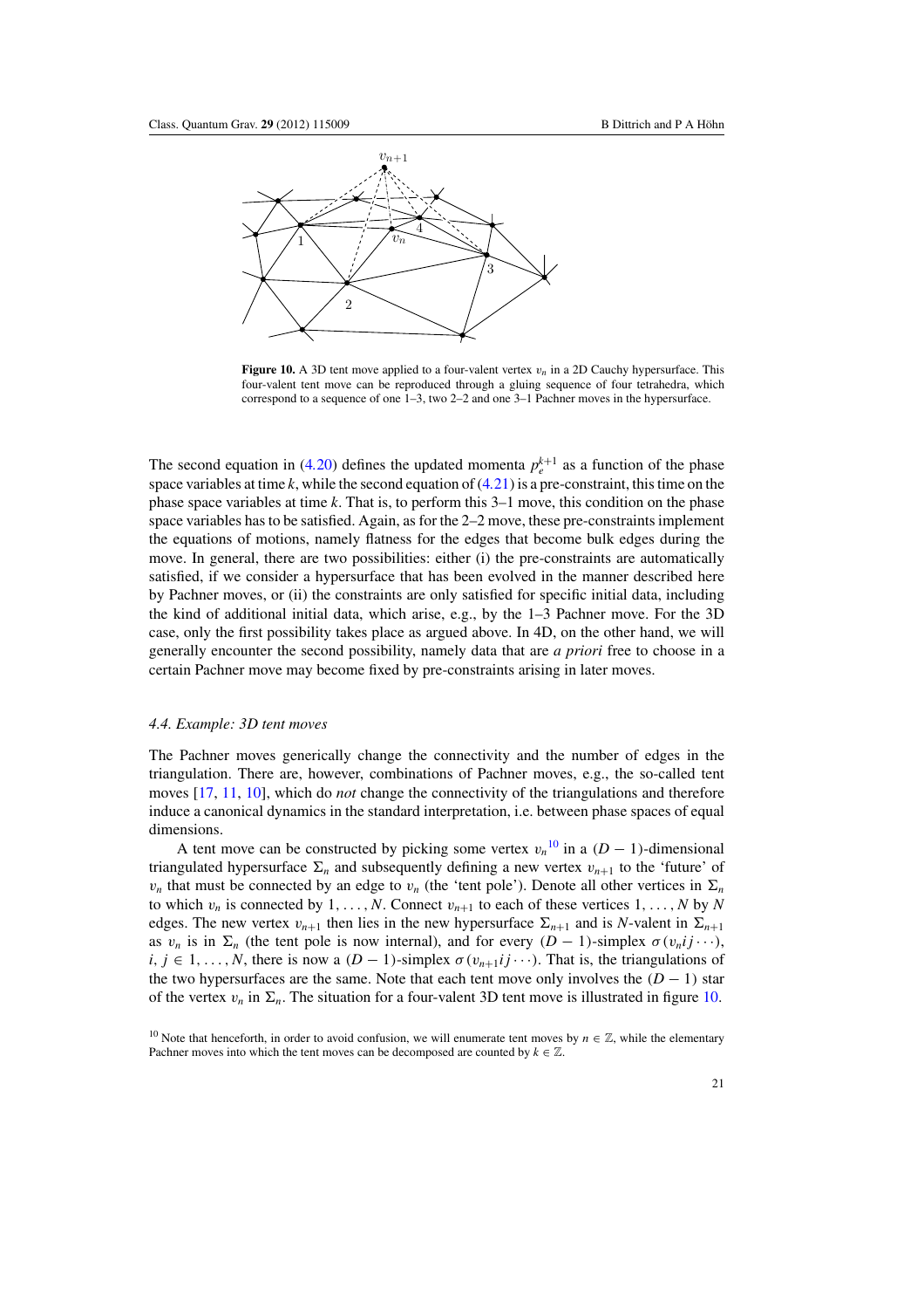**Figure 10.** A 3D tent move applied to a four-valent vertex $v_n$ in a 2D Cauchy hypersurface. This four-valent tent move can be reproduced through a gluing sequence of four tetrahedra, which correspond to a sequence of one 1–3, two 2–2 and one 3–1 Pachner moves in the hypersurface.

The second equation in (4.20) defines the updated momenta $p_e^{k+1}$ as a function of the phase space variables at time $k$, while the second equation of (4.21) is a pre-constraint, this time on the phase space variables at time $k$. That is, to perform this 3–1 move, this condition on the phase space variables has to be satisfied. Again, as for the 2–2 move, these pre-constraints implement the equations of motions, namely flatness for the edges that become bulk edges during the move. In general, there are two possibilities: either (i) the pre-constraints are automatically satisfied, if we consider a hypersurface that has been evolved in the manner described here by Pachner moves, or (ii) the constraints are only satisfied for specific initial data, including the kind of additional initial data, which arise, e.g., by the 1–3 Pachner move. For the 3D case, only the first possibility takes place as argued above. In 4D, on the other hand, we will generally encounter the second possibility, namely data that are *a priori* free to choose in a certain Pachner move may become fixed by pre-constraints arising in later moves.

### 4.4. Example: 3D tent moves

The Pachner moves generically change the connectivity and the number of edges in the triangulation. There are, however, combinations of Pachner moves, e.g., the so-called tent moves [17, 11, 10], which do *not* change the connectivity of the triangulations and therefore induce a canonical dynamics in the standard interpretation, i.e. between phase spaces of equal dimensions.

A tent move can be constructed by picking some vertex $v_n$[10] in a $(D-1)$-dimensional triangulated hypersurface $\Sigma_n$ and subsequently defining a new vertex $v_{n+1}$ to the 'future' of $v_n$ that must be connected by an edge to $v_n$ (the 'tent pole'). Denote all other vertices in $\Sigma_n$ to which $v_n$ is connected by $1, \ldots, N$. Connect $v_{n+1}$ to each of these vertices $1, \ldots, N$ by $N$ edges. The new vertex $v_{n+1}$ then lies in the new hypersurface $\Sigma_{n+1}$ and is $N$-valent in $\Sigma_{n+1}$ as $v_n$ is in $\Sigma_n$ (the tent pole is now internal), and for every $(D-1)$-simplex $\sigma(v_n ij\cdots)$, $i, j \in 1, \ldots, N$, there is now a $(D-1)$-simplex $\sigma(v_{n+1}ij\cdots)$. That is, the triangulations of the two hypersurfaces are the same. Note that each tent move only involves the $(D-1)$ star of the vertex $v_n$ in $\Sigma_n$. The situation for a four-valent 3D tent move is illustrated in figure 10.

[10] Note that henceforth, in order to avoid confusion, we will enumerate tent moves by $n \in \mathbb{Z}$, while the elementary Pachner moves into which the tent moves can be decomposed are counted by $k \in \mathbb{Z}$.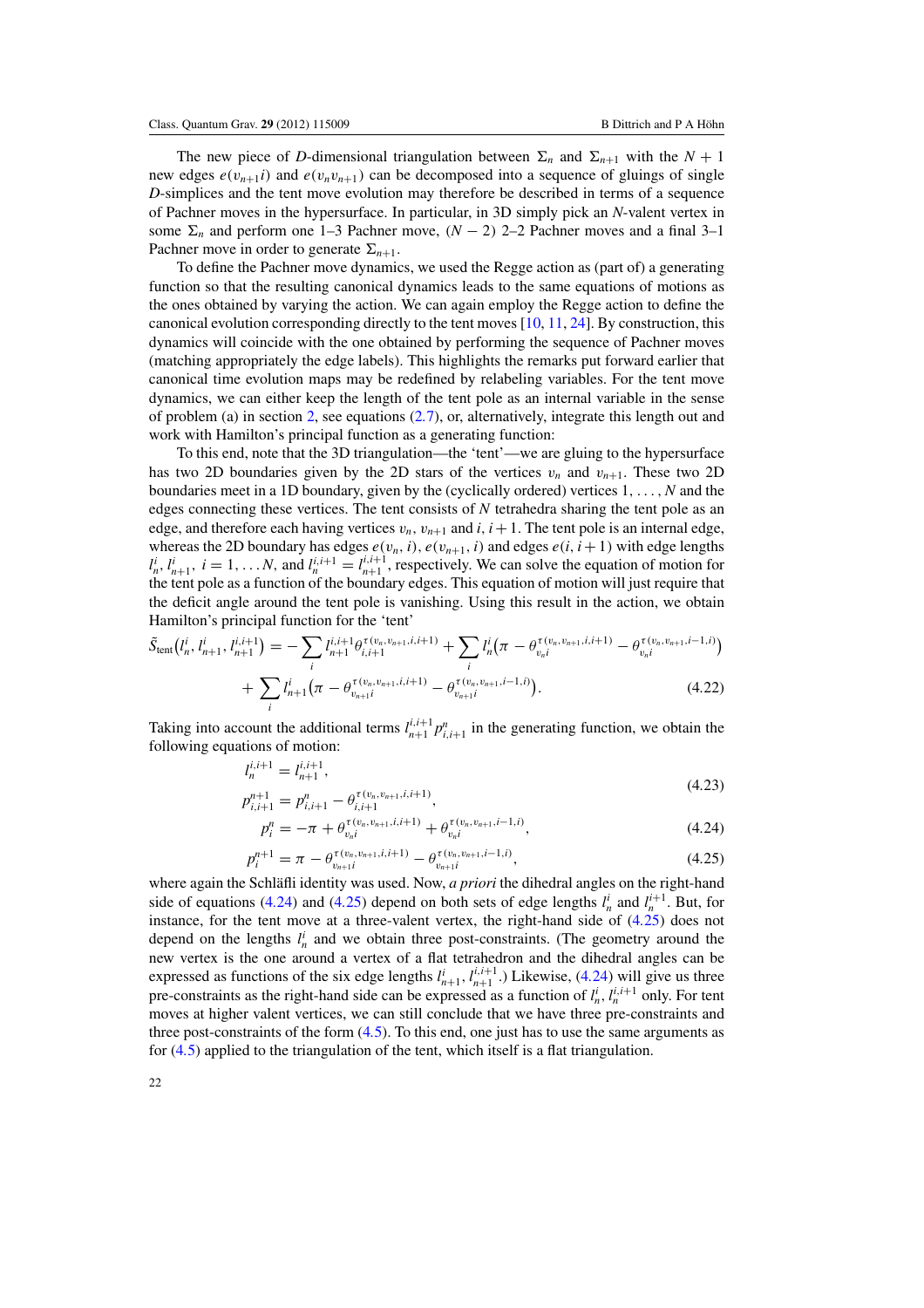The new piece of $D$-dimensional triangulation between $\Sigma_n$ and $\Sigma_{n+1}$ with the $N+1$ new edges $e(v_{n+1}i)$ and $e(v_n v_{n+1})$ can be decomposed into a sequence of gluings of single $D$-simplices and the tent move evolution may therefore be described in terms of a sequence of Pachner moves in the hypersurface. In particular, in 3D simply pick an $N$-valent vertex in some $\Sigma_n$ and perform one 1–3 Pachner move, $(N-2)$ 2–2 Pachner moves and a final 3–1 Pachner move in order to generate $\Sigma_{n+1}$.

To define the Pachner move dynamics, we used the Regge action as (part of) a generating function so that the resulting canonical dynamics leads to the same equations of motions as the ones obtained by varying the action. We can again employ the Regge action to define the canonical evolution corresponding directly to the tent moves [10, 11, 24]. By construction, this dynamics will coincide with the one obtained by performing the sequence of Pachner moves (matching appropriately the edge labels). This highlights the remarks put forward earlier that canonical time evolution maps may be redefined by relabeling variables. For the tent move dynamics, we can either keep the length of the tent pole as an internal variable in the sense of problem (a) in section 2, see equations (2.7), or, alternatively, integrate this length out and work with Hamilton's principal function as a generating function:

To this end, note that the 3D triangulation—the 'tent'—we are gluing to the hypersurface has two 2D boundaries given by the 2D stars of the vertices $v_n$ and $v_{n+1}$. These two 2D boundaries meet in a 1D boundary, given by the (cyclically ordered) vertices $1,\ldots,N$ and the edges connecting these vertices. The tent consists of $N$ tetrahedra sharing the tent pole as an edge, and therefore each having vertices $v_n$, $v_{n+1}$ and $i, i+1$. The tent pole is an internal edge, whereas the 2D boundary has edges $e(v_n,i)$, $e(v_{n+1},i)$ and edges $e(i,i+1)$ with edge lengths $l_n^i, l_{n+1}^i$, $i=1,\ldots N$, and $l_n^{i,i+1}=l_{n+1}^{i,i+1}$, respectively. We can solve the equation of motion for the tent pole as a function of the boundary edges. This equation of motion will just require that the deficit angle around the tent pole is vanishing. Using this result in the action, we obtain Hamilton's principal function for the 'tent'

$$
\begin{aligned}
\tilde{S}_{\text{tent}}\left(l_n^i, l_{n+1}^i, l_{n+1}^{i,i+1}\right) = &-\sum_i l_{n+1}^{i,i+1}\theta_{i,i+1}^{\tau(v_n,v_{n+1},i,i+1)} + \sum_i l_n^i\left(\pi - \theta_{v_n i}^{\tau(v_n,v_{n+1},i,i+1)} - \theta_{v_n i}^{\tau(v_n,v_{n+1},i-1,i)}\right) \\
&+ \sum_i l_{n+1}^i\left(\pi - \theta_{v_{n+1}i}^{\tau(v_n,v_{n+1},i,i+1)} - \theta_{v_{n+1}i}^{\tau(v_n,v_{n+1},i-1,i)}\right).
\end{aligned} \tag{4.22}
$$

Taking into account the additional terms $l_{n+1}^{i,i+1}p_{i,i+1}^n$ in the generating function, we obtain the following equations of motion:

$$
\begin{aligned}
l_n^{i,i+1} &= l_{n+1}^{i,i+1}, \\
p_{i,i+1}^{n+1} &= p_{i,i+1}^n - \theta_{i,i+1}^{\tau(v_n,v_{n+1},i,i+1)},
\end{aligned} \tag{4.23}
$$

$$
p_i^n = -\pi + \theta_{v_n i}^{\tau(v_n,v_{n+1},i,i+1)} + \theta_{v_n i}^{\tau(v_n,v_{n+1},i-1,i)}, \tag{4.24}
$$

$$
p_i^{n+1} = \pi - \theta_{v_{n+1}i}^{\tau(v_n,v_{n+1},i,i+1)} - \theta_{v_{n+1}i}^{\tau(v_n,v_{n+1},i-1,i)}, \tag{4.25}
$$

where again the Schläfli identity was used. Now, *a priori* the dihedral angles on the right-hand side of equations (4.24) and (4.25) depend on both sets of edge lengths $l_n^i$ and $l_n^{i+1}$. But, for instance, for the tent move at a three-valent vertex, the right-hand side of (4.25) does not depend on the lengths $l_n^i$ and we obtain three post-constraints. (The geometry around the new vertex is the one around a vertex of a flat tetrahedron and the dihedral angles can be expressed as functions of the six edge lengths $l_{n+1}^i, l_{n+1}^{i,i+1}$.) Likewise, (4.24) will give us three pre-constraints as the right-hand side can be expressed as a function of $l_n^i, l_n^{i,i+1}$ only. For tent moves at higher valent vertices, we can still conclude that we have three pre-constraints and three post-constraints of the form (4.5). To this end, one just has to use the same arguments as for (4.5) applied to the triangulation of the tent, which itself is a flat triangulation.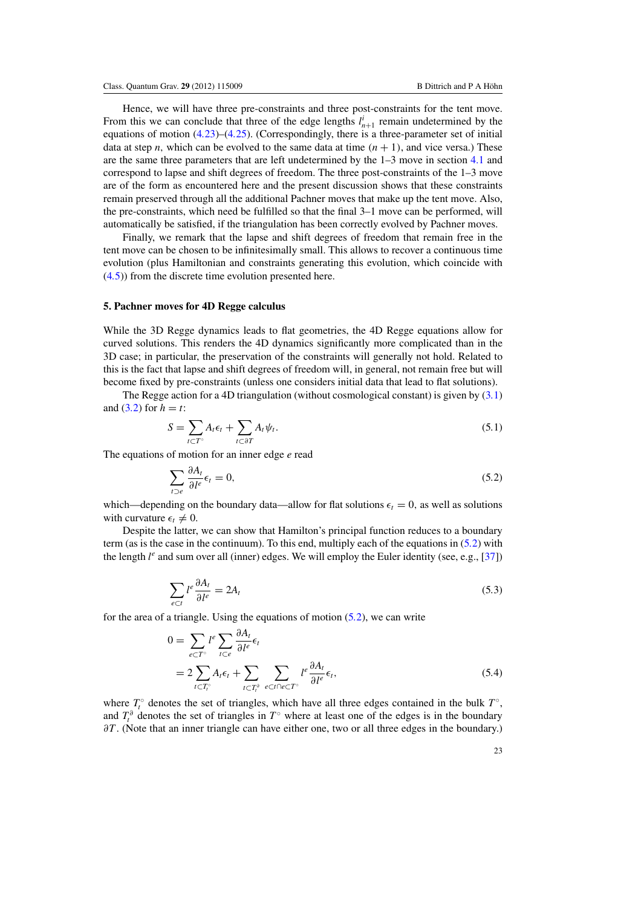Hence, we will have three pre-constraints and three post-constraints for the tent move. From this we can conclude that three of the edge lengths $l^i_{n+1}$ remain undetermined by the equations of motion (4.23)–(4.25). (Correspondingly, there is a three-parameter set of initial data at step $n$, which can be evolved to the same data at time $(n+1)$, and vice versa.) These are the same three parameters that are left undetermined by the 1–3 move in section 4.1 and correspond to lapse and shift degrees of freedom. The three post-constraints of the 1–3 move are of the form as encountered here and the present discussion shows that these constraints remain preserved through all the additional Pachner moves that make up the tent move. Also, the pre-constraints, which need be fulfilled so that the final 3–1 move can be performed, will automatically be satisfied, if the triangulation has been correctly evolved by Pachner moves.

Finally, we remark that the lapse and shift degrees of freedom that remain free in the tent move can be chosen to be infinitesimally small. This allows to recover a continuous time evolution (plus Hamiltonian and constraints generating this evolution, which coincide with (4.5)) from the discrete time evolution presented here.

## 5. Pachner moves for 4D Regge calculus

While the 3D Regge dynamics leads to flat geometries, the 4D Regge equations allow for curved solutions. This renders the 4D dynamics significantly more complicated than in the 3D case; in particular, the preservation of the constraints will generally not hold. Related to this is the fact that lapse and shift degrees of freedom will, in general, not remain free but will become fixed by pre-constraints (unless one considers initial data that lead to flat solutions).

The Regge action for a 4D triangulation (without cosmological constant) is given by (3.1) and (3.2) for $h = t$:

$$S = \sum_{t\subset T^\circ} A_t \epsilon_t + \sum_{t\subset\partial T} A_t \psi_t. \tag{5.1}$$

The equations of motion for an inner edge $e$ read

$$\sum_{t\supset e} \frac{\partial A_t}{\partial l^e}\epsilon_t = 0, \tag{5.2}$$

which—depending on the boundary data—allow for flat solutions $\epsilon_t = 0$, as well as solutions with curvature $\epsilon_t \neq 0$.

Despite the latter, we can show that Hamilton's principal function reduces to a boundary term (as is the case in the continuum). To this end, multiply each of the equations in (5.2) with the length $l^e$ and sum over all (inner) edges. We will employ the Euler identity (see, e.g., [37])

$$\sum_{e\subset t} l^e \frac{\partial A_t}{\partial l^e} = 2A_t \tag{5.3}$$

for the area of a triangle. Using the equations of motion (5.2), we can write

$$\begin{aligned} 0 &= \sum_{e\subset T^\circ} l^e \sum_{t\subset e} \frac{\partial A_t}{\partial l^e}\epsilon_t \\ &= 2\sum_{t\subset T^\circ_t} A_t\epsilon_t + \sum_{t\subset T^\partial_t} \sum_{e\subset t\cap e\subset T^\circ} l^e \frac{\partial A_t}{\partial l^e}\epsilon_t, \end{aligned} \tag{5.4}$$

where $T^\circ_t$ denotes the set of triangles, which have all three edges contained in the bulk $T^\circ$, and $T^\partial_t$ denotes the set of triangles in $T^\circ$ where at least one of the edges is in the boundary $\partial T$. (Note that an inner triangle can have either one, two or all three edges in the boundary.)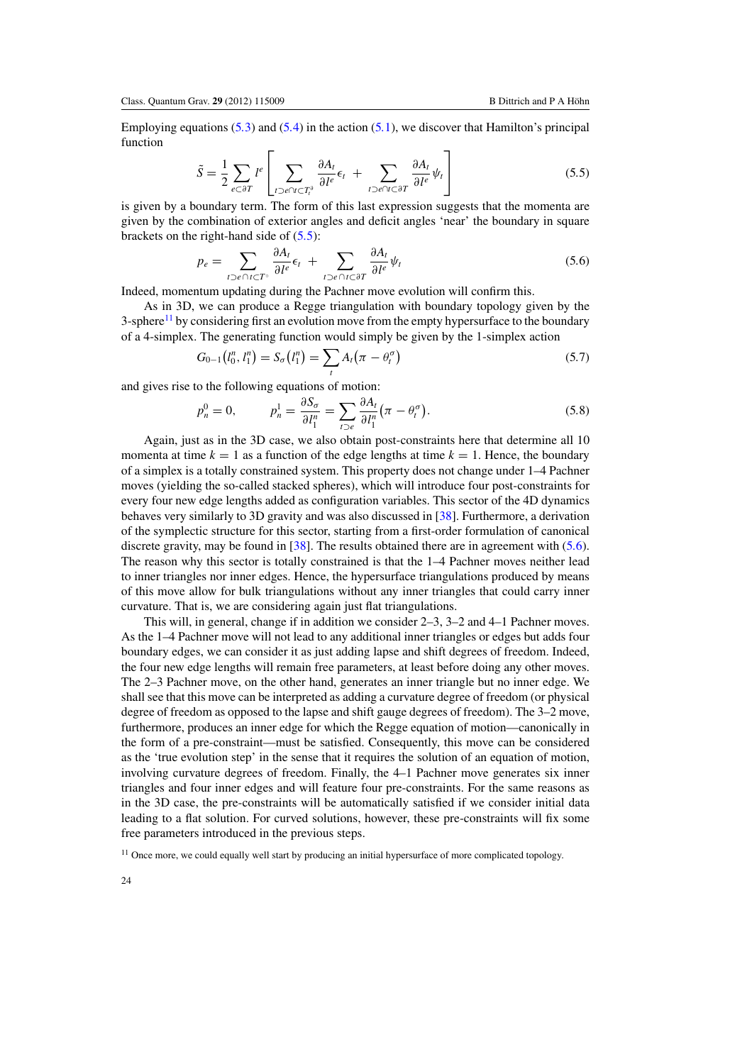Employing equations (5.3) and (5.4) in the action (5.1), we discover that Hamilton's principal function

$$\tilde{S} = \frac{1}{2}\sum_{e\subset\partial T} l^e \left[\sum_{t\supset e\cap t\subset T_t^\partial} \frac{\partial A_t}{\partial l^e}\epsilon_t + \sum_{t\supset e\cap t\subset\partial T} \frac{\partial A_t}{\partial l^e}\psi_t\right] \tag{5.5}$$

is given by a boundary term. The form of this last expression suggests that the momenta are given by the combination of exterior angles and deficit angles 'near' the boundary in square brackets on the right-hand side of (5.5):

$$p_e = \sum_{t\supset e\cap t\subset T^\circ} \frac{\partial A_t}{\partial l^e}\epsilon_t + \sum_{t\supset e\cap t\subset\partial T} \frac{\partial A_t}{\partial l^e}\psi_t \tag{5.6}$$

Indeed, momentum updating during the Pachner move evolution will confirm this.

As in 3D, we can produce a Regge triangulation with boundary topology given by the 3-sphere[11] by considering first an evolution move from the empty hypersurface to the boundary of a 4-simplex. The generating function would simply be given by the 1-simplex action

$$G_{0-1}\left(l_0^n, l_1^n\right) = S_\sigma\left(l_1^n\right) = \sum_t A_t\left(\pi - \theta_t^\sigma\right) \tag{5.7}$$

and gives rise to the following equations of motion:

$$p_n^0 = 0, \qquad p_n^1 = \frac{\partial S_\sigma}{\partial l_1^n} = \sum_{t\supset e} \frac{\partial A_t}{\partial l_1^n}\left(\pi - \theta_t^\sigma\right). \tag{5.8}$$

Again, just as in the 3D case, we also obtain post-constraints here that determine all 10 momenta at time $k = 1$ as a function of the edge lengths at time $k = 1$. Hence, the boundary of a simplex is a totally constrained system. This property does not change under 1–4 Pachner moves (yielding the so-called stacked spheres), which will introduce four post-constraints for every four new edge lengths added as configuration variables. This sector of the 4D dynamics behaves very similarly to 3D gravity and was also discussed in [38]. Furthermore, a derivation of the symplectic structure for this sector, starting from a first-order formulation of canonical discrete gravity, may be found in [38]. The results obtained there are in agreement with (5.6). The reason why this sector is totally constrained is that the 1–4 Pachner moves neither lead to inner triangles nor inner edges. Hence, the hypersurface triangulations produced by means of this move allow for bulk triangulations without any inner triangles that could carry inner curvature. That is, we are considering again just flat triangulations.

This will, in general, change if in addition we consider 2–3, 3–2 and 4–1 Pachner moves. As the 1–4 Pachner move will not lead to any additional inner triangles or edges but adds four boundary edges, we can consider it as just adding lapse and shift degrees of freedom. Indeed, the four new edge lengths will remain free parameters, at least before doing any other moves. The 2–3 Pachner move, on the other hand, generates an inner triangle but no inner edge. We shall see that this move can be interpreted as adding a curvature degree of freedom (or physical degree of freedom as opposed to the lapse and shift gauge degrees of freedom). The 3–2 move, furthermore, produces an inner edge for which the Regge equation of motion—canonically in the form of a pre-constraint—must be satisfied. Consequently, this move can be considered as the 'true evolution step' in the sense that it requires the solution of an equation of motion, involving curvature degrees of freedom. Finally, the 4–1 Pachner move generates six inner triangles and four inner edges and will feature four pre-constraints. For the same reasons as in the 3D case, the pre-constraints will be automatically satisfied if we consider initial data leading to a flat solution. For curved solutions, however, these pre-constraints will fix some free parameters introduced in the previous steps.

[11] Once more, we could equally well start by producing an initial hypersurface of more complicated topology.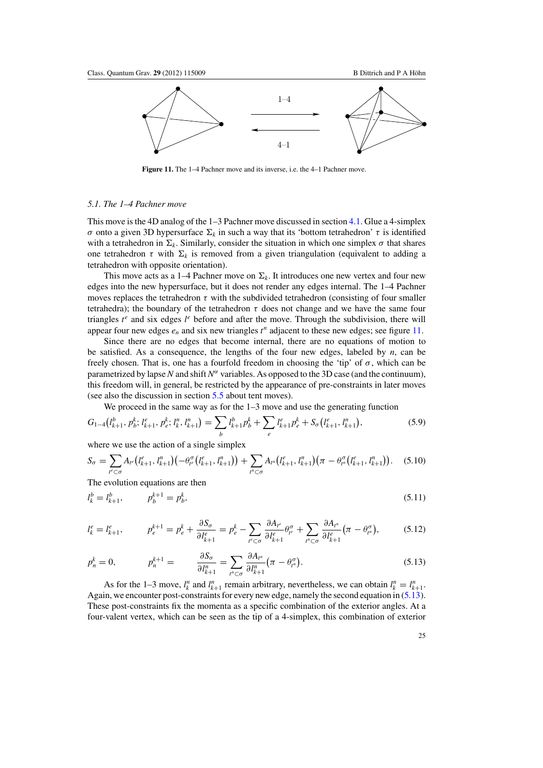Figure 11. The 1–4 Pachner move and its inverse, i.e. the 4–1 Pachner move.

### 5.1. The 1–4 Pachner move

This move is the 4D analog of the 1–3 Pachner move discussed in section 4.1. Glue a 4-simplex $\sigma$ onto a given 3D hypersurface $\Sigma_k$ in such a way that its 'bottom tetrahedron' $\tau$ is identified with a tetrahedron in $\Sigma_k$. Similarly, consider the situation in which one simplex $\sigma$ that shares one tetrahedron $\tau$ with $\Sigma_k$ is removed from a given triangulation (equivalent to adding a tetrahedron with opposite orientation).

This move acts as a 1–4 Pachner move on $\Sigma_k$. It introduces one new vertex and four new edges into the new hypersurface, but it does not render any edges internal. The 1–4 Pachner moves replaces the tetrahedron $\tau$ with the subdivided tetrahedron (consisting of four smaller tetrahedra); the boundary of the tetrahedron $\tau$ does not change and we have the same four triangles $t^e$ and six edges $l^e$ before and after the move. Through the subdivision, there will appear four new edges $e_n$ and six new triangles $t^n$ adjacent to these new edges; see figure 11.

Since there are no edges that become internal, there are no equations of motion to be satisfied. As a consequence, the lengths of the four new edges, labeled by $n$, can be freely chosen. That is, one has a fourfold freedom in choosing the 'tip' of $\sigma$, which can be parametrized by lapse $N$ and shift $N^\alpha$ variables. As opposed to the 3D case (and the continuum), this freedom will, in general, be restricted by the appearance of pre-constraints in later moves (see also the discussion in section 5.5 about tent moves).

We proceed in the same way as for the 1–3 move and use the generating function

$$G_{1-4}\big(l^b_{k+1}, p^k_b; l^e_{k+1}, p^k_e; l^n_k, l^n_{k+1}\big) = \sum_b l^b_{k+1} p^k_b + \sum_e l^e_{k+1} p^k_e + S_\sigma\big(l^e_{k+1}, l^n_{k+1}\big), \tag{5.9}$$

where we use the action of a single simplex

$$S_\sigma = \sum_{t^e\subset\sigma} A_{t^e}\big(l^e_{k+1}, l^n_{k+1}\big)\big(-\theta^\sigma_{t^e}\big(l^e_{k+1}, l^n_{k+1}\big)\big) + \sum_{t^n\subset\sigma} A_{t^n}\big(l^e_{k+1}, l^n_{k+1}\big)\big(\pi - \theta^\sigma_{t^n}\big(l^e_{k+1}, l^n_{k+1}\big)\big). \tag{5.10}$$

The evolution equations are then

$$l^b_k = l^b_{k+1}, \qquad p^{k+1}_b = p^k_b, \tag{5.11}$$

$$l^e_k = l^e_{k+1}, \qquad p^{k+1}_e = p^k_e + \frac{\partial S_\sigma}{\partial l^e_{k+1}} = p^k_e - \sum_{t^e\subset\sigma} \frac{\partial A_{t^e}}{\partial l^e_{k+1}}\theta^\sigma_{t^e} + \sum_{t^n\subset\sigma} \frac{\partial A_{t^n}}{\partial l^e_{k+1}}\big(\pi - \theta^\sigma_{t^n}\big), \tag{5.12}$$

$$p^k_n = 0, \qquad p^{k+1}_n = \quad \frac{\partial S_\sigma}{\partial l^n_{k+1}} = \sum_{t^n\subset\sigma} \frac{\partial A_{t^n}}{\partial l^n_{k+1}}\big(\pi - \theta^\sigma_{t^n}\big). \tag{5.13}$$

As for the 1–3 move, $l^n_k$ and $l^n_{k+1}$ remain arbitrary, nevertheless, we can obtain $l^n_k = l^n_{k+1}$. Again, we encounter post-constraints for every new edge, namely the second equation in (5.13). These post-constraints fix the momenta as a specific combination of the exterior angles. At a four-valent vertex, which can be seen as the tip of a 4-simplex, this combination of exterior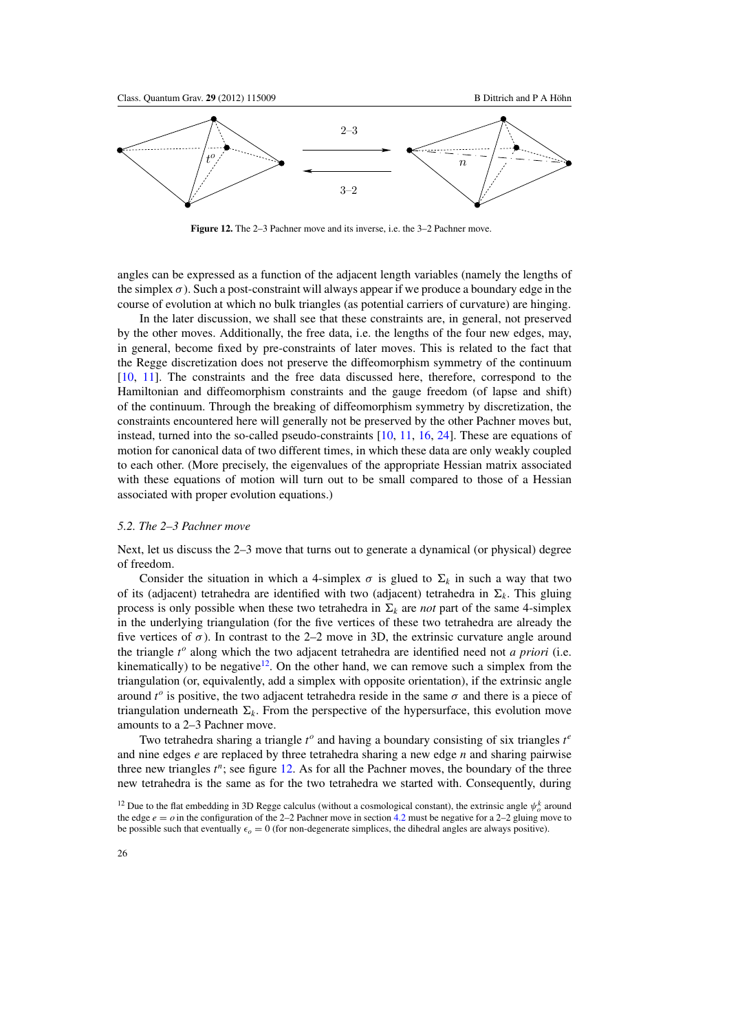Figure 12. The 2–3 Pachner move and its inverse, i.e. the 3–2 Pachner move.

angles can be expressed as a function of the adjacent length variables (namely the lengths of the simplex $\sigma$). Such a post-constraint will always appear if we produce a boundary edge in the course of evolution at which no bulk triangles (as potential carriers of curvature) are hinging.

In the later discussion, we shall see that these constraints are, in general, not preserved by the other moves. Additionally, the free data, i.e. the lengths of the four new edges, may, in general, become fixed by pre-constraints of later moves. This is related to the fact that the Regge discretization does not preserve the diffeomorphism symmetry of the continuum [10, 11]. The constraints and the free data discussed here, therefore, correspond to the Hamiltonian and diffeomorphism constraints and the gauge freedom (of lapse and shift) of the continuum. Through the breaking of diffeomorphism symmetry by discretization, the constraints encountered here will generally not be preserved by the other Pachner moves but, instead, turned into the so-called pseudo-constraints [10, 11, 16, 24]. These are equations of motion for canonical data of two different times, in which these data are only weakly coupled to each other. (More precisely, the eigenvalues of the appropriate Hessian matrix associated with these equations of motion will turn out to be small compared to those of a Hessian associated with proper evolution equations.)

### 5.2. The 2–3 Pachner move

Next, let us discuss the 2–3 move that turns out to generate a dynamical (or physical) degree of freedom.

Consider the situation in which a 4-simplex $\sigma$ is glued to $\Sigma_k$ in such a way that two of its (adjacent) tetrahedra are identified with two (adjacent) tetrahedra in $\Sigma_k$. This gluing process is only possible when these two tetrahedra in $\Sigma_k$ are *not* part of the same 4-simplex in the underlying triangulation (for the five vertices of these two tetrahedra are already the five vertices of $\sigma$). In contrast to the 2–2 move in 3D, the extrinsic curvature angle around the triangle $t^o$ along which the two adjacent tetrahedra are identified need not *a priori* (i.e. kinematically) to be negative[12]. On the other hand, we can remove such a simplex from the triangulation (or, equivalently, add a simplex with opposite orientation), if the extrinsic angle around $t^o$ is positive, the two adjacent tetrahedra reside in the same $\sigma$ and there is a piece of triangulation underneath $\Sigma_k$. From the perspective of the hypersurface, this evolution move amounts to a 2–3 Pachner move.

Two tetrahedra sharing a triangle $t^o$ and having a boundary consisting of six triangles $t^e$ and nine edges $e$ are replaced by three tetrahedra sharing a new edge $n$ and sharing pairwise three new triangles $t^n$; see figure 12. As for all the Pachner moves, the boundary of the three new tetrahedra is the same as for the two tetrahedra we started with. Consequently, during

[12] Due to the flat embedding in 3D Regge calculus (without a cosmological constant), the extrinsic angle $\psi_o^k$ around the edge $e = o$ in the configuration of the 2–2 Pachner move in section 4.2 must be negative for a 2–2 gluing move to be possible such that eventually $\epsilon_o = 0$ (for non-degenerate simplices, the dihedral angles are always positive).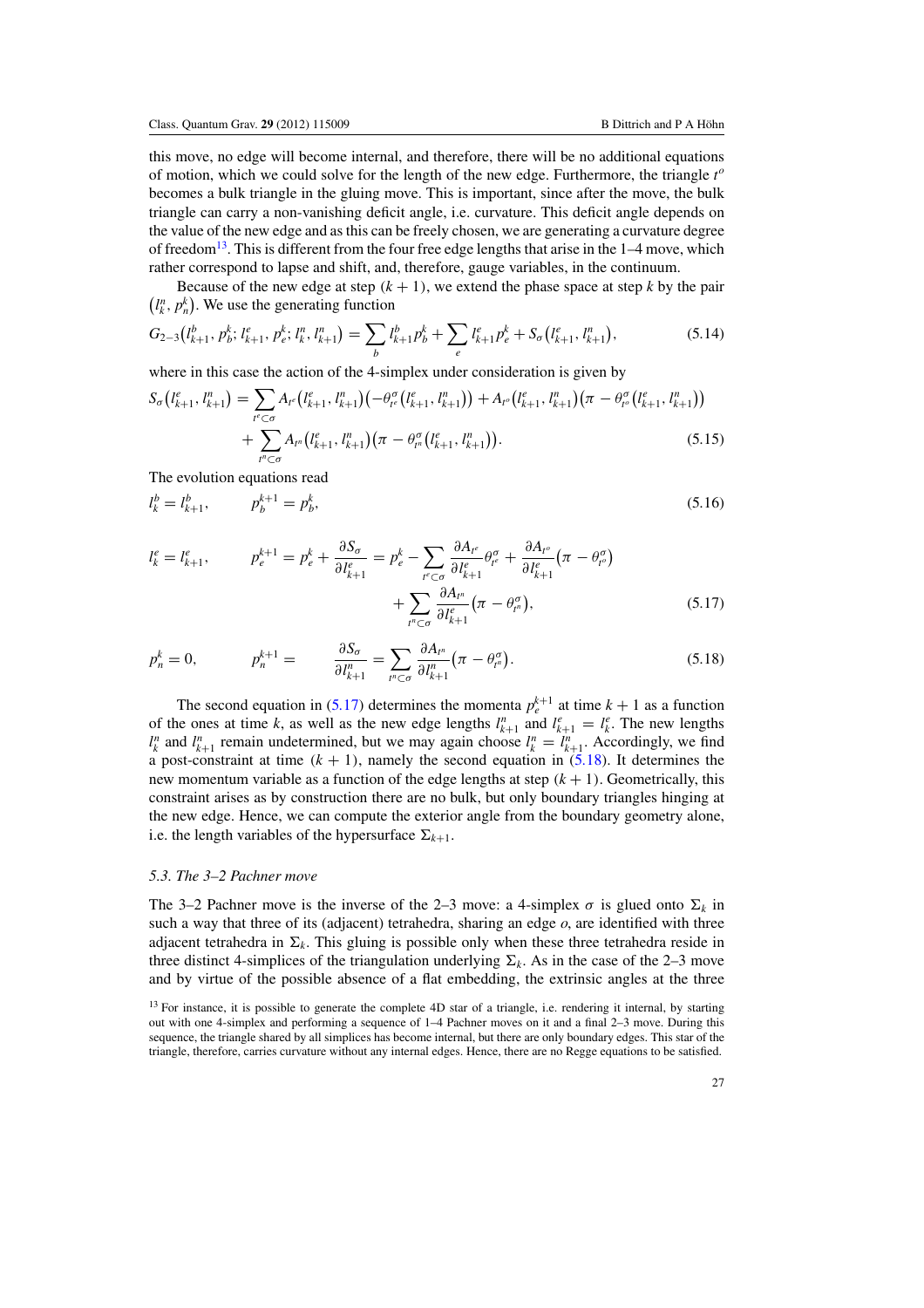this move, no edge will become internal, and therefore, there will be no additional equations of motion, which we could solve for the length of the new edge. Furthermore, the triangle $t^o$ becomes a bulk triangle in the gluing move. This is important, since after the move, the bulk triangle can carry a non-vanishing deficit angle, i.e. curvature. This deficit angle depends on the value of the new edge and as this can be freely chosen, we are generating a curvature degree of freedom[13]. This is different from the four free edge lengths that arise in the 1–4 move, which rather correspond to lapse and shift, and, therefore, gauge variables, in the continuum.

Because of the new edge at step $(k+1)$, we extend the phase space at step $k$ by the pair $(l^n_k, p^k_n)$. We use the generating function

$$G_{2-3}\big(l^b_{k+1}, p^k_b; l^e_{k+1}, p^k_e; l^n_k, l^n_{k+1}\big) = \sum_b l^b_{k+1} p^k_b + \sum_e l^e_{k+1} p^k_e + S_\sigma\big(l^e_{k+1}, l^n_{k+1}\big), \tag{5.14}$$

where in this case the action of the 4-simplex under consideration is given by

$$\begin{aligned} S_\sigma\big(l^e_{k+1}, l^n_{k+1}\big) = \sum_{t^e \subset \sigma} A_{t^e}\big(l^e_{k+1}, l^n_{k+1}\big)\big(-\theta^\sigma_{t^e}\big(l^e_{k+1}, l^n_{k+1}\big)\big) + A_{t^o}\big(l^e_{k+1}, l^n_{k+1}\big)\big(\pi - \theta^\sigma_{t^o}\big(l^e_{k+1}, l^n_{k+1}\big)\big) \\ + \sum_{t^n \subset \sigma} A_{t^n}\big(l^e_{k+1}, l^n_{k+1}\big)\big(\pi - \theta^\sigma_{t^n}\big(l^e_{k+1}, l^n_{k+1}\big)\big). \end{aligned} \tag{5.15}$$

The evolution equations read

$$l^b_k = l^b_{k+1}, \qquad p^{k+1}_b = p^k_b, \tag{5.16}$$

$$\begin{aligned} l^e_k = l^e_{k+1}, \qquad p^{k+1}_e = p^k_e + \frac{\partial S_\sigma}{\partial l^e_{k+1}} = p^k_e - \sum_{t^e \subset \sigma} \frac{\partial A_{t^e}}{\partial l^e_{k+1}} \theta^\sigma_{t^e} + \frac{\partial A_{t^o}}{\partial l^e_{k+1}}\big(\pi - \theta^\sigma_{t^o}\big) \\ + \sum_{t^n \subset \sigma} \frac{\partial A_{t^n}}{\partial l^e_{k+1}}\big(\pi - \theta^\sigma_{t^n}\big), \end{aligned} \tag{5.17}$$

$$p^k_n = 0, \qquad p^{k+1}_n = \frac{\partial S_\sigma}{\partial l^n_{k+1}} = \sum_{t^n \subset \sigma} \frac{\partial A_{t^n}}{\partial l^n_{k+1}}\big(\pi - \theta^\sigma_{t^n}\big). \tag{5.18}$$

The second equation in (5.17) determines the momenta $p^{k+1}_e$ at time $k+1$ as a function of the ones at time $k$, as well as the new edge lengths $l^n_{k+1}$ and $l^e_{k+1} = l^e_k$. The new lengths $l^n_k$ and $l^n_{k+1}$ remain undetermined, but we may again choose $l^n_k = l^n_{k+1}$. Accordingly, we find a post-constraint at time $(k+1)$, namely the second equation in (5.18). It determines the new momentum variable as a function of the edge lengths at step $(k+1)$. Geometrically, this constraint arises as by construction there are no bulk, but only boundary triangles hinging at the new edge. Hence, we can compute the exterior angle from the boundary geometry alone, i.e. the length variables of the hypersurface $\Sigma_{k+1}$.

### *5.3. The 3–2 Pachner move*

The 3–2 Pachner move is the inverse of the 2–3 move: a 4-simplex $\sigma$ is glued onto $\Sigma_k$ in such a way that three of its (adjacent) tetrahedra, sharing an edge $o$, are identified with three adjacent tetrahedra in $\Sigma_k$. This gluing is possible only when these three tetrahedra reside in three distinct 4-simplices of the triangulation underlying $\Sigma_k$. As in the case of the 2–3 move and by virtue of the possible absence of a flat embedding, the extrinsic angles at the three

[13] For instance, it is possible to generate the complete 4D star of a triangle, i.e. rendering it internal, by starting out with one 4-simplex and performing a sequence of 1–4 Pachner moves on it and a final 2–3 move. During this sequence, the triangle shared by all simplices has become internal, but there are only boundary edges. This star of the triangle, therefore, carries curvature without any internal edges. Hence, there are no Regge equations to be satisfied.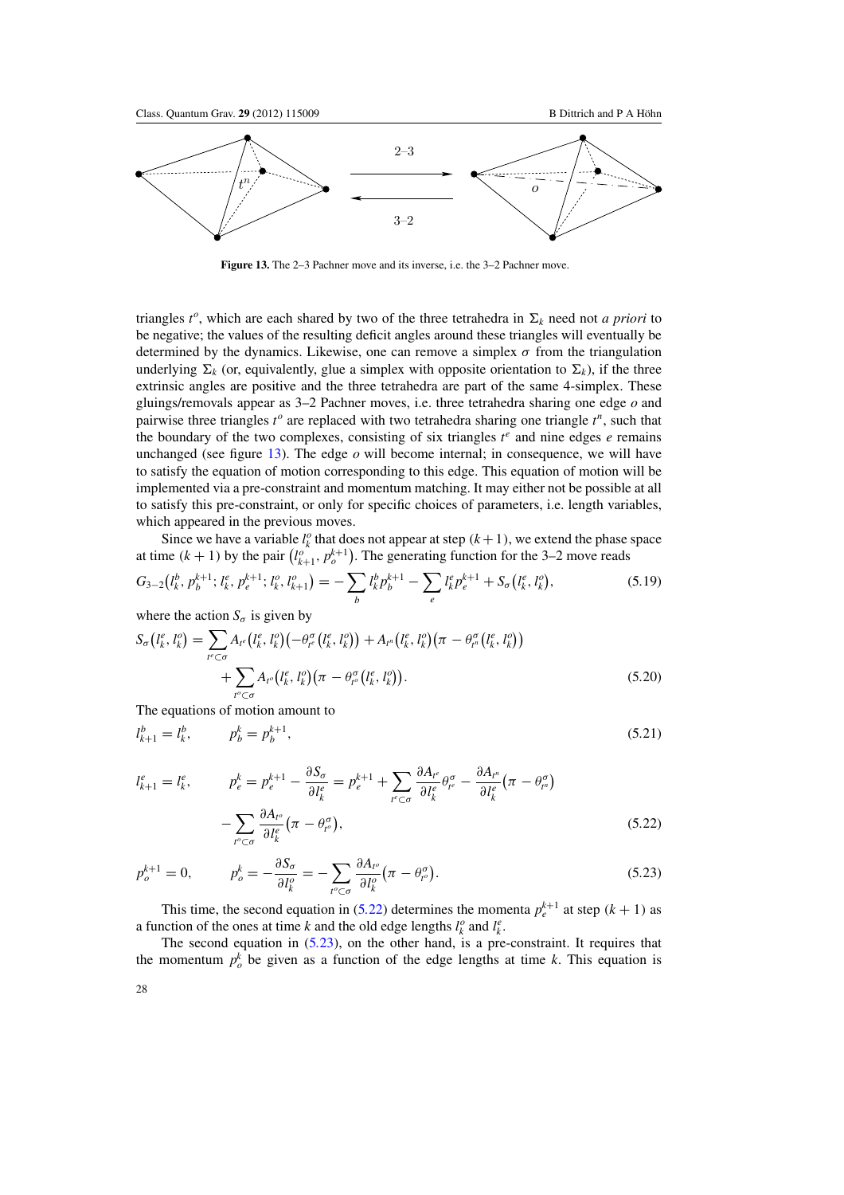**Figure 13.** The 2–3 Pachner move and its inverse, i.e. the 3–2 Pachner move.

triangles $t^o$, which are each shared by two of the three tetrahedra in $\Sigma_k$ need not *a priori* to be negative; the values of the resulting deficit angles around these triangles will eventually be determined by the dynamics. Likewise, one can remove a simplex $\sigma$ from the triangulation underlying $\Sigma_k$ (or, equivalently, glue a simplex with opposite orientation to $\Sigma_k$), if the three extrinsic angles are positive and the three tetrahedra are part of the same 4-simplex. These gluings/removals appear as 3–2 Pachner moves, i.e. three tetrahedra sharing one edge $o$ and pairwise three triangles $t^o$ are replaced with two tetrahedra sharing one triangle $t^n$, such that the boundary of the two complexes, consisting of six triangles $t^e$ and nine edges $e$ remains unchanged (see figure 13). The edge $o$ will become internal; in consequence, we will have to satisfy the equation of motion corresponding to this edge. This equation of motion will be implemented via a pre-constraint and momentum matching. It may either not be possible at all to satisfy this pre-constraint, or only for specific choices of parameters, i.e. length variables, which appeared in the previous moves.

Since we have a variable $l_k^o$ that does not appear at step $(k+1)$, we extend the phase space at time $(k+1)$ by the pair $\left(l_{k+1}^o, p_o^{k+1}\right)$. The generating function for the 3–2 move reads

$$G_{3-2}\left(l_k^b, p_b^{k+1}; l_k^e, p_e^{k+1}; l_k^o, l_{k+1}^o\right) = -\sum_b l_k^b p_b^{k+1} - \sum_e l_k^e p_e^{k+1} + S_\sigma\left(l_k^e, l_k^o\right), \tag{5.19}$$

where the action $S_\sigma$ is given by

$$S_\sigma\left(l_k^e, l_k^o\right) = \sum_{t^e \subset \sigma} A_{t^e}\left(l_k^e, l_k^o\right)\left(-\theta_{t^e}^\sigma\left(l_k^e, l_k^o\right)\right) + A_{t^n}\left(l_k^e, l_k^o\right)\left(\pi - \theta_{t^n}^\sigma\left(l_k^e, l_k^o\right)\right) + \sum_{t^o \subset \sigma} A_{t^o}\left(l_k^e, l_k^o\right)\left(\pi - \theta_{t^o}^\sigma\left(l_k^e, l_k^o\right)\right). \tag{5.20}$$

The equations of motion amount to

$$l_{k+1}^b = l_k^b, \qquad p_b^k = p_b^{k+1}, \tag{5.21}$$

$$l_{k+1}^e = l_k^e, \qquad p_e^k = p_e^{k+1} - \frac{\partial S_\sigma}{\partial l_k^e} = p_e^{k+1} + \sum_{t^e \subset \sigma} \frac{\partial A_{t^e}}{\partial l_k^e}\theta_{t^e}^\sigma - \frac{\partial A_{t^n}}{\partial l_k^e}\left(\pi - \theta_{t^n}^\sigma\right) - \sum_{t^o \subset \sigma} \frac{\partial A_{t^o}}{\partial l_k^e}\left(\pi - \theta_{t^o}^\sigma\right), \tag{5.22}$$

$$p_o^{k+1} = 0, \qquad p_o^k = -\frac{\partial S_\sigma}{\partial l_k^o} = -\sum_{t^o \subset \sigma} \frac{\partial A_{t^o}}{\partial l_k^o}\left(\pi - \theta_{t^o}^\sigma\right). \tag{5.23}$$

This time, the second equation in (5.22) determines the momenta $p_e^{k+1}$ at step $(k+1)$ as a function of the ones at time $k$ and the old edge lengths $l_k^o$ and $l_k^e$.

The second equation in (5.23), on the other hand, is a pre-constraint. It requires that the momentum $p_o^k$ be given as a function of the edge lengths at time $k$. This equation is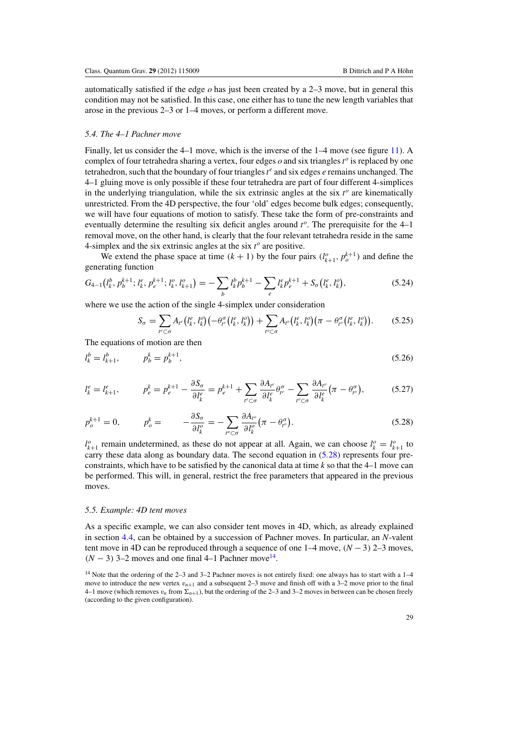automatically satisfied if the edge $o$ has just been created by a 2–3 move, but in general this condition may not be satisfied. In this case, one either has to tune the new length variables that arose in the previous 2–3 or 1–4 moves, or perform a different move.

### 5.4. The 4–1 Pachner move

Finally, let us consider the 4–1 move, which is the inverse of the 1–4 move (see figure 11). A complex of four tetrahedra sharing a vertex, four edges $o$ and six triangles $t^o$ is replaced by one tetrahedron, such that the boundary of four triangles $t^e$ and six edges $e$ remains unchanged. The 4–1 gluing move is only possible if these four tetrahedra are part of four different 4-simplices in the underlying triangulation, while the six extrinsic angles at the six $t^o$ are kinematically unrestricted. From the 4D perspective, the four 'old' edges become bulk edges; consequently, we will have four equations of motion to satisfy. These take the form of pre-constraints and eventually determine the resulting six deficit angles around $t^o$. The prerequisite for the 4–1 removal move, on the other hand, is clearly that the four relevant tetrahedra reside in the same 4-simplex and the six extrinsic angles at the six $t^o$ are positive.

We extend the phase space at time $(k+1)$ by the four pairs $(l^o_{k+1}, p^{k+1}_o)$ and define the generating function

$$G_{4-1}\left(l^b_k, p^{k+1}_b; l^e_k, p^{k+1}_e; l^o_k, l^o_{k+1}\right) = -\sum_b l^b_k p^{k+1}_b - \sum_e l^e_k p^{k+1}_e + S_\sigma\left(l^e_k, l^o_k\right), \tag{5.24}$$

where we use the action of the single 4-simplex under consideration

$$S_\sigma = \sum_{t^e \subset \sigma} A_{t^e}\left(l^e_k, l^o_k\right)\left(-\theta^\sigma_{t^e}\left(l^e_k, l^o_k\right)\right) + \sum_{t^o \subset \sigma} A_{t^o}\left(l^e_k, l^o_k\right)\left(\pi - \theta^\sigma_{t^o}\left(l^e_k, l^o_k\right)\right). \tag{5.25}$$

The equations of motion are then

$$l^b_k = l^b_{k+1}, \qquad p^k_b = p^{k+1}_b, \tag{5.26}$$

$$l^e_k = l^e_{k+1}, \qquad p^k_e = p^{k+1}_e - \frac{\partial S_\sigma}{\partial l^e_k} = p^{k+1}_e + \sum_{t^e \subset \sigma} \frac{\partial A_{t^e}}{\partial l^e_k}\theta^\sigma_{t^e} - \sum_{t^o \subset \sigma} \frac{\partial A_{t^o}}{\partial l^e_k}\left(\pi - \theta^\sigma_{t^o}\right), \tag{5.27}$$

$$p^{k+1}_o = 0, \qquad p^k_o = \quad -\frac{\partial S_\sigma}{\partial l^o_k} = -\sum_{t^o \subset \sigma} \frac{\partial A_{t^o}}{\partial l^o_k}\left(\pi - \theta^\sigma_{t^o}\right). \tag{5.28}$$

$l^o_{k+1}$ remain undetermined, as these do not appear at all. Again, we can choose $l^o_k = l^o_{k+1}$ to carry these data along as boundary data. The second equation in (5.28) represents four pre-constraints, which have to be satisfied by the canonical data at time $k$ so that the 4–1 move can be performed. This will, in general, restrict the free parameters that appeared in the previous moves.

### 5.5. Example: 4D tent moves

As a specific example, we can also consider tent moves in 4D, which, as already explained in section 4.4, can be obtained by a succession of Pachner moves. In particular, an $N$-valent tent move in 4D can be reproduced through a sequence of one 1–4 move, $(N-3)$ 2–3 moves, $(N-3)$ 3–2 moves and one final 4–1 Pachner move[14].

[14] Note that the ordering of the 2–3 and 3–2 Pachner moves is not entirely fixed: one always has to start with a 1–4 move to introduce the new vertex $v_{n+1}$ and a subsequent 2–3 move and finish off with a 3–2 move prior to the final 4–1 move (which removes $v_n$ from $\Sigma_{n+1}$), but the ordering of the 2–3 and 3–2 moves in between can be chosen freely (according to the given configuration).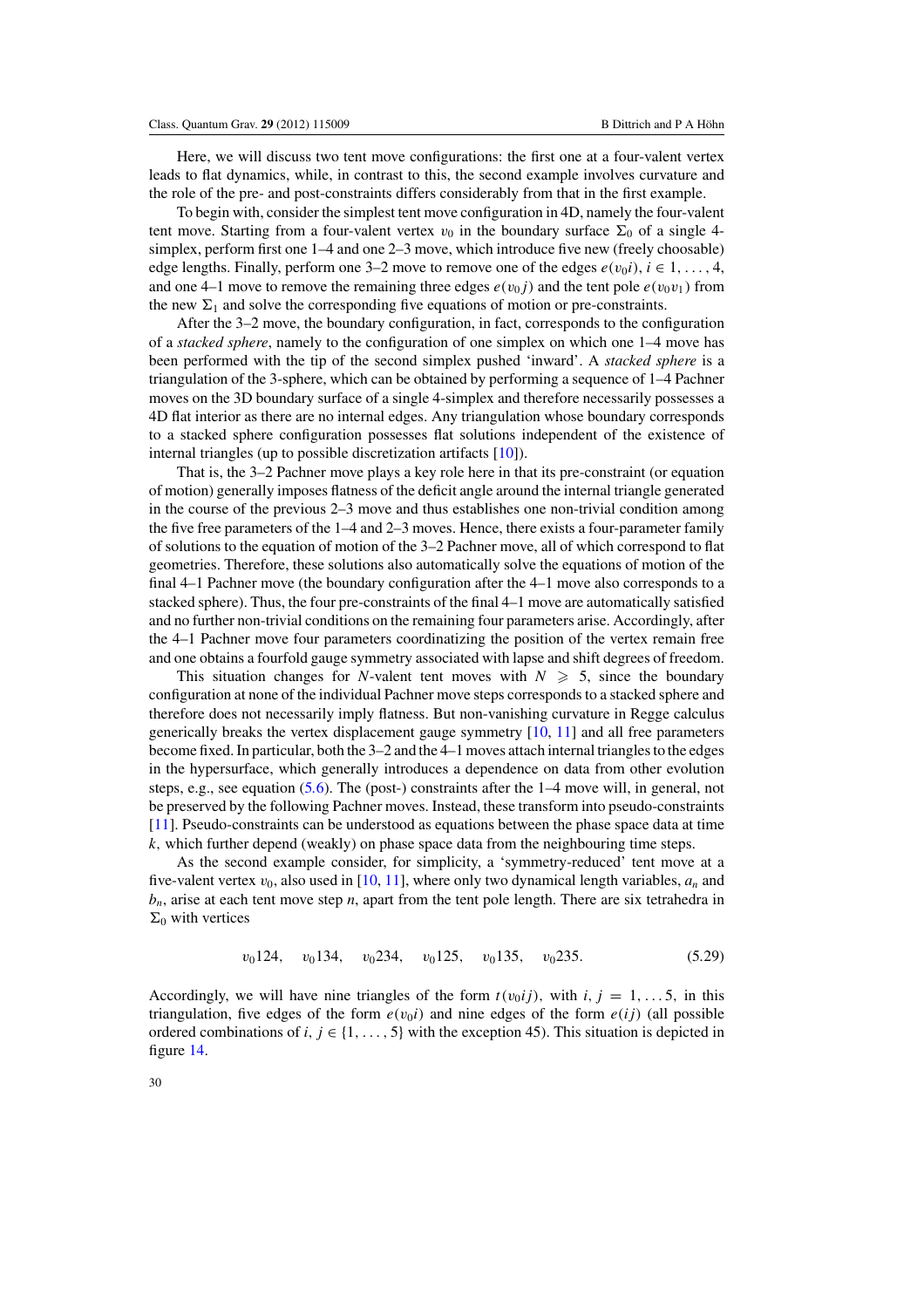Here, we will discuss two tent move configurations: the first one at a four-valent vertex leads to flat dynamics, while, in contrast to this, the second example involves curvature and the role of the pre- and post-constraints differs considerably from that in the first example.

To begin with, consider the simplest tent move configuration in 4D, namely the four-valent tent move. Starting from a four-valent vertex $v_0$ in the boundary surface $\Sigma_0$ of a single 4-simplex, perform first one 1–4 and one 2–3 move, which introduce five new (freely choosable) edge lengths. Finally, perform one 3–2 move to remove one of the edges $e(v_0 i)$, $i \in 1, \ldots, 4$, and one 4–1 move to remove the remaining three edges $e(v_0 j)$ and the tent pole $e(v_0 v_1)$ from the new $\Sigma_1$ and solve the corresponding five equations of motion or pre-constraints.

After the 3–2 move, the boundary configuration, in fact, corresponds to the configuration of a *stacked sphere*, namely to the configuration of one simplex on which one 1–4 move has been performed with the tip of the second simplex pushed 'inward'. A *stacked sphere* is a triangulation of the 3-sphere, which can be obtained by performing a sequence of 1–4 Pachner moves on the 3D boundary surface of a single 4-simplex and therefore necessarily possesses a 4D flat interior as there are no internal edges. Any triangulation whose boundary corresponds to a stacked sphere configuration possesses flat solutions independent of the existence of internal triangles (up to possible discretization artifacts [10]).

That is, the 3–2 Pachner move plays a key role here in that its pre-constraint (or equation of motion) generally imposes flatness of the deficit angle around the internal triangle generated in the course of the previous 2–3 move and thus establishes one non-trivial condition among the five free parameters of the 1–4 and 2–3 moves. Hence, there exists a four-parameter family of solutions to the equation of motion of the 3–2 Pachner move, all of which correspond to flat geometries. Therefore, these solutions also automatically solve the equations of motion of the final 4–1 Pachner move (the boundary configuration after the 4–1 move also corresponds to a stacked sphere). Thus, the four pre-constraints of the final 4–1 move are automatically satisfied and no further non-trivial conditions on the remaining four parameters arise. Accordingly, after the 4–1 Pachner move four parameters coordinatizing the position of the vertex remain free and one obtains a fourfold gauge symmetry associated with lapse and shift degrees of freedom.

This situation changes for $N$-valent tent moves with $N \geqslant 5$, since the boundary configuration at none of the individual Pachner move steps corresponds to a stacked sphere and therefore does not necessarily imply flatness. But non-vanishing curvature in Regge calculus generically breaks the vertex displacement gauge symmetry [10, 11] and all free parameters become fixed. In particular, both the 3–2 and the 4–1 moves attach internal triangles to the edges in the hypersurface, which generally introduces a dependence on data from other evolution steps, e.g., see equation (5.6). The (post-) constraints after the 1–4 move will, in general, not be preserved by the following Pachner moves. Instead, these transform into pseudo-constraints [11]. Pseudo-constraints can be understood as equations between the phase space data at time $k$, which further depend (weakly) on phase space data from the neighbouring time steps.

As the second example consider, for simplicity, a 'symmetry-reduced' tent move at a five-valent vertex $v_0$, also used in [10, 11], where only two dynamical length variables, $a_n$ and $b_n$, arise at each tent move step $n$, apart from the tent pole length. There are six tetrahedra in $\Sigma_0$ with vertices

$$v_0 124, \quad v_0 134, \quad v_0 234, \quad v_0 125, \quad v_0 135, \quad v_0 235. \tag{5.29}$$

Accordingly, we will have nine triangles of the form $t(v_0 ij)$, with $i, j = 1, \ldots 5$, in this triangulation, five edges of the form $e(v_0 i)$ and nine edges of the form $e(ij)$ (all possible ordered combinations of $i, j \in \{1, \ldots, 5\}$ with the exception 45). This situation is depicted in figure 14.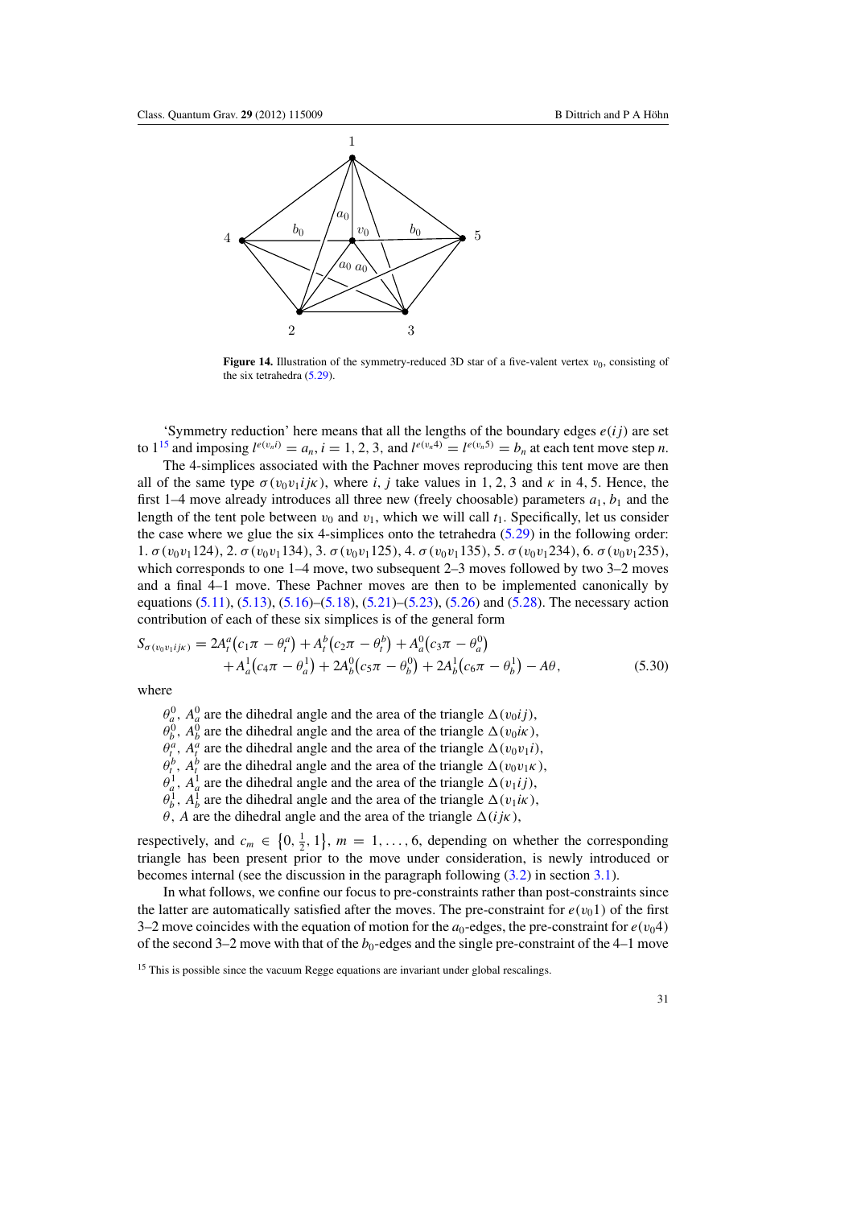**Figure 14.** Illustration of the symmetry-reduced 3D star of a five-valent vertex $v_0$, consisting of the six tetrahedra (5.29).

'Symmetry reduction' here means that all the lengths of the boundary edges $e(ij)$ are set to 1[15] and imposing $l^{e(v_n i)} = a_n$, $i = 1, 2, 3$, and $l^{e(v_n 4)} = l^{e(v_n 5)} = b_n$ at each tent move step $n$.

The 4-simplices associated with the Pachner moves reproducing this tent move are then all of the same type $\sigma(v_0 v_1 i j \kappa)$, where $i$, $j$ take values in 1, 2, 3 and $\kappa$ in 4, 5. Hence, the first 1–4 move already introduces all three new (freely choosable) parameters $a_1$, $b_1$ and the length of the tent pole between $v_0$ and $v_1$, which we will call $t_1$. Specifically, let us consider the case where we glue the six 4-simplices onto the tetrahedra (5.29) in the following order: 1. $\sigma(v_0v_1124)$, 2. $\sigma(v_0v_1134)$, 3. $\sigma(v_0v_1125)$, 4. $\sigma(v_0v_1135)$, 5. $\sigma(v_0v_1234)$, 6. $\sigma(v_0v_1235)$, which corresponds to one 1–4 move, two subsequent 2–3 moves followed by two 3–2 moves and a final 4–1 move. These Pachner moves are then to be implemented canonically by equations (5.11), (5.13), (5.16)–(5.18), (5.21)–(5.23), (5.26) and (5.28). The necessary action contribution of each of these six simplices is of the general form

$$
\begin{aligned}
S_{\sigma(v_0v_1ij\kappa)} = {} & 2A_t^a\left(c_1\pi - \theta_t^a\right) + A_t^b\left(c_2\pi - \theta_t^b\right) + A_a^0\left(c_3\pi - \theta_a^0\right) \\
& + A_a^1\left(c_4\pi - \theta_a^1\right) + 2A_b^0\left(c_5\pi - \theta_b^0\right) + 2A_b^1\left(c_6\pi - \theta_b^1\right) - A\theta,
\end{aligned}
\tag{5.30}
$$

where

- $\theta_a^0$, $A_a^0$ are the dihedral angle and the area of the triangle $\Delta(v_0ij)$,
- $\theta_b^0$, $A_b^0$ are the dihedral angle and the area of the triangle $\Delta(v_0i\kappa)$,
- $\theta_t^a$, $A_t^a$ are the dihedral angle and the area of the triangle $\Delta(v_0v_1i)$,
- $\theta_t^b$, $A_t^b$ are the dihedral angle and the area of the triangle $\Delta(v_0v_1\kappa)$,
- $\theta_a^1$, $A_a^1$ are the dihedral angle and the area of the triangle $\Delta(v_1ij)$,
- $\theta_b^1$, $A_b^1$ are the dihedral angle and the area of the triangle $\Delta(v_1i\kappa)$,
- $\theta$, $A$ are the dihedral angle and the area of the triangle $\Delta(ij\kappa)$,

respectively, and $c_m \in \left\{0, \frac{1}{2}, 1\right\}$, $m = 1, \ldots, 6$, depending on whether the corresponding triangle has been present prior to the move under consideration, is newly introduced or becomes internal (see the discussion in the paragraph following (3.2) in section 3.1).

In what follows, we confine our focus to pre-constraints rather than post-constraints since the latter are automatically satisfied after the moves. The pre-constraint for $e(v_01)$ of the first 3–2 move coincides with the equation of motion for the $a_0$-edges, the pre-constraint for $e(v_04)$ of the second 3–2 move with that of the $b_0$-edges and the single pre-constraint of the 4–1 move

[15] This is possible since the vacuum Regge equations are invariant under global rescalings.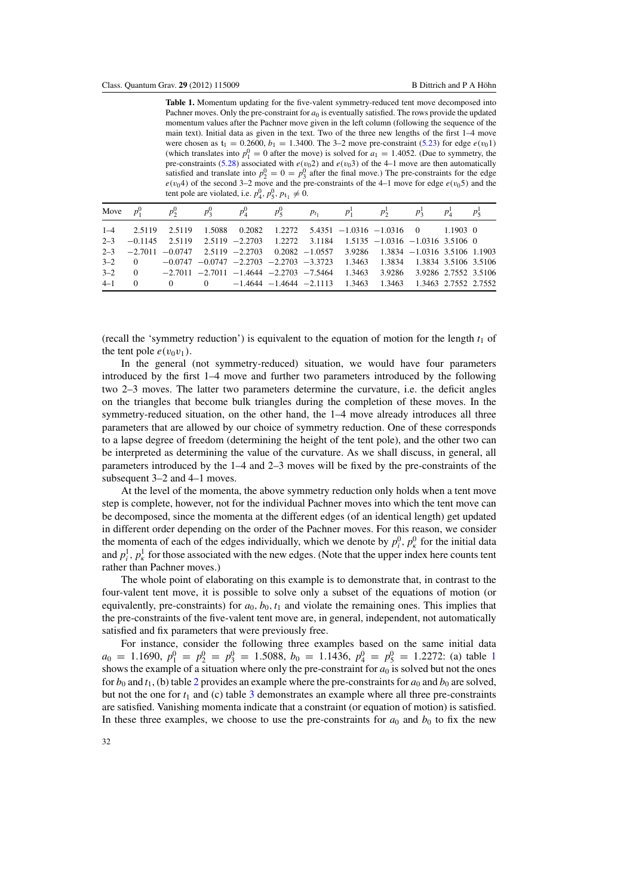**Table 1.** Momentum updating for the five-valent symmetry-reduced tent move decomposed into Pachner moves. Only the pre-constraint for $a_0$ is eventually satisfied. The rows provide the updated momentum values after the Pachner move given in the left column (following the sequence of the main text). Initial data as given in the text. Two of the three new lengths of the first 1–4 move were chosen as $t_1 = 0.2600$, $b_1 = 1.3400$. The 3–2 move pre-constraint (5.23) for edge $e(v_0 1)$ (which translates into $p_1^0 = 0$ after the move) is solved for $a_1 = 1.4052$. (Due to symmetry, the pre-constraints (5.28) associated with $e(v_0 2)$ and $e(v_0 3)$ of the 4–1 move are then automatically satisfied and translate into $p_2^0 = 0 = p_3^0$ after the final move.) The pre-constraints for the edge $e(v_0 4)$ of the second 3–2 move and the pre-constraints of the 4–1 move for edge $e(v_0 5)$ and the tent pole are violated, i.e. $p_4^0, p_5^0, p_{t_1} \neq 0$.

| Move | $p_1^0$ | $p_2^0$ | $p_3^0$ | $p_4^0$ | $p_5^0$ | $p_{t_1}$ | $p_1^1$ | $p_2^1$ | $p_3^1$ | $p_4^1$ | $p_5^1$ |
|---|---|---|---|---|---|---|---|---|---|---|---|
| 1–4 | 2.5119 | 2.5119 | 1.5088 | 0.2082 | 1.2272 | 5.4351 | −1.0316 | −1.0316 | 0 | 1.1903 | 0 |
| 2–3 | −0.1145 | 2.5119 | 2.5119 | −2.2703 | 1.2272 | 3.1184 | 1.5135 | −1.0316 | −1.0316 | 3.5106 | 0 |
| 2–3 | −2.7011 | −0.0747 | 2.5119 | −2.2703 | 0.2082 | −1.0557 | 3.9286 | 1.3834 | −1.0316 | 3.5106 | 1.1903 |
| 3–2 | 0 | −0.0747 | −0.0747 | −2.2703 | −2.2703 | −3.3723 | 1.3463 | 1.3834 | 1.3834 | 3.5106 | 3.5106 |
| 3–2 | 0 | −2.7011 | −2.7011 | −1.4644 | −2.2703 | −7.5464 | 1.3463 | 3.9286 | 3.9286 | 2.7552 | 3.5106 |
| 4–1 | 0 | 0 | 0 | −1.4644 | −1.4644 | −2.1113 | 1.3463 | 1.3463 | 1.3463 | 2.7552 | 2.7552 |

(recall the 'symmetry reduction') is equivalent to the equation of motion for the length $t_1$ of the tent pole $e(v_0 v_1)$.

In the general (not symmetry-reduced) situation, we would have four parameters introduced by the first 1–4 move and further two parameters introduced by the following two 2–3 moves. The latter two parameters determine the curvature, i.e. the deficit angles on the triangles that become bulk triangles during the completion of these moves. In the symmetry-reduced situation, on the other hand, the 1–4 move already introduces all three parameters that are allowed by our choice of symmetry reduction. One of these corresponds to a lapse degree of freedom (determining the height of the tent pole), and the other two can be interpreted as determining the value of the curvature. As we shall discuss, in general, all parameters introduced by the 1–4 and 2–3 moves will be fixed by the pre-constraints of the subsequent 3–2 and 4–1 moves.

At the level of the momenta, the above symmetry reduction only holds when a tent move step is complete, however, not for the individual Pachner moves into which the tent move can be decomposed, since the momenta at the different edges (of an identical length) get updated in different order depending on the order of the Pachner moves. For this reason, we consider the momenta of each of the edges individually, which we denote by $p_i^0, p_\kappa^0$ for the initial data and $p_i^1, p_\kappa^1$ for those associated with the new edges. (Note that the upper index here counts tent rather than Pachner moves.)

The whole point of elaborating on this example is to demonstrate that, in contrast to the four-valent tent move, it is possible to solve only a subset of the equations of motion (or equivalently, pre-constraints) for $a_0, b_0, t_1$ and violate the remaining ones. This implies that the pre-constraints of the five-valent tent move are, in general, independent, not automatically satisfied and fix parameters that were previously free.

For instance, consider the following three examples based on the same initial data $a_0 = 1.1690$, $p_1^0 = p_2^0 = p_3^0 = 1.5088$, $b_0 = 1.1436$, $p_4^0 = p_5^0 = 1.2272$: (a) table 1 shows the example of a situation where only the pre-constraint for $a_0$ is solved but not the ones for $b_0$ and $t_1$, (b) table 2 provides an example where the pre-constraints for $a_0$ and $b_0$ are solved, but not the one for $t_1$ and (c) table 3 demonstrates an example where all three pre-constraints are satisfied. Vanishing momenta indicate that a constraint (or equation of motion) is satisfied. In these three examples, we choose to use the pre-constraints for $a_0$ and $b_0$ to fix the new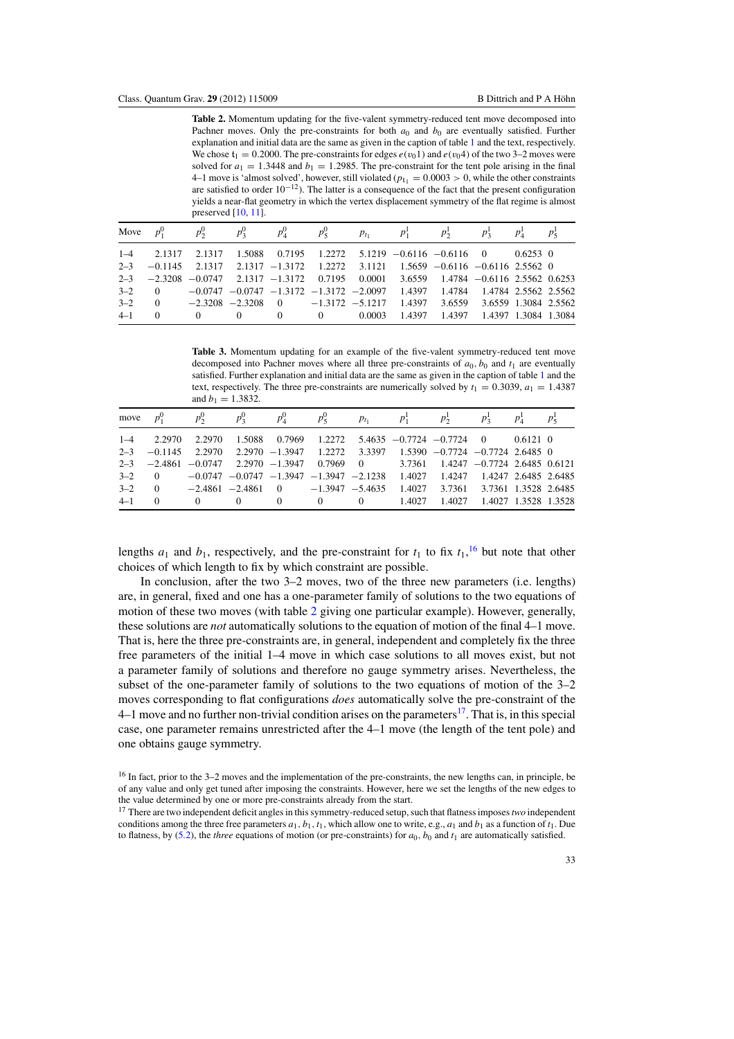**Table 2.** Momentum updating for the five-valent symmetry-reduced tent move decomposed into Pachner moves. Only the pre-constraints for both $a_0$ and $b_0$ are eventually satisfied. Further explanation and initial data are the same as given in the caption of table 1 and the text, respectively. We chose $t_1 = 0.2000$. The pre-constraints for edges $e(v_01)$ and $e(v_04)$ of the two 3–2 moves were solved for $a_1 = 1.3448$ and $b_1 = 1.2985$. The pre-constraint for the tent pole arising in the final 4–1 move is 'almost solved', however, still violated ($p_{t_1} = 0.0003 > 0$, while the other constraints are satisfied to order $10^{-12}$). The latter is a consequence of the fact that the present configuration yields a near-flat geometry in which the vertex displacement symmetry of the flat regime is almost preserved [10, 11].

| Move | $p_1^0$ | $p_2^0$ | $p_3^0$ | $p_4^0$ | $p_5^0$ | $p_{t_1}$ | $p_1^1$ | $p_2^1$ | $p_3^1$ | $p_4^1$ | $p_5^1$ |
|---|---|---|---|---|---|---|---|---|---|---|---|
| 1–4 | 2.1317 | 2.1317 | 1.5088 | 0.7195 | 1.2272 | 5.1219 | −0.6116 | −0.6116 | 0 | 0.6253 | 0 |
| 2–3 | −0.1145 | 2.1317 | 2.1317 | −1.3172 | 1.2272 | 3.1121 | 1.5659 | −0.6116 | −0.6116 | 2.5562 | 0 |
| 2–3 | −2.3208 | −0.0747 | 2.1317 | −1.3172 | 0.7195 | 0.0001 | 3.6559 | 1.4784 | −0.6116 | 2.5562 | 0.6253 |
| 3–2 | 0 | −0.0747 | −0.0747 | −1.3172 | −1.3172 | −2.0097 | 1.4397 | 1.4784 | 1.4784 | 2.5562 | 2.5562 |
| 3–2 | 0 | −2.3208 | −2.3208 | 0 | −1.3172 | −5.1217 | 1.4397 | 3.6559 | 3.6559 | 1.3084 | 2.5562 |
| 4–1 | 0 | 0 | 0 | 0 | 0 | 0.0003 | 1.4397 | 1.4397 | 1.4397 | 1.3084 | 1.3084 |

**Table 3.** Momentum updating for an example of the five-valent symmetry-reduced tent move decomposed into Pachner moves where all three pre-constraints of $a_0$, $b_0$ and $t_1$ are eventually satisfied. Further explanation and initial data are the same as given in the caption of table 1 and the text, respectively. The three pre-constraints are numerically solved by $t_1 = 0.3039$, $a_1 = 1.4387$ and $b_1 = 1.3832$.

| move | $p_1^0$ | $p_2^0$ | $p_3^0$ | $p_4^0$ | $p_5^0$ | $p_{t_1}$ | $p_1^1$ | $p_2^1$ | $p_3^1$ | $p_4^1$ | $p_5^1$ |
|---|---|---|---|---|---|---|---|---|---|---|---|
| 1–4 | 2.2970 | 2.2970 | 1.5088 | 0.7969 | 1.2272 | 5.4635 | −0.7724 | −0.7724 | 0 | 0.6121 | 0 |
| 2–3 | −0.1145 | 2.2970 | 2.2970 | −1.3947 | 1.2272 | 3.3397 | 1.5390 | −0.7724 | −0.7724 | 2.6485 | 0 |
| 2–3 | −2.4861 | −0.0747 | 2.2970 | −1.3947 | 0.7969 | 0 | 3.7361 | 1.4247 | −0.7724 | 2.6485 | 0.6121 |
| 3–2 | 0 | −0.0747 | −0.0747 | −1.3947 | −1.3947 | −2.1238 | 1.4027 | 1.4247 | 1.4247 | 2.6485 | 2.6485 |
| 3–2 | 0 | −2.4861 | −2.4861 | 0 | −1.3947 | −5.4635 | 1.4027 | 3.7361 | 3.7361 | 1.3528 | 2.6485 |
| 4–1 | 0 | 0 | 0 | 0 | 0 | 0 | 1.4027 | 1.4027 | 1.4027 | 1.3528 | 1.3528 |

lengths $a_1$ and $b_1$, respectively, and the pre-constraint for $t_1$ to fix $t_1$,[16] but note that other choices of which length to fix by which constraint are possible.

In conclusion, after the two 3–2 moves, two of the three new parameters (i.e. lengths) are, in general, fixed and one has a one-parameter family of solutions to the two equations of motion of these two moves (with table 2 giving one particular example). However, generally, these solutions are *not* automatically solutions to the equation of motion of the final 4–1 move. That is, here the three pre-constraints are, in general, independent and completely fix the three free parameters of the initial 1–4 move in which case solutions to all moves exist, but not a parameter family of solutions and therefore no gauge symmetry arises. Nevertheless, the subset of the one-parameter family of solutions to the two equations of motion of the 3–2 moves corresponding to flat configurations *does* automatically solve the pre-constraint of the 4–1 move and no further non-trivial condition arises on the parameters[17]. That is, in this special case, one parameter remains unrestricted after the 4–1 move (the length of the tent pole) and one obtains gauge symmetry.

[16] In fact, prior to the 3–2 moves and the implementation of the pre-constraints, the new lengths can, in principle, be of any value and only get tuned after imposing the constraints. However, here we set the lengths of the new edges to the value determined by one or more pre-constraints already from the start.

[17] There are two independent deficit angles in this symmetry-reduced setup, such that flatness imposes *two* independent conditions among the three free parameters $a_1, b_1, t_1$, which allow one to write, e.g., $a_1$ and $b_1$ as a function of $t_1$. Due to flatness, by (5.2), the *three* equations of motion (or pre-constraints) for $a_0$, $b_0$ and $t_1$ are automatically satisfied.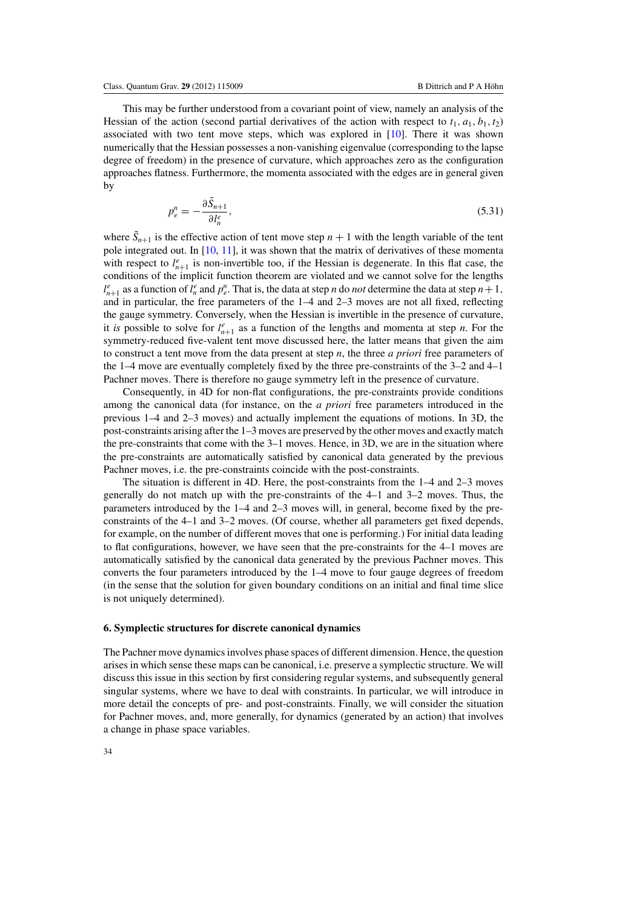This may be further understood from a covariant point of view, namely an analysis of the Hessian of the action (second partial derivatives of the action with respect to $t_1, a_1, b_1, t_2$) associated with two tent move steps, which was explored in [10]. There it was shown numerically that the Hessian possesses a non-vanishing eigenvalue (corresponding to the lapse degree of freedom) in the presence of curvature, which approaches zero as the configuration approaches flatness. Furthermore, the momenta associated with the edges are in general given by

$$p_e^n = -\frac{\partial \tilde{S}_{n+1}}{\partial l_n^e}, \tag{5.31}$$

where $\tilde{S}_{n+1}$ is the effective action of tent move step $n+1$ with the length variable of the tent pole integrated out. In [10, 11], it was shown that the matrix of derivatives of these momenta with respect to $l_{n+1}^e$ is non-invertible too, if the Hessian is degenerate. In this flat case, the conditions of the implicit function theorem are violated and we cannot solve for the lengths $l_{n+1}^e$ as a function of $l_n^e$ and $p_e^n$. That is, the data at step $n$ do *not* determine the data at step $n+1$, and in particular, the free parameters of the 1–4 and 2–3 moves are not all fixed, reflecting the gauge symmetry. Conversely, when the Hessian is invertible in the presence of curvature, it *is* possible to solve for $l_{n+1}^e$ as a function of the lengths and momenta at step $n$. For the symmetry-reduced five-valent tent move discussed here, the latter means that given the aim to construct a tent move from the data present at step $n$, the three *a priori* free parameters of the 1–4 move are eventually completely fixed by the three pre-constraints of the 3–2 and 4–1 Pachner moves. There is therefore no gauge symmetry left in the presence of curvature.

Consequently, in 4D for non-flat configurations, the pre-constraints provide conditions among the canonical data (for instance, on the *a priori* free parameters introduced in the previous 1–4 and 2–3 moves) and actually implement the equations of motions. In 3D, the post-constraints arising after the 1–3 moves are preserved by the other moves and exactly match the pre-constraints that come with the 3–1 moves. Hence, in 3D, we are in the situation where the pre-constraints are automatically satisfied by canonical data generated by the previous Pachner moves, i.e. the pre-constraints coincide with the post-constraints.

The situation is different in 4D. Here, the post-constraints from the 1–4 and 2–3 moves generally do not match up with the pre-constraints of the 4–1 and 3–2 moves. Thus, the parameters introduced by the 1–4 and 2–3 moves will, in general, become fixed by the pre-constraints of the 4–1 and 3–2 moves. (Of course, whether all parameters get fixed depends, for example, on the number of different moves that one is performing.) For initial data leading to flat configurations, however, we have seen that the pre-constraints for the 4–1 moves are automatically satisfied by the canonical data generated by the previous Pachner moves. This converts the four parameters introduced by the 1–4 move to four gauge degrees of freedom (in the sense that the solution for given boundary conditions on an initial and final time slice is not uniquely determined).

## 6. Symplectic structures for discrete canonical dynamics

The Pachner move dynamics involves phase spaces of different dimension. Hence, the question arises in which sense these maps can be canonical, i.e. preserve a symplectic structure. We will discuss this issue in this section by first considering regular systems, and subsequently general singular systems, where we have to deal with constraints. In particular, we will introduce in more detail the concepts of pre- and post-constraints. Finally, we will consider the situation for Pachner moves, and, more generally, for dynamics (generated by an action) that involves a change in phase space variables.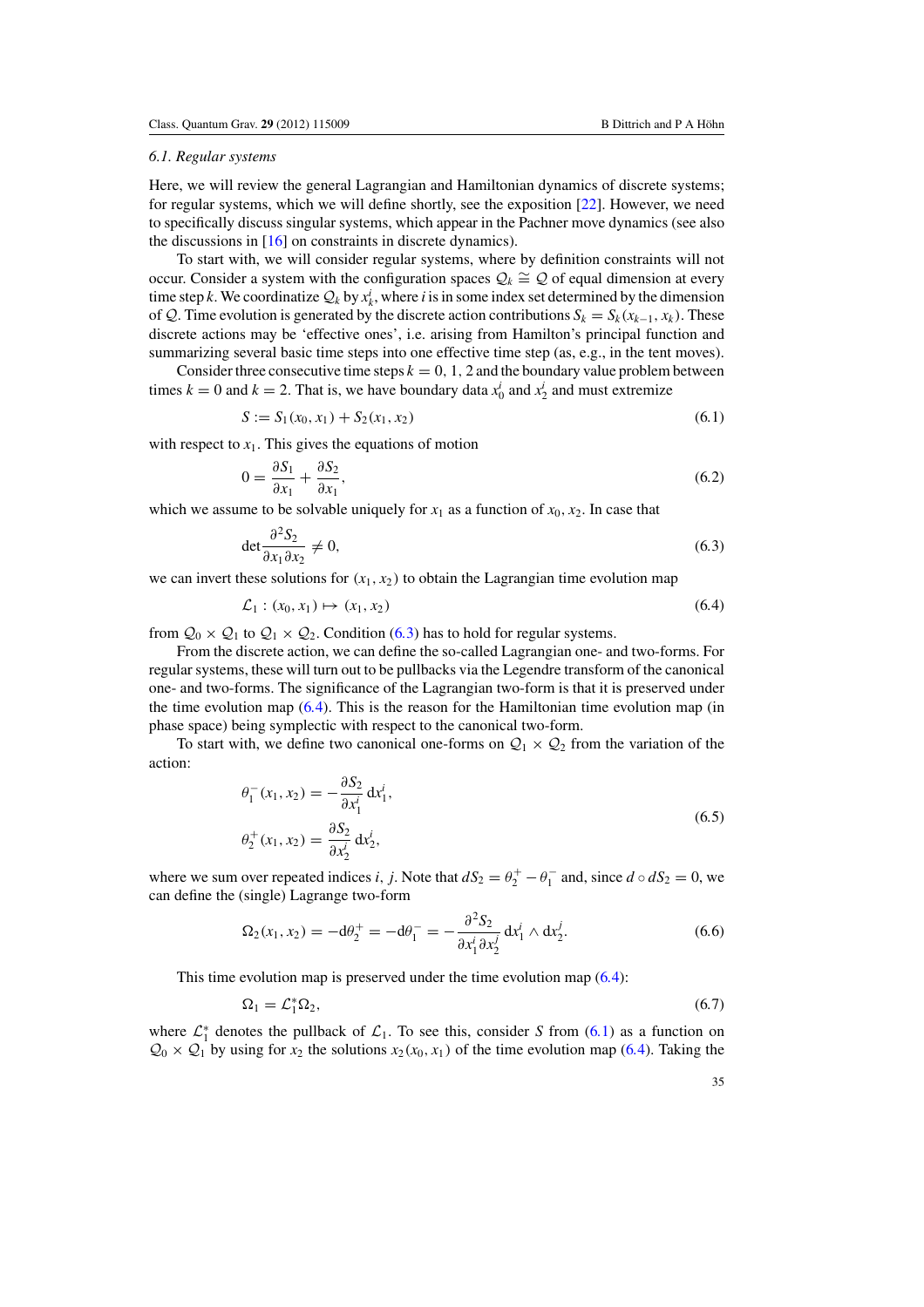### 6.1. Regular systems

Here, we will review the general Lagrangian and Hamiltonian dynamics of discrete systems; for regular systems, which we will define shortly, see the exposition [22]. However, we need to specifically discuss singular systems, which appear in the Pachner move dynamics (see also the discussions in [16] on constraints in discrete dynamics).

To start with, we will consider regular systems, where by definition constraints will not occur. Consider a system with the configuration spaces $\mathcal{Q}_k \cong \mathcal{Q}$ of equal dimension at every time step $k$. We coordinatize $\mathcal{Q}_k$ by $x_k^i$, where $i$ is in some index set determined by the dimension of $\mathcal{Q}$. Time evolution is generated by the discrete action contributions $S_k = S_k(x_{k-1}, x_k)$. These discrete actions may be 'effective ones', i.e. arising from Hamilton's principal function and summarizing several basic time steps into one effective time step (as, e.g., in the tent moves).

Consider three consecutive time steps $k = 0, 1, 2$ and the boundary value problem between times $k = 0$ and $k = 2$. That is, we have boundary data $x_0^i$ and $x_2^i$ and must extremize

$$S := S_1(x_0, x_1) + S_2(x_1, x_2) \tag{6.1}$$

with respect to $x_1$. This gives the equations of motion

$$0 = \frac{\partial S_1}{\partial x_1} + \frac{\partial S_2}{\partial x_1}, \tag{6.2}$$

which we assume to be solvable uniquely for $x_1$ as a function of $x_0, x_2$. In case that

$$\det \frac{\partial^2 S_2}{\partial x_1 \partial x_2} \neq 0, \tag{6.3}$$

we can invert these solutions for $(x_1, x_2)$ to obtain the Lagrangian time evolution map

$$\mathcal{L}_1 : (x_0, x_1) \mapsto (x_1, x_2) \tag{6.4}$$

from $\mathcal{Q}_0 \times \mathcal{Q}_1$ to $\mathcal{Q}_1 \times \mathcal{Q}_2$. Condition (6.3) has to hold for regular systems.

From the discrete action, we can define the so-called Lagrangian one- and two-forms. For regular systems, these will turn out to be pullbacks via the Legendre transform of the canonical one- and two-forms. The significance of the Lagrangian two-form is that it is preserved under the time evolution map (6.4). This is the reason for the Hamiltonian time evolution map (in phase space) being symplectic with respect to the canonical two-form.

To start with, we define two canonical one-forms on $\mathcal{Q}_1 \times \mathcal{Q}_2$ from the variation of the action:

$$\begin{aligned}
\theta_1^-(x_1, x_2) &= -\frac{\partial S_2}{\partial x_1^i}\, \mathrm{d}x_1^i, \\
\theta_2^+(x_1, x_2) &= \frac{\partial S_2}{\partial x_2^i}\, \mathrm{d}x_2^i,
\end{aligned} \tag{6.5}$$

where we sum over repeated indices $i, j$. Note that $dS_2 = \theta_2^+ - \theta_1^-$ and, since $d \circ dS_2 = 0$, we can define the (single) Lagrange two-form

$$\Omega_2(x_1, x_2) = -\mathrm{d}\theta_2^+ = -\mathrm{d}\theta_1^- = -\frac{\partial^2 S_2}{\partial x_1^i \partial x_2^j}\, \mathrm{d}x_1^i \wedge \mathrm{d}x_2^j. \tag{6.6}$$

This time evolution map is preserved under the time evolution map (6.4):

$$\Omega_1 = \mathcal{L}_1^* \Omega_2, \tag{6.7}$$

where $\mathcal{L}_1^*$ denotes the pullback of $\mathcal{L}_1$. To see this, consider $S$ from (6.1) as a function on $\mathcal{Q}_0 \times \mathcal{Q}_1$ by using for $x_2$ the solutions $x_2(x_0, x_1)$ of the time evolution map (6.4). Taking the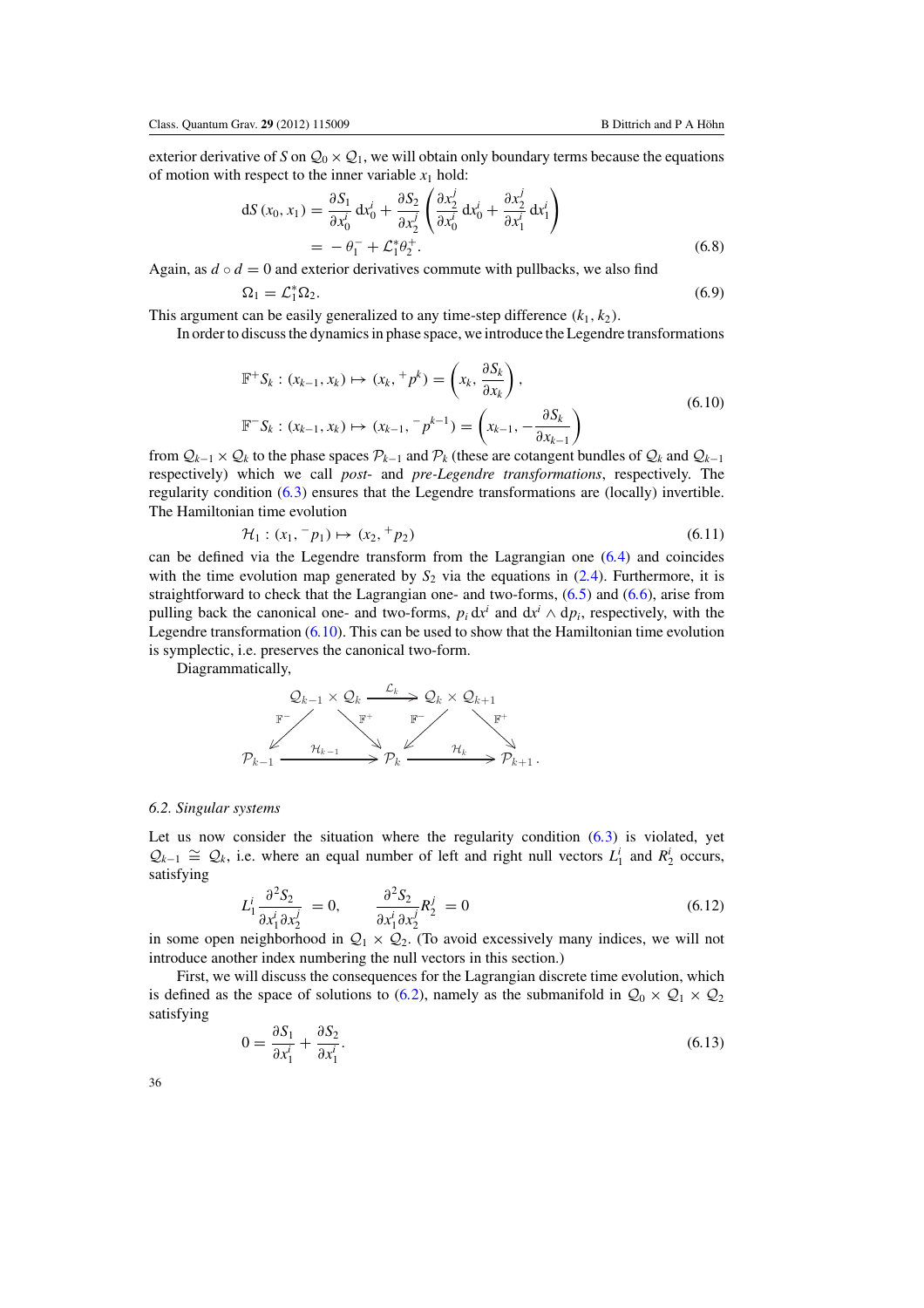exterior derivative of $S$ on $\mathcal{Q}_0 \times \mathcal{Q}_1$, we will obtain only boundary terms because the equations of motion with respect to the inner variable $x_1$ hold:

$$
\begin{aligned}
\mathrm{d}S\,(x_0, x_1) &= \frac{\partial S_1}{\partial x_0^i}\,\mathrm{d}x_0^i + \frac{\partial S_2}{\partial x_2^j}\left(\frac{\partial x_2^j}{\partial x_0^i}\,\mathrm{d}x_0^i + \frac{\partial x_2^j}{\partial x_1^i}\,\mathrm{d}x_1^i\right) \\
&= -\,\theta_1^- + \mathcal{L}_1^*\theta_2^+.
\end{aligned}
\tag{6.8}
$$

Again, as $d \circ d = 0$ and exterior derivatives commute with pullbacks, we also find

$$
\Omega_1 = \mathcal{L}_1^*\Omega_2. \tag{6.9}
$$

This argument can be easily generalized to any time-step difference $(k_1, k_2)$.

In order to discuss the dynamics in phase space, we introduce the Legendre transformations

$$
\begin{aligned}
\mathbb{F}^+S_k &: (x_{k-1}, x_k) \mapsto (x_k, {}^+p^k) = \left(x_k, \frac{\partial S_k}{\partial x_k}\right), \\
\mathbb{F}^-S_k &: (x_{k-1}, x_k) \mapsto (x_{k-1}, {}^-p^{k-1}) = \left(x_{k-1}, -\frac{\partial S_k}{\partial x_{k-1}}\right)
\end{aligned}
\tag{6.10}
$$

from $\mathcal{Q}_{k-1} \times \mathcal{Q}_k$ to the phase spaces $\mathcal{P}_{k-1}$ and $\mathcal{P}_k$ (these are cotangent bundles of $\mathcal{Q}_k$ and $\mathcal{Q}_{k-1}$ respectively) which we call *post-* and *pre-Legendre transformations*, respectively. The regularity condition (6.3) ensures that the Legendre transformations are (locally) invertible. The Hamiltonian time evolution

$$
\mathcal{H}_1 : (x_1, {}^-p_1) \mapsto (x_2, {}^+p_2) \tag{6.11}
$$

can be defined via the Legendre transform from the Lagrangian one (6.4) and coincides with the time evolution map generated by $S_2$ via the equations in (2.4). Furthermore, it is straightforward to check that the Lagrangian one- and two-forms, (6.5) and (6.6), arise from pulling back the canonical one- and two-forms, $p_i\,\mathrm{d}x^i$ and $\mathrm{d}x^i \wedge \mathrm{d}p_i$, respectively, with the Legendre transformation (6.10). This can be used to show that the Hamiltonian time evolution is symplectic, i.e. preserves the canonical two-form.

Diagrammatically,

$$
\begin{array}{ccccccc}
& \mathcal{Q}_{k-1} \times \mathcal{Q}_k & & \xrightarrow{\ \mathcal{L}_k\ } & & \mathcal{Q}_k \times \mathcal{Q}_{k+1} & \\
\swarrow^{\mathbb{F}^-} & & \searrow^{\mathbb{F}^+} & & \swarrow^{\mathbb{F}^-} & & \searrow^{\mathbb{F}^+} \\
\mathcal{P}_{k-1} & & \xrightarrow{\ \mathcal{H}_{k-1}\ } & \mathcal{P}_k & \xrightarrow{\ \mathcal{H}_k\ } & & \mathcal{P}_{k+1}.
\end{array}
$$

### 6.2. Singular systems

Let us now consider the situation where the regularity condition (6.3) is violated, yet $\mathcal{Q}_{k-1} \cong \mathcal{Q}_k$, i.e. where an equal number of left and right null vectors $L_1^i$ and $R_2^i$ occurs, satisfying

$$
L_1^i \frac{\partial^2 S_2}{\partial x_1^i \partial x_2^j} = 0, \qquad \frac{\partial^2 S_2}{\partial x_1^i \partial x_2^j} R_2^j = 0 \tag{6.12}
$$

in some open neighborhood in $\mathcal{Q}_1 \times \mathcal{Q}_2$. (To avoid excessively many indices, we will not introduce another index numbering the null vectors in this section.)

First, we will discuss the consequences for the Lagrangian discrete time evolution, which is defined as the space of solutions to (6.2), namely as the submanifold in $\mathcal{Q}_0 \times \mathcal{Q}_1 \times \mathcal{Q}_2$ satisfying

$$
0 = \frac{\partial S_1}{\partial x_1^i} + \frac{\partial S_2}{\partial x_1^i}. \tag{6.13}
$$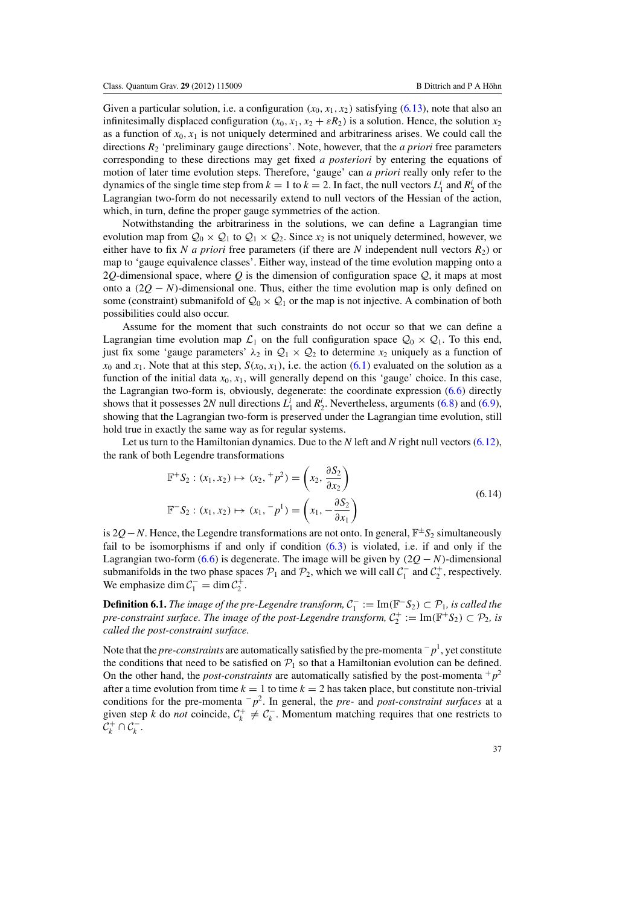Given a particular solution, i.e. a configuration $(x_0, x_1, x_2)$ satisfying (6.13), note that also an infinitesimally displaced configuration $(x_0, x_1, x_2 + \varepsilon R_2)$ is a solution. Hence, the solution $x_2$ as a function of $x_0, x_1$ is not uniquely determined and arbitrariness arises. We could call the directions $R_2$ 'preliminary gauge directions'. Note, however, that the *a priori* free parameters corresponding to these directions may get fixed *a posteriori* by entering the equations of motion of later time evolution steps. Therefore, 'gauge' can *a priori* really only refer to the dynamics of the single time step from $k = 1$ to $k = 2$. In fact, the null vectors $L_1^i$ and $R_2^i$ of the Lagrangian two-form do not necessarily extend to null vectors of the Hessian of the action, which, in turn, define the proper gauge symmetries of the action.

Notwithstanding the arbitrariness in the solutions, we can define a Lagrangian time evolution map from $\mathcal{Q}_0 \times \mathcal{Q}_1$ to $\mathcal{Q}_1 \times \mathcal{Q}_2$. Since $x_2$ is not uniquely determined, however, we either have to fix $N$ *a priori* free parameters (if there are $N$ independent null vectors $R_2$) or map to 'gauge equivalence classes'. Either way, instead of the time evolution mapping onto a $2Q$-dimensional space, where $Q$ is the dimension of configuration space $\mathcal{Q}$, it maps at most onto a $(2Q - N)$-dimensional one. Thus, either the time evolution map is only defined on some (constraint) submanifold of $\mathcal{Q}_0 \times \mathcal{Q}_1$ or the map is not injective. A combination of both possibilities could also occur.

Assume for the moment that such constraints do not occur so that we can define a Lagrangian time evolution map $\mathcal{L}_1$ on the full configuration space $\mathcal{Q}_0 \times \mathcal{Q}_1$. To this end, just fix some 'gauge parameters' $\lambda_2$ in $\mathcal{Q}_1 \times \mathcal{Q}_2$ to determine $x_2$ uniquely as a function of $x_0$ and $x_1$. Note that at this step, $S(x_0, x_1)$, i.e. the action (6.1) evaluated on the solution as a function of the initial data $x_0, x_1$, will generally depend on this 'gauge' choice. In this case, the Lagrangian two-form is, obviously, degenerate: the coordinate expression (6.6) directly shows that it possesses $2N$ null directions $L_1^i$ and $R_2^i$. Nevertheless, arguments (6.8) and (6.9), showing that the Lagrangian two-form is preserved under the Lagrangian time evolution, still hold true in exactly the same way as for regular systems.

Let us turn to the Hamiltonian dynamics. Due to the $N$ left and $N$ right null vectors (6.12), the rank of both Legendre transformations

$$
\begin{aligned}
\mathbb{F}^+ S_2 &: (x_1, x_2) \mapsto (x_2, {}^+p^2) = \left(x_2, \frac{\partial S_2}{\partial x_2}\right) \\
\mathbb{F}^- S_2 &: (x_1, x_2) \mapsto (x_1, {}^-p^1) = \left(x_1, -\frac{\partial S_2}{\partial x_1}\right)
\end{aligned}
\tag{6.14}
$$

is $2Q - N$. Hence, the Legendre transformations are not onto. In general, $\mathbb{F}^\pm S_2$ simultaneously fail to be isomorphisms if and only if condition (6.3) is violated, i.e. if and only if the Lagrangian two-form (6.6) is degenerate. The image will be given by $(2Q - N)$-dimensional submanifolds in the two phase spaces $\mathcal{P}_1$ and $\mathcal{P}_2$, which we will call $\mathcal{C}_1^-$ and $\mathcal{C}_2^+$, respectively. We emphasize $\dim \mathcal{C}_1^- = \dim \mathcal{C}_2^+$.

**Definition 6.1.** *The image of the pre-Legendre transform, $\mathcal{C}_1^- := \mathrm{Im}(\mathbb{F}^- S_2) \subset \mathcal{P}_1$, is called the pre-constraint surface. The image of the post-Legendre transform, $\mathcal{C}_2^+ := \mathrm{Im}(\mathbb{F}^+ S_2) \subset \mathcal{P}_2$, is called the post-constraint surface.*

Note that the *pre-constraints* are automatically satisfied by the pre-momenta ${}^-p^1$, yet constitute the conditions that need to be satisfied on $\mathcal{P}_1$ so that a Hamiltonian evolution can be defined. On the other hand, the *post-constraints* are automatically satisfied by the post-momenta ${}^+p^2$ after a time evolution from time $k = 1$ to time $k = 2$ has taken place, but constitute non-trivial conditions for the pre-momenta ${}^-p^2$. In general, the *pre-* and *post-constraint surfaces* at a given step $k$ do *not* coincide, $\mathcal{C}_k^+ \neq \mathcal{C}_k^-$. Momentum matching requires that one restricts to $\mathcal{C}_k^+ \cap \mathcal{C}_k^-$.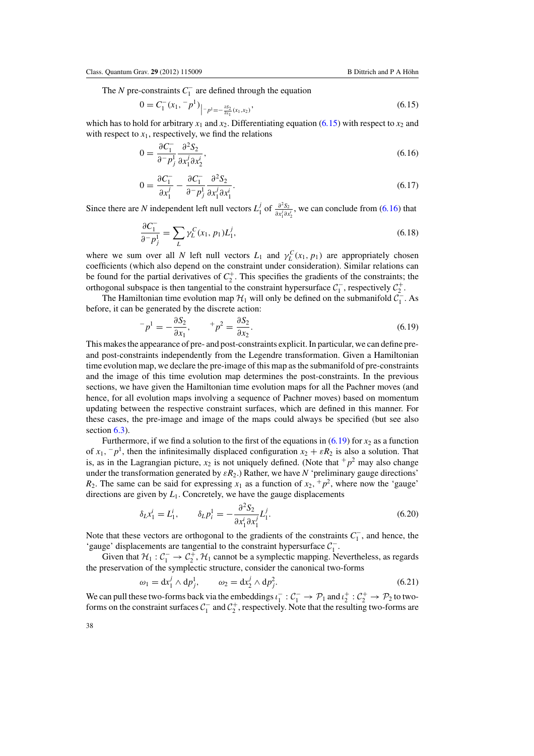The $N$ pre-constraints $C_1^-$ are defined through the equation

$$0 = C_1^-(x_1, {}^-p^1)\big|_{{}^-p^1 = -\frac{\partial S_2}{\partial x_1}(x_1,x_2)}, \tag{6.15}$$

which has to hold for arbitrary $x_1$ and $x_2$. Differentiating equation (6.15) with respect to $x_2$ and with respect to $x_1$, respectively, we find the relations

$$0 = \frac{\partial C_1^-}{\partial {}^-p_j^1}\frac{\partial^2 S_2}{\partial x_1^j \partial x_2^i}, \tag{6.16}$$

$$0 = \frac{\partial C_1^-}{\partial x_1^i} - \frac{\partial C_1^-}{\partial {}^-p_j^1}\frac{\partial^2 S_2}{\partial x_1^j \partial x_1^i}. \tag{6.17}$$

Since there are $N$ independent left null vectors $L_1^j$ of $\frac{\partial^2 S_2}{\partial x_1^j \partial x_2^i}$, we can conclude from (6.16) that

$$\frac{\partial C_1^-}{\partial {}^-p_j^1} = \sum_L \gamma_L^C(x_1, p_1) L_1^j, \tag{6.18}$$

where we sum over all $N$ left null vectors $L_1$ and $\gamma_L^C(x_1, p_1)$ are appropriately chosen coefficients (which also depend on the constraint under consideration). Similar relations can be found for the partial derivatives of $C_2^+$. This specifies the gradients of the constraints; the orthogonal subspace is then tangential to the constraint hypersurface $\mathcal{C}_1^-$, respectively $\mathcal{C}_2^+$.

The Hamiltonian time evolution map $\mathcal{H}_1$ will only be defined on the submanifold $\mathcal{C}_1^-$. As before, it can be generated by the discrete action:

$${}^-p^1 = -\frac{\partial S_2}{\partial x_1}, \qquad {}^+p^2 = \frac{\partial S_2}{\partial x_2}. \tag{6.19}$$

This makes the appearance of pre- and post-constraints explicit. In particular, we can define pre- and post-constraints independently from the Legendre transformation. Given a Hamiltonian time evolution map, we declare the pre-image of this map as the submanifold of pre-constraints and the image of this time evolution map determines the post-constraints. In the previous sections, we have given the Hamiltonian time evolution maps for all the Pachner moves (and hence, for all evolution maps involving a sequence of Pachner moves) based on momentum updating between the respective constraint surfaces, which are defined in this manner. For these cases, the pre-image and image of the maps could always be specified (but see also section 6.3).

Furthermore, if we find a solution to the first of the equations in (6.19) for $x_2$ as a function of $x_1, {}^-p^1$, then the infinitesimally displaced configuration $x_2 + \varepsilon R_2$ is also a solution. That is, as in the Lagrangian picture, $x_2$ is not uniquely defined. (Note that ${}^+p^2$ may also change under the transformation generated by $\varepsilon R_2$.) Rather, we have $N$ 'preliminary gauge directions' $R_2$. The same can be said for expressing $x_1$ as a function of $x_2, {}^+p^2$, where now the 'gauge' directions are given by $L_1$. Concretely, we have the gauge displacements

$$\delta_L x_1^i = L_1^i, \qquad \delta_L p_i^1 = -\frac{\partial^2 S_2}{\partial x_1^i \partial x_1^j} L_1^j. \tag{6.20}$$

Note that these vectors are orthogonal to the gradients of the constraints $C_1^-$, and hence, the 'gauge' displacements are tangential to the constraint hypersurface $\mathcal{C}_1^-$.

Given that $\mathcal{H}_1 : \mathcal{C}_1^- \to \mathcal{C}_2^+$, $\mathcal{H}_1$ cannot be a symplectic mapping. Nevertheless, as regards the preservation of the symplectic structure, consider the canonical two-forms

$$\omega_1 = \mathrm{d}x_1^j \wedge \mathrm{d}p_j^1, \qquad \omega_2 = \mathrm{d}x_2^j \wedge \mathrm{d}p_j^2. \tag{6.21}$$

We can pull these two-forms back via the embeddings $\iota_1^- : \mathcal{C}_1^- \to \mathcal{P}_1$ and $\iota_2^+ : \mathcal{C}_2^+ \to \mathcal{P}_2$ to two-forms on the constraint surfaces $\mathcal{C}_1^-$ and $\mathcal{C}_2^+$, respectively. Note that the resulting two-forms are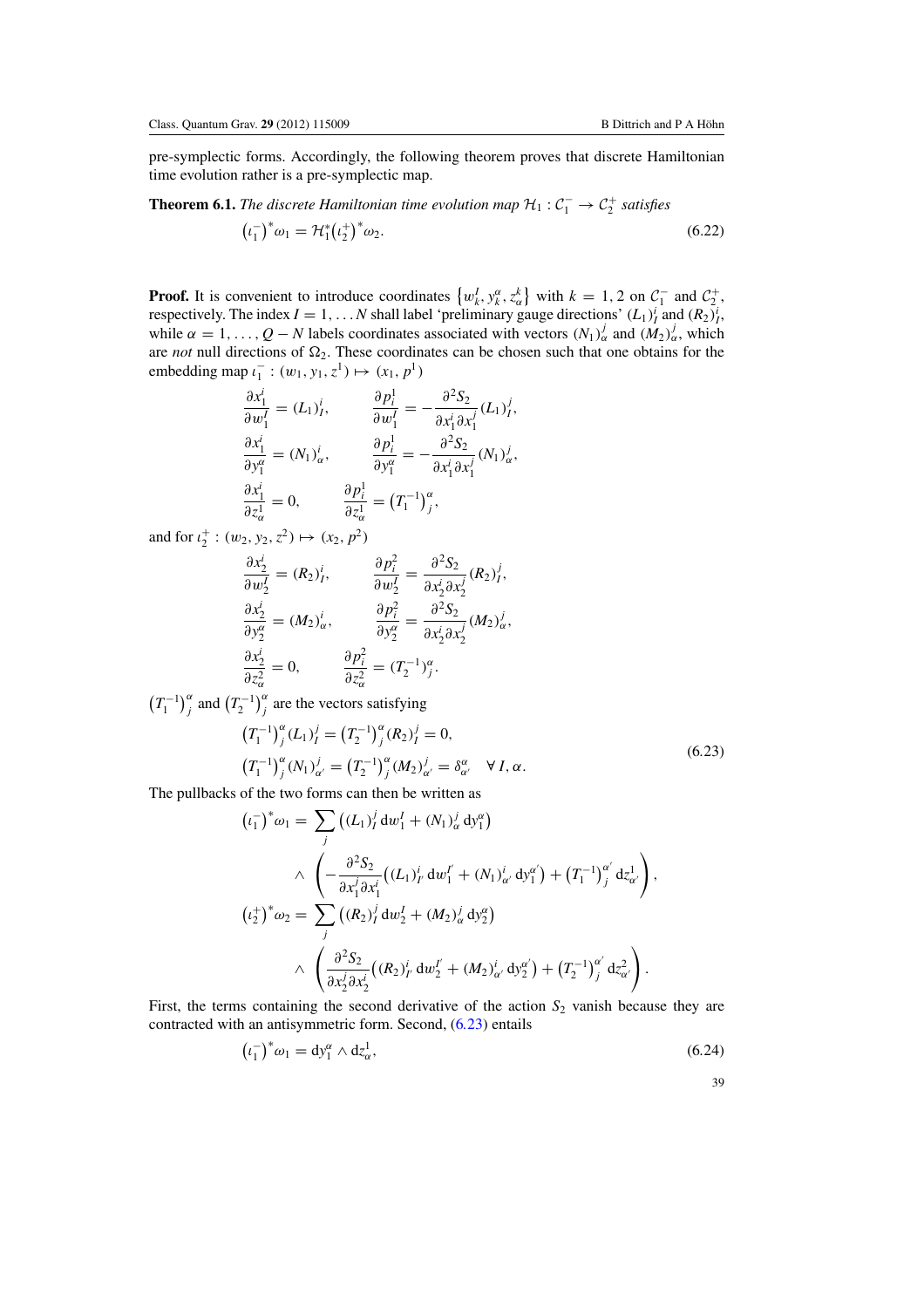pre-symplectic forms. Accordingly, the following theorem proves that discrete Hamiltonian time evolution rather is a pre-symplectic map.

**Theorem 6.1.** *The discrete Hamiltonian time evolution map $\mathcal{H}_1 : \mathcal{C}_1^- \to \mathcal{C}_2^+$ satisfies*

$$\left(\iota_1^-\right)^* \omega_1 = \mathcal{H}_1^* \left(\iota_2^+\right)^* \omega_2. \tag{6.22}$$

**Proof.** It is convenient to introduce coordinates $\left\{w_k^I, y_k^\alpha, z_\alpha^k\right\}$ with $k = 1, 2$ on $\mathcal{C}_1^-$ and $\mathcal{C}_2^+$, respectively. The index $I = 1, \ldots N$ shall label 'preliminary gauge directions' $(L_1)_I^i$ and $(R_2)_I^i$, while $\alpha = 1, \ldots, Q - N$ labels coordinates associated with vectors $(N_1)_\alpha^j$ and $(M_2)_\alpha^j$, which are *not* null directions of $\Omega_2$. These coordinates can be chosen such that one obtains for the embedding map $\iota_1^- : (w_1, y_1, z^1) \mapsto (x_1, p^1)$

$$\frac{\partial x_1^i}{\partial w_1^I} = (L_1)_I^i, \qquad \frac{\partial p_i^1}{\partial w_1^I} = -\frac{\partial^2 S_2}{\partial x_1^i \partial x_1^j} (L_1)_I^j,$$

$$\frac{\partial x_1^i}{\partial y_1^\alpha} = (N_1)_\alpha^i, \qquad \frac{\partial p_i^1}{\partial y_1^\alpha} = -\frac{\partial^2 S_2}{\partial x_1^i \partial x_1^j} (N_1)_\alpha^j,$$

$$\frac{\partial x_1^i}{\partial z_\alpha^1} = 0, \qquad \frac{\partial p_i^1}{\partial z_\alpha^1} = \left(T_1^{-1}\right)_j^\alpha,$$

and for $\iota_2^+ : (w_2, y_2, z^2) \mapsto (x_2, p^2)$

$$\frac{\partial x_2^i}{\partial w_2^I} = (R_2)_I^i, \qquad \frac{\partial p_i^2}{\partial w_2^I} = \frac{\partial^2 S_2}{\partial x_2^i \partial x_2^j} (R_2)_I^j,$$

$$\frac{\partial x_2^i}{\partial y_2^\alpha} = (M_2)_\alpha^i, \qquad \frac{\partial p_i^2}{\partial y_2^\alpha} = \frac{\partial^2 S_2}{\partial x_2^i \partial x_2^j} (M_2)_\alpha^j,$$

$$\frac{\partial x_2^i}{\partial z_\alpha^2} = 0, \qquad \frac{\partial p_i^2}{\partial z_\alpha^2} = (T_2^{-1})_j^\alpha.$$

$\left(T_1^{-1}\right)_j^\alpha$ and $\left(T_2^{-1}\right)_j^\alpha$ are the vectors satisfying

$$\begin{aligned}
&\left(T_1^{-1}\right)_j^\alpha (L_1)_I^j = \left(T_2^{-1}\right)_j^\alpha (R_2)_I^j = 0, \\
&\left(T_1^{-1}\right)_j^\alpha (N_1)_{\alpha'}^j = \left(T_2^{-1}\right)_j^\alpha (M_2)_{\alpha'}^j = \delta_{\alpha'}^\alpha \quad \forall\, I, \alpha.
\end{aligned} \tag{6.23}$$

The pullbacks of the two forms can then be written as

$$\begin{aligned}
\left(\iota_1^-\right)^* \omega_1 = &\sum_j \left((L_1)_I^j \, dw_1^I + (N_1)_\alpha^j \, dy_1^\alpha\right) \\
&\wedge \left(-\frac{\partial^2 S_2}{\partial x_1^j \partial x_1^i}\left((L_1)_{I'}^i \, dw_1^{I'} + (N_1)_{\alpha'}^i \, dy_1^{\alpha'}\right) + \left(T_1^{-1}\right)_j^{\alpha'} dz_{\alpha'}^1\right), \\
\left(\iota_2^+\right)^* \omega_2 = &\sum_j \left((R_2)_I^j \, dw_2^I + (M_2)_\alpha^j \, dy_2^\alpha\right) \\
&\wedge \left(\frac{\partial^2 S_2}{\partial x_2^j \partial x_2^i}\left((R_2)_{I'}^i \, dw_2^{I'} + (M_2)_{\alpha'}^i \, dy_2^{\alpha'}\right) + \left(T_2^{-1}\right)_j^{\alpha'} dz_{\alpha'}^2\right).
\end{aligned}$$

First, the terms containing the second derivative of the action $S_2$ vanish because they are contracted with an antisymmetric form. Second, (6.23) entails

$$\left(\iota_1^-\right)^* \omega_1 = dy_1^\alpha \wedge dz_\alpha^1, \tag{6.24}$$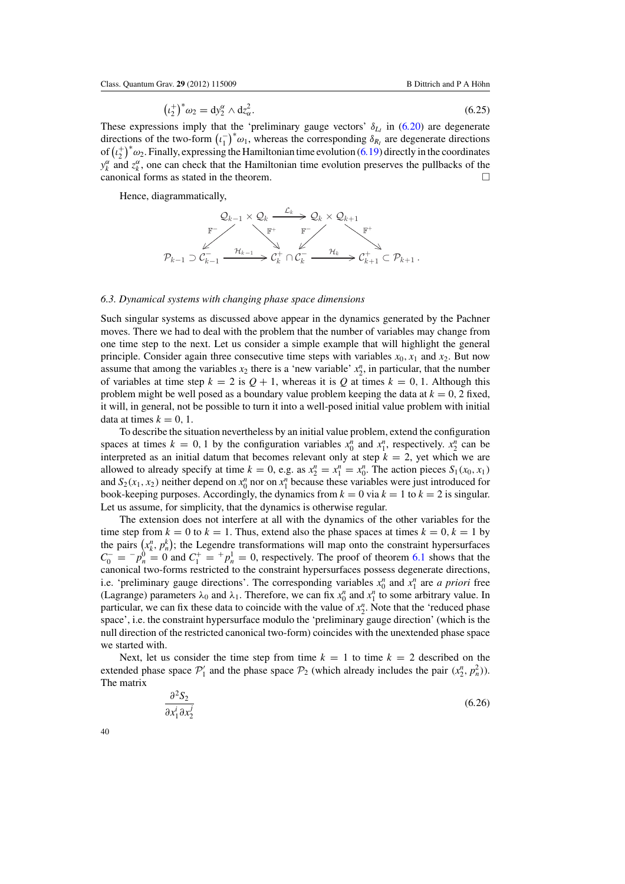$$\left(\iota_2^+\right)^* \omega_2 = \mathrm{d}y_2^\alpha \wedge \mathrm{d}z_\alpha^2. \tag{6.25}$$

These expressions imply that the 'preliminary gauge vectors' $\delta_{L_I}$ in (6.20) are degenerate directions of the two-form $\left(\iota_1^-\right)^* \omega_1$, whereas the corresponding $\delta_{R_I}$ are degenerate directions of $\left(\iota_2^+\right)^* \omega_2$. Finally, expressing the Hamiltonian time evolution (6.19) directly in the coordinates $y_k^\alpha$ and $z_k^\alpha$, one can check that the Hamiltonian time evolution preserves the pullbacks of the canonical forms as stated in the theorem. □

Hence, diagrammatically,

$$\begin{array}{ccccccc}
 & \mathcal{Q}_{k-1} \times \mathcal{Q}_k & \xrightarrow{\mathcal{L}_k} & \mathcal{Q}_k \times \mathcal{Q}_{k+1} & & \\
 \swarrow^{\mathbb{F}^-} & & \searrow^{\mathbb{F}^+} \quad \swarrow^{\mathbb{F}^-} & & \searrow^{\mathbb{F}^+} & \\
\mathcal{P}_{k-1} \supset \mathcal{C}_{k-1}^- & \xrightarrow{\mathcal{H}_{k-1}} & \mathcal{C}_k^+ \cap \mathcal{C}_k^- & \xrightarrow{\mathcal{H}_k} & \mathcal{C}_{k+1}^+ \subset \mathcal{P}_{k+1}\,. &
\end{array}$$

### 6.3. Dynamical systems with changing phase space dimensions

Such singular systems as discussed above appear in the dynamics generated by the Pachner moves. There we had to deal with the problem that the number of variables may change from one time step to the next. Let us consider a simple example that will highlight the general principle. Consider again three consecutive time steps with variables $x_0$, $x_1$ and $x_2$. But now assume that among the variables $x_2$ there is a 'new variable' $x_2^n$, in particular, that the number of variables at time step $k = 2$ is $Q + 1$, whereas it is $Q$ at times $k = 0, 1$. Although this problem might be well posed as a boundary value problem keeping the data at $k = 0, 2$ fixed, it will, in general, not be possible to turn it into a well-posed initial value problem with initial data at times $k = 0, 1$.

To describe the situation nevertheless by an initial value problem, extend the configuration spaces at times $k = 0, 1$ by the configuration variables $x_0^n$ and $x_1^n$, respectively. $x_2^n$ can be interpreted as an initial datum that becomes relevant only at step $k = 2$, yet which we are allowed to already specify at time $k = 0$, e.g. as $x_2^n = x_1^n = x_0^n$. The action pieces $S_1(x_0, x_1)$ and $S_2(x_1, x_2)$ neither depend on $x_0^n$ nor on $x_1^n$ because these variables were just introduced for book-keeping purposes. Accordingly, the dynamics from $k = 0$ via $k = 1$ to $k = 2$ is singular. Let us assume, for simplicity, that the dynamics is otherwise regular.

The extension does not interfere at all with the dynamics of the other variables for the time step from $k = 0$ to $k = 1$. Thus, extend also the phase spaces at times $k = 0, k = 1$ by the pairs $\left(x_k^n, p_n^k\right)$; the Legendre transformations will map onto the constraint hypersurfaces $C_0^- = {}^-p_n^0 = 0$ and $C_1^+ = {}^+p_n^1 = 0$, respectively. The proof of theorem 6.1 shows that the canonical two-forms restricted to the constraint hypersurfaces possess degenerate directions, i.e. 'preliminary gauge directions'. The corresponding variables $x_0^n$ and $x_1^n$ are *a priori* free (Lagrange) parameters $\lambda_0$ and $\lambda_1$. Therefore, we can fix $x_0^n$ and $x_1^n$ to some arbitrary value. In particular, we can fix these data to coincide with the value of $x_2^n$. Note that the 'reduced phase space', i.e. the constraint hypersurface modulo the 'preliminary gauge direction' (which is the null direction of the restricted canonical two-form) coincides with the unextended phase space we started with.

Next, let us consider the time step from time $k = 1$ to time $k = 2$ described on the extended phase space $\mathcal{P}_1'$ and the phase space $\mathcal{P}_2$ (which already includes the pair $(x_2^n, p_n^2)$). The matrix

$$\frac{\partial^2 S_2}{\partial x_1^i \partial x_2^j} \tag{6.26}$$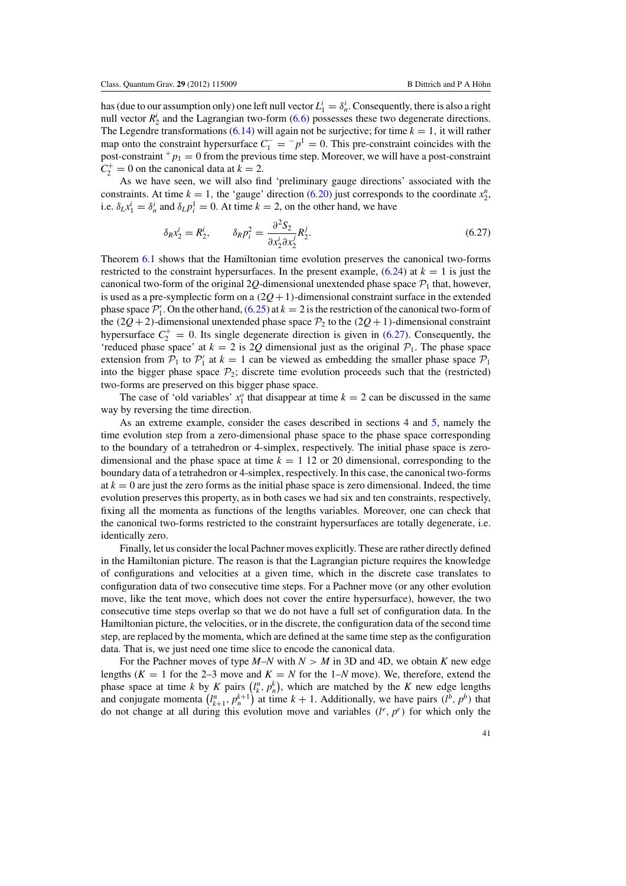has (due to our assumption only) one left null vector $L_1^i = \delta_n^i$. Consequently, there is also a right null vector $R_2^i$ and the Lagrangian two-form (6.6) possesses these two degenerate directions. The Legendre transformations (6.14) will again not be surjective; for time $k = 1$, it will rather map onto the constraint hypersurface $C_1^- = {}^-p^1 = 0$. This pre-constraint coincides with the post-constraint ${}^+p_1 = 0$ from the previous time step. Moreover, we will have a post-constraint $C_2^+ = 0$ on the canonical data at $k = 2$.

As we have seen, we will also find 'preliminary gauge directions' associated with the constraints. At time $k = 1$, the 'gauge' direction (6.20) just corresponds to the coordinate $x_2^n$, i.e. $\delta_L x_1^i = \delta_n^i$ and $\delta_L p_i^1 = 0$. At time $k = 2$, on the other hand, we have

$$\delta_R x_2^i = R_2^i, \qquad \delta_R p_i^2 = \frac{\partial^2 S_2}{\partial x_2^i \partial x_2^j} R_2^j. \tag{6.27}$$

Theorem 6.1 shows that the Hamiltonian time evolution preserves the canonical two-forms restricted to the constraint hypersurfaces. In the present example, (6.24) at $k = 1$ is just the canonical two-form of the original $2Q$-dimensional unextended phase space $\mathcal{P}_1$ that, however, is used as a pre-symplectic form on a $(2Q+1)$-dimensional constraint surface in the extended phase space $\mathcal{P}_1'$. On the other hand, (6.25) at $k = 2$ is the restriction of the canonical two-form of the $(2Q+2)$-dimensional unextended phase space $\mathcal{P}_2$ to the $(2Q+1)$-dimensional constraint hypersurface $C_2^+ = 0$. Its single degenerate direction is given in (6.27). Consequently, the 'reduced phase space' at $k = 2$ is $2Q$ dimensional just as the original $\mathcal{P}_1$. The phase space extension from $\mathcal{P}_1$ to $\mathcal{P}_1'$ at $k = 1$ can be viewed as embedding the smaller phase space $\mathcal{P}_1$ into the bigger phase space $\mathcal{P}_2$; discrete time evolution proceeds such that the (restricted) two-forms are preserved on this bigger phase space.

The case of 'old variables' $x_1^o$ that disappear at time $k = 2$ can be discussed in the same way by reversing the time direction.

As an extreme example, consider the cases described in sections 4 and 5, namely the time evolution step from a zero-dimensional phase space to the phase space corresponding to the boundary of a tetrahedron or 4-simplex, respectively. The initial phase space is zero-dimensional and the phase space at time $k = 1$ 12 or 20 dimensional, corresponding to the boundary data of a tetrahedron or 4-simplex, respectively. In this case, the canonical two-forms at $k = 0$ are just the zero forms as the initial phase space is zero dimensional. Indeed, the time evolution preserves this property, as in both cases we had six and ten constraints, respectively, fixing all the momenta as functions of the lengths variables. Moreover, one can check that the canonical two-forms restricted to the constraint hypersurfaces are totally degenerate, i.e. identically zero.

Finally, let us consider the local Pachner moves explicitly. These are rather directly defined in the Hamiltonian picture. The reason is that the Lagrangian picture requires the knowledge of configurations and velocities at a given time, which in the discrete case translates to configuration data of two consecutive time steps. For a Pachner move (or any other evolution move, like the tent move, which does not cover the entire hypersurface), however, the two consecutive time steps overlap so that we do not have a full set of configuration data. In the Hamiltonian picture, the velocities, or in the discrete, the configuration data of the second time step, are replaced by the momenta, which are defined at the same time step as the configuration data. That is, we just need one time slice to encode the canonical data.

For the Pachner moves of type $M$–$N$ with $N > M$ in 3D and 4D, we obtain $K$ new edge lengths ($K = 1$ for the 2–3 move and $K = N$ for the 1–$N$ move). We, therefore, extend the phase space at time $k$ by $K$ pairs $\left(l_k^n, p_n^k\right)$, which are matched by the $K$ new edge lengths and conjugate momenta $\left(l_{k+1}^n, p_n^{k+1}\right)$ at time $k+1$. Additionally, we have pairs $(l^b, p^b)$ that do not change at all during this evolution move and variables $(l^e, p^e)$ for which only the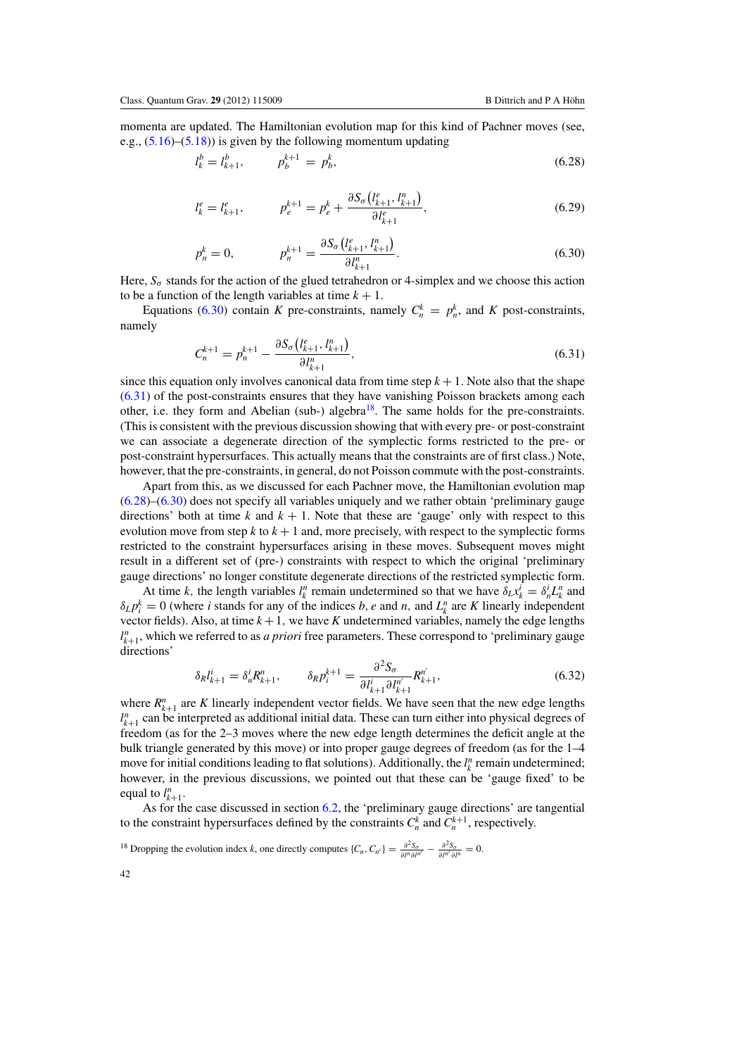momenta are updated. The Hamiltonian evolution map for this kind of Pachner moves (see, e.g., (5.16)–(5.18)) is given by the following momentum updating

$$l_k^b = l_{k+1}^b, \qquad p_b^{k+1} = p_b^k, \tag{6.28}$$

$$l_k^e = l_{k+1}^e, \qquad p_e^{k+1} = p_e^k + \frac{\partial S_\sigma\left(l_{k+1}^e, l_{k+1}^n\right)}{\partial l_{k+1}^e}, \tag{6.29}$$

$$p_n^k = 0, \qquad p_n^{k+1} = \frac{\partial S_\sigma\left(l_{k+1}^e, l_{k+1}^n\right)}{\partial l_{k+1}^n}. \tag{6.30}$$

Here, $S_\sigma$ stands for the action of the glued tetrahedron or 4-simplex and we choose this action to be a function of the length variables at time $k+1$.

Equations (6.30) contain $K$ pre-constraints, namely $C_n^k = p_n^k$, and $K$ post-constraints, namely

$$C_n^{k+1} = p_n^{k+1} - \frac{\partial S_\sigma\left(l_{k+1}^e, l_{k+1}^n\right)}{\partial l_{k+1}^n}, \tag{6.31}$$

since this equation only involves canonical data from time step $k+1$. Note also that the shape (6.31) of the post-constraints ensures that they have vanishing Poisson brackets among each other, i.e. they form and Abelian (sub-) algebra[18]. The same holds for the pre-constraints. (This is consistent with the previous discussion showing that with every pre- or post-constraint we can associate a degenerate direction of the symplectic forms restricted to the pre- or post-constraint hypersurfaces. This actually means that the constraints are of first class.) Note, however, that the pre-constraints, in general, do not Poisson commute with the post-constraints.

Apart from this, as we discussed for each Pachner move, the Hamiltonian evolution map (6.28)–(6.30) does not specify all variables uniquely and we rather obtain 'preliminary gauge directions' both at time $k$ and $k+1$. Note that these are 'gauge' only with respect to this evolution move from step $k$ to $k+1$ and, more precisely, with respect to the symplectic forms restricted to the constraint hypersurfaces arising in these moves. Subsequent moves might result in a different set of (pre-) constraints with respect to which the original 'preliminary gauge directions' no longer constitute degenerate directions of the restricted symplectic form.

At time $k$, the length variables $l_k^n$ remain undetermined so that we have $\delta_L x_k^i = \delta_n^i L_k^n$ and $\delta_L p_i^k = 0$ (where $i$ stands for any of the indices $b$, $e$ and $n$, and $L_k^n$ are $K$ linearly independent vector fields). Also, at time $k+1$, we have $K$ undetermined variables, namely the edge lengths $l_{k+1}^n$, which we referred to as *a priori* free parameters. These correspond to 'preliminary gauge directions'

$$\delta_R l_{k+1}^i = \delta_n^i R_{k+1}^n, \qquad \delta_R p_i^{k+1} = \frac{\partial^2 S_\sigma}{\partial l_{k+1}^i \partial l_{k+1}^{n'}} R_{k+1}^{n'}, \tag{6.32}$$

where $R_{k+1}^n$ are $K$ linearly independent vector fields. We have seen that the new edge lengths $l_{k+1}^n$ can be interpreted as additional initial data. These can turn either into physical degrees of freedom (as for the 2–3 moves where the new edge length determines the deficit angle at the bulk triangle generated by this move) or into proper gauge degrees of freedom (as for the 1–4 move for initial conditions leading to flat solutions). Additionally, the $l_k^n$ remain undetermined; however, in the previous discussions, we pointed out that these can be 'gauge fixed' to be equal to $l_{k+1}^n$.

As for the case discussed in section 6.2, the 'preliminary gauge directions' are tangential to the constraint hypersurfaces defined by the constraints $C_n^k$ and $C_n^{k+1}$, respectively.

[18] Dropping the evolution index $k$, one directly computes $\{C_n, C_{n'}\} = \frac{\partial^2 S_\sigma}{\partial l^n \partial l^{n'}} - \frac{\partial^2 S_\sigma}{\partial l^{n'} \partial l^n} = 0$.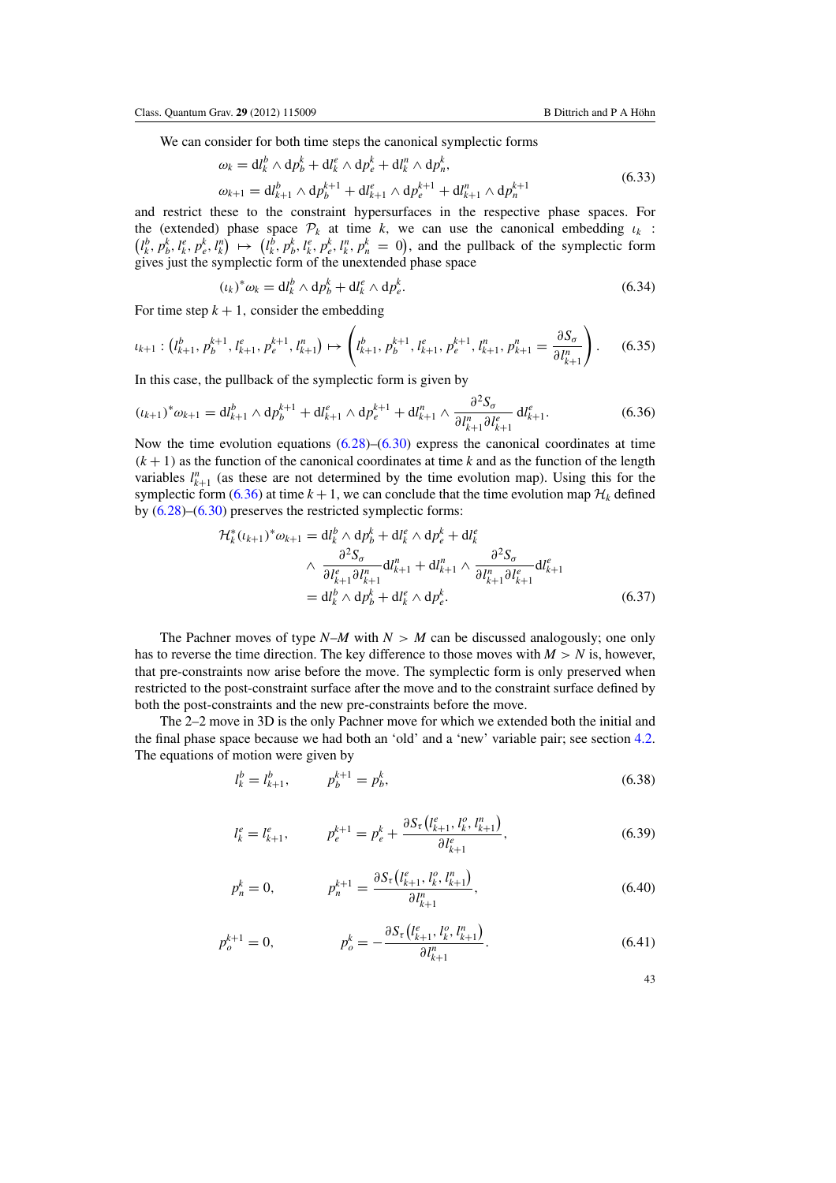We can consider for both time steps the canonical symplectic forms

$$
\begin{aligned}
\omega_k &= \mathrm{d}l_k^b \wedge \mathrm{d}p_b^k + \mathrm{d}l_k^e \wedge \mathrm{d}p_e^k + \mathrm{d}l_k^n \wedge \mathrm{d}p_n^k, \\
\omega_{k+1} &= \mathrm{d}l_{k+1}^b \wedge \mathrm{d}p_b^{k+1} + \mathrm{d}l_{k+1}^e \wedge \mathrm{d}p_e^{k+1} + \mathrm{d}l_{k+1}^n \wedge \mathrm{d}p_n^{k+1}
\end{aligned}
\tag{6.33}
$$

and restrict these to the constraint hypersurfaces in the respective phase spaces. For the (extended) phase space $\mathcal{P}_k$ at time $k$, we can use the canonical embedding $\iota_k$ : $\left(l_k^b, p_b^k, l_k^e, p_e^k, l_k^n\right) \mapsto \left(l_k^b, p_b^k, l_k^e, p_e^k, l_k^n, p_n^k = 0\right)$, and the pullback of the symplectic form gives just the symplectic form of the unextended phase space

$$
(\iota_k)^* \omega_k = \mathrm{d}l_k^b \wedge \mathrm{d}p_b^k + \mathrm{d}l_k^e \wedge \mathrm{d}p_e^k. \tag{6.34}
$$

For time step $k+1$, consider the embedding

$$
\iota_{k+1} : \left(l_{k+1}^b, p_b^{k+1}, l_{k+1}^e, p_e^{k+1}, l_{k+1}^n\right) \mapsto \left(l_{k+1}^b, p_b^{k+1}, l_{k+1}^e, p_e^{k+1}, l_{k+1}^n, p_{k+1}^n = \frac{\partial S_\sigma}{\partial l_{k+1}^n}\right). \tag{6.35}
$$

In this case, the pullback of the symplectic form is given by

$$
(\iota_{k+1})^* \omega_{k+1} = \mathrm{d}l_{k+1}^b \wedge \mathrm{d}p_b^{k+1} + \mathrm{d}l_{k+1}^e \wedge \mathrm{d}p_e^{k+1} + \mathrm{d}l_{k+1}^n \wedge \frac{\partial^2 S_\sigma}{\partial l_{k+1}^n \partial l_{k+1}^e}\, \mathrm{d}l_{k+1}^e. \tag{6.36}
$$

Now the time evolution equations (6.28)–(6.30) express the canonical coordinates at time $(k+1)$ as the function of the canonical coordinates at time $k$ and as the function of the length variables $l_{k+1}^n$ (as these are not determined by the time evolution map). Using this for the symplectic form (6.36) at time $k+1$, we can conclude that the time evolution map $\mathcal{H}_k$ defined by (6.28)–(6.30) preserves the restricted symplectic forms:

$$
\begin{aligned}
\mathcal{H}_k^* (\iota_{k+1})^* \omega_{k+1} &= \mathrm{d}l_k^b \wedge \mathrm{d}p_b^k + \mathrm{d}l_k^e \wedge \mathrm{d}p_e^k + \mathrm{d}l_k^e \\
&\quad \wedge \frac{\partial^2 S_\sigma}{\partial l_{k+1}^e \partial l_{k+1}^n} \mathrm{d}l_{k+1}^n + \mathrm{d}l_{k+1}^n \wedge \frac{\partial^2 S_\sigma}{\partial l_{k+1}^n \partial l_{k+1}^e} \mathrm{d}l_{k+1}^e \\
&= \mathrm{d}l_k^b \wedge \mathrm{d}p_b^k + \mathrm{d}l_k^e \wedge \mathrm{d}p_e^k.
\end{aligned}
\tag{6.37}
$$

The Pachner moves of type $N$–$M$ with $N > M$ can be discussed analogously; one only has to reverse the time direction. The key difference to those moves with $M > N$ is, however, that pre-constraints now arise before the move. The symplectic form is only preserved when restricted to the post-constraint surface after the move and to the constraint surface defined by both the post-constraints and the new pre-constraints before the move.

The 2–2 move in 3D is the only Pachner move for which we extended both the initial and the final phase space because we had both an 'old' and a 'new' variable pair; see section 4.2. The equations of motion were given by

$$
l_k^b = l_{k+1}^b, \qquad p_b^{k+1} = p_b^k, \tag{6.38}
$$

$$
l_k^e = l_{k+1}^e, \qquad p_e^{k+1} = p_e^k + \frac{\partial S_\tau\left(l_{k+1}^e, l_k^o, l_{k+1}^n\right)}{\partial l_{k+1}^e}, \tag{6.39}
$$

$$
p_n^k = 0, \qquad p_n^{k+1} = \frac{\partial S_\tau\left(l_{k+1}^e, l_k^o, l_{k+1}^n\right)}{\partial l_{k+1}^n}, \tag{6.40}
$$

$$
p_o^{k+1} = 0, \qquad p_o^k = -\frac{\partial S_\tau\left(l_{k+1}^e, l_k^o, l_{k+1}^n\right)}{\partial l_{k+1}^n}. \tag{6.41}
$$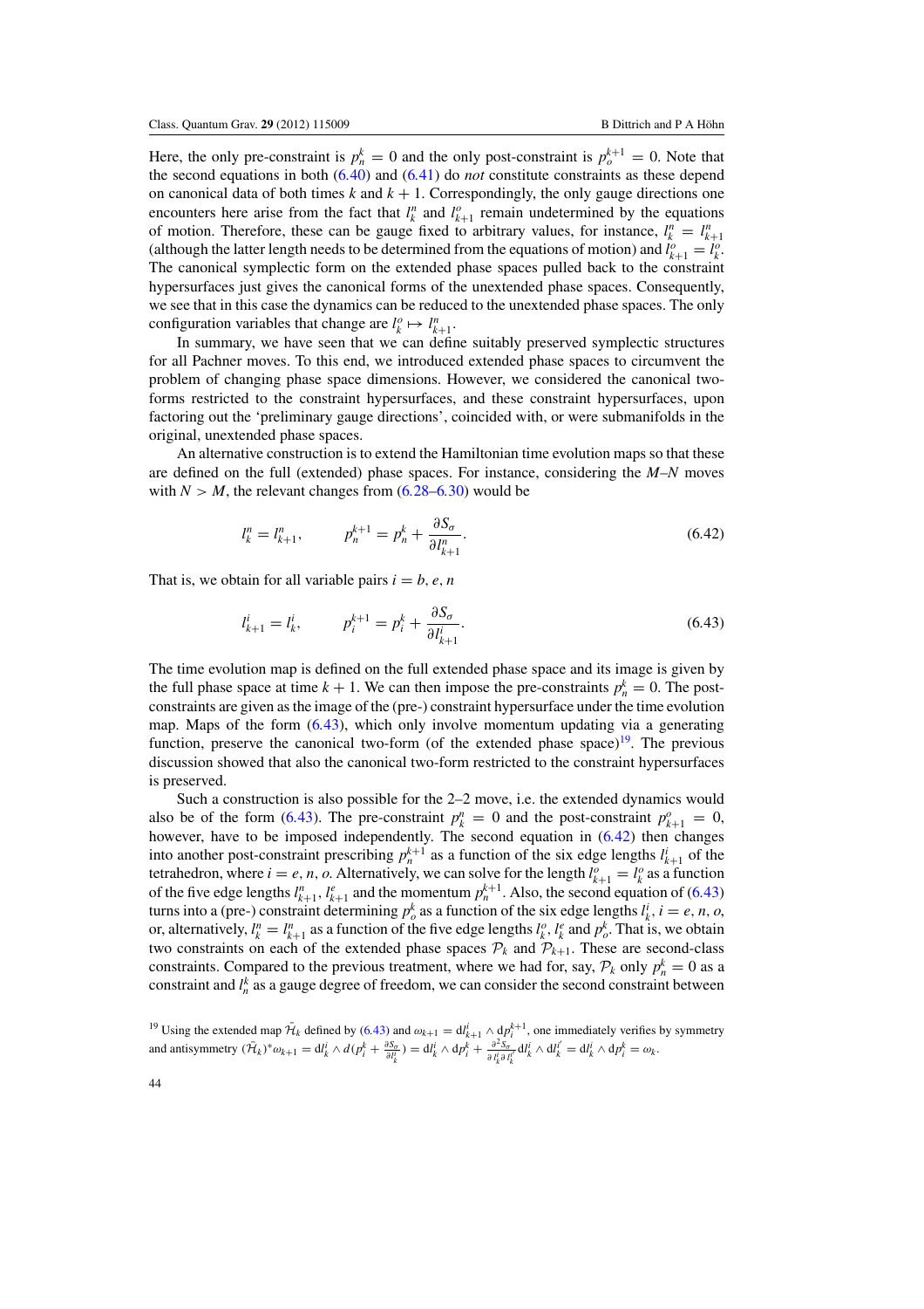Here, the only pre-constraint is $p^k_n = 0$ and the only post-constraint is $p^{k+1}_o = 0$. Note that the second equations in both (6.40) and (6.41) do *not* constitute constraints as these depend on canonical data of both times $k$ and $k+1$. Correspondingly, the only gauge directions one encounters here arise from the fact that $l^n_k$ and $l^o_{k+1}$ remain undetermined by the equations of motion. Therefore, these can be gauge fixed to arbitrary values, for instance, $l^n_k = l^n_{k+1}$ (although the latter length needs to be determined from the equations of motion) and $l^o_{k+1} = l^o_k$. The canonical symplectic form on the extended phase spaces pulled back to the constraint hypersurfaces just gives the canonical forms of the unextended phase spaces. Consequently, we see that in this case the dynamics can be reduced to the unextended phase spaces. The only configuration variables that change are $l^o_k \mapsto l^n_{k+1}$.

In summary, we have seen that we can define suitably preserved symplectic structures for all Pachner moves. To this end, we introduced extended phase spaces to circumvent the problem of changing phase space dimensions. However, we considered the canonical two-forms restricted to the constraint hypersurfaces, and these constraint hypersurfaces, upon factoring out the 'preliminary gauge directions', coincided with, or were submanifolds in the original, unextended phase spaces.

An alternative construction is to extend the Hamiltonian time evolution maps so that these are defined on the full (extended) phase spaces. For instance, considering the $M$–$N$ moves with $N > M$, the relevant changes from (6.28–6.30) would be

$$l^n_k = l^n_{k+1}, \qquad p^{k+1}_n = p^k_n + \frac{\partial S_\sigma}{\partial l^n_{k+1}}. \tag{6.42}$$

That is, we obtain for all variable pairs $i = b, e, n$

$$l^i_{k+1} = l^i_k, \qquad p^{k+1}_i = p^k_i + \frac{\partial S_\sigma}{\partial l^i_{k+1}}. \tag{6.43}$$

The time evolution map is defined on the full extended phase space and its image is given by the full phase space at time $k+1$. We can then impose the pre-constraints $p^k_n = 0$. The post-constraints are given as the image of the (pre-) constraint hypersurface under the time evolution map. Maps of the form (6.43), which only involve momentum updating via a generating function, preserve the canonical two-form (of the extended phase space)[19]. The previous discussion showed that also the canonical two-form restricted to the constraint hypersurfaces is preserved.

Such a construction is also possible for the 2–2 move, i.e. the extended dynamics would also be of the form (6.43). The pre-constraint $p^n_k = 0$ and the post-constraint $p^o_{k+1} = 0$, however, have to be imposed independently. The second equation in (6.42) then changes into another post-constraint prescribing $p^{k+1}_n$ as a function of the six edge lengths $l^i_{k+1}$ of the tetrahedron, where $i = e, n, o$. Alternatively, we can solve for the length $l^o_{k+1} = l^o_k$ as a function of the five edge lengths $l^n_{k+1}, l^e_{k+1}$ and the momentum $p^{k+1}_n$. Also, the second equation of (6.43) turns into a (pre-) constraint determining $p^k_o$ as a function of the six edge lengths $l^i_k$, $i = e, n, o$, or, alternatively, $l^n_k = l^n_{k+1}$ as a function of the five edge lengths $l^o_k$, $l^e_k$ and $p^k_o$. That is, we obtain two constraints on each of the extended phase spaces $\mathcal{P}_k$ and $\mathcal{P}_{k+1}$. These are second-class constraints. Compared to the previous treatment, where we had for, say, $\mathcal{P}_k$ only $p^k_n = 0$ as a constraint and $l^k_n$ as a gauge degree of freedom, we can consider the second constraint between

[19] Using the extended map $\tilde{\mathcal{H}}_k$ defined by (6.43) and $\omega_{k+1} = \mathrm{d}l^i_{k+1} \wedge \mathrm{d}p^{k+1}_i$, one immediately verifies by symmetry and antisymmetry $(\tilde{\mathcal{H}}_k)^*\omega_{k+1} = \mathrm{d}l^i_k \wedge d(p^k_i + \frac{\partial S_\sigma}{\partial l^i_k}) = \mathrm{d}l^i_k \wedge \mathrm{d}p^k_i + \frac{\partial^2 S_\sigma}{\partial l^i_k \partial l^{i'}_k} \mathrm{d}l^i_k \wedge \mathrm{d}l^{i'}_k = \mathrm{d}l^i_k \wedge \mathrm{d}p^k_i = \omega_k$.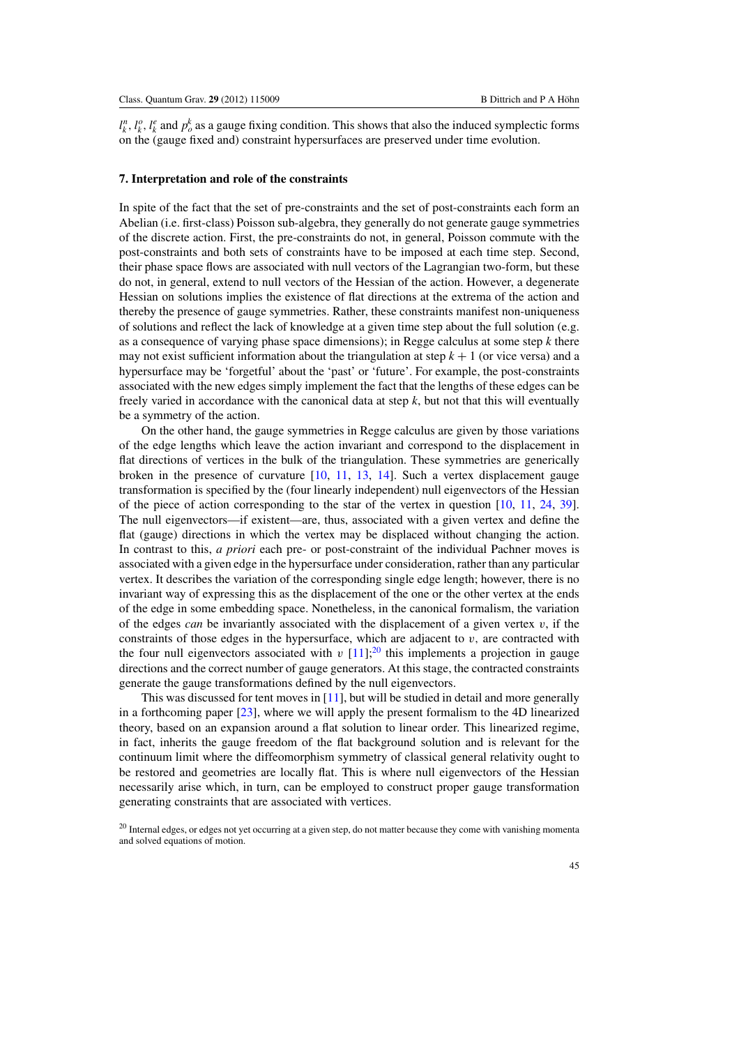$l^n_k$, $l^o_k$, $l^e_k$ and $p^k_o$ as a gauge fixing condition. This shows that also the induced symplectic forms on the (gauge fixed and) constraint hypersurfaces are preserved under time evolution.

## 7. Interpretation and role of the constraints

In spite of the fact that the set of pre-constraints and the set of post-constraints each form an Abelian (i.e. first-class) Poisson sub-algebra, they generally do not generate gauge symmetries of the discrete action. First, the pre-constraints do not, in general, Poisson commute with the post-constraints and both sets of constraints have to be imposed at each time step. Second, their phase space flows are associated with null vectors of the Lagrangian two-form, but these do not, in general, extend to null vectors of the Hessian of the action. However, a degenerate Hessian on solutions implies the existence of flat directions at the extrema of the action and thereby the presence of gauge symmetries. Rather, these constraints manifest non-uniqueness of solutions and reflect the lack of knowledge at a given time step about the full solution (e.g. as a consequence of varying phase space dimensions); in Regge calculus at some step $k$ there may not exist sufficient information about the triangulation at step $k+1$ (or vice versa) and a hypersurface may be 'forgetful' about the 'past' or 'future'. For example, the post-constraints associated with the new edges simply implement the fact that the lengths of these edges can be freely varied in accordance with the canonical data at step $k$, but not that this will eventually be a symmetry of the action.

On the other hand, the gauge symmetries in Regge calculus are given by those variations of the edge lengths which leave the action invariant and correspond to the displacement in flat directions of vertices in the bulk of the triangulation. These symmetries are generically broken in the presence of curvature [10, 11, 13, 14]. Such a vertex displacement gauge transformation is specified by the (four linearly independent) null eigenvectors of the Hessian of the piece of action corresponding to the star of the vertex in question [10, 11, 24, 39]. The null eigenvectors—if existent—are, thus, associated with a given vertex and define the flat (gauge) directions in which the vertex may be displaced without changing the action. In contrast to this, *a priori* each pre- or post-constraint of the individual Pachner moves is associated with a given edge in the hypersurface under consideration, rather than any particular vertex. It describes the variation of the corresponding single edge length; however, there is no invariant way of expressing this as the displacement of the one or the other vertex at the ends of the edge in some embedding space. Nonetheless, in the canonical formalism, the variation of the edges *can* be invariantly associated with the displacement of a given vertex $v$, if the constraints of those edges in the hypersurface, which are adjacent to $v$, are contracted with the four null eigenvectors associated with $v$ [11];[20] this implements a projection in gauge directions and the correct number of gauge generators. At this stage, the contracted constraints generate the gauge transformations defined by the null eigenvectors.

This was discussed for tent moves in [11], but will be studied in detail and more generally in a forthcoming paper [23], where we will apply the present formalism to the 4D linearized theory, based on an expansion around a flat solution to linear order. This linearized regime, in fact, inherits the gauge freedom of the flat background solution and is relevant for the continuum limit where the diffeomorphism symmetry of classical general relativity ought to be restored and geometries are locally flat. This is where null eigenvectors of the Hessian necessarily arise which, in turn, can be employed to construct proper gauge transformation generating constraints that are associated with vertices.

[20] Internal edges, or edges not yet occurring at a given step, do not matter because they come with vanishing momenta and solved equations of motion.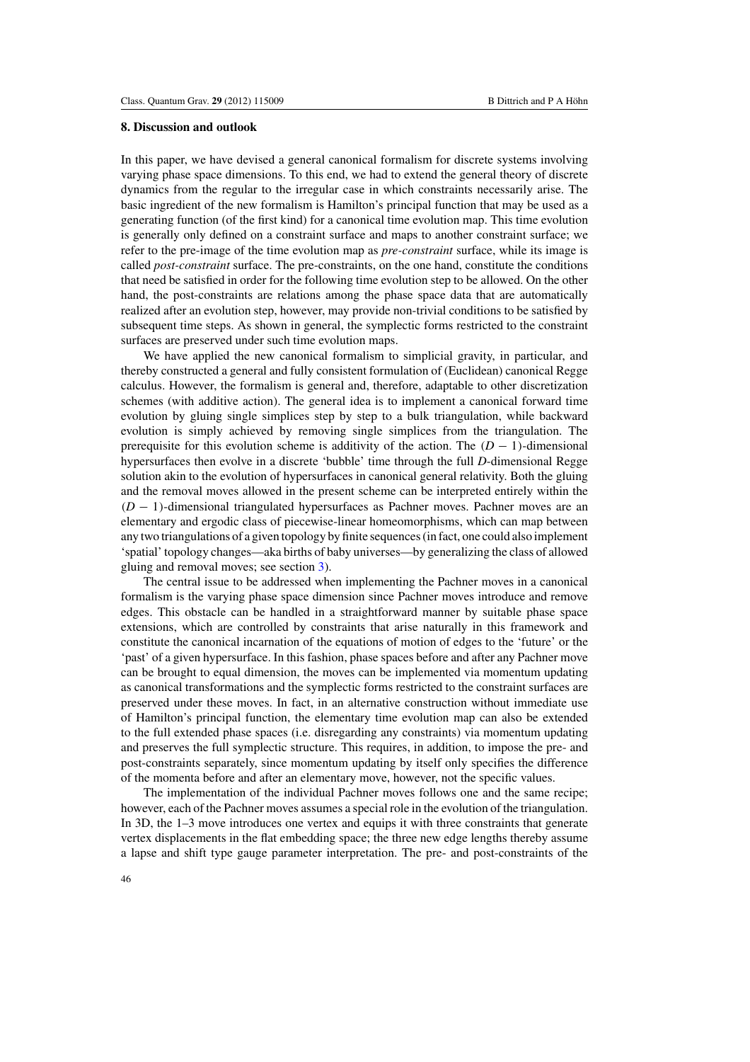## 8. Discussion and outlook

In this paper, we have devised a general canonical formalism for discrete systems involving varying phase space dimensions. To this end, we had to extend the general theory of discrete dynamics from the regular to the irregular case in which constraints necessarily arise. The basic ingredient of the new formalism is Hamilton's principal function that may be used as a generating function (of the first kind) for a canonical time evolution map. This time evolution is generally only defined on a constraint surface and maps to another constraint surface; we refer to the pre-image of the time evolution map as *pre-constraint* surface, while its image is called *post-constraint* surface. The pre-constraints, on the one hand, constitute the conditions that need be satisfied in order for the following time evolution step to be allowed. On the other hand, the post-constraints are relations among the phase space data that are automatically realized after an evolution step, however, may provide non-trivial conditions to be satisfied by subsequent time steps. As shown in general, the symplectic forms restricted to the constraint surfaces are preserved under such time evolution maps.

We have applied the new canonical formalism to simplicial gravity, in particular, and thereby constructed a general and fully consistent formulation of (Euclidean) canonical Regge calculus. However, the formalism is general and, therefore, adaptable to other discretization schemes (with additive action). The general idea is to implement a canonical forward time evolution by gluing single simplices step by step to a bulk triangulation, while backward evolution is simply achieved by removing single simplices from the triangulation. The prerequisite for this evolution scheme is additivity of the action. The $(D-1)$-dimensional hypersurfaces then evolve in a discrete 'bubble' time through the full $D$-dimensional Regge solution akin to the evolution of hypersurfaces in canonical general relativity. Both the gluing and the removal moves allowed in the present scheme can be interpreted entirely within the $(D-1)$-dimensional triangulated hypersurfaces as Pachner moves. Pachner moves are an elementary and ergodic class of piecewise-linear homeomorphisms, which can map between any two triangulations of a given topology by finite sequences (in fact, one could also implement 'spatial' topology changes—aka births of baby universes—by generalizing the class of allowed gluing and removal moves; see section 3).

The central issue to be addressed when implementing the Pachner moves in a canonical formalism is the varying phase space dimension since Pachner moves introduce and remove edges. This obstacle can be handled in a straightforward manner by suitable phase space extensions, which are controlled by constraints that arise naturally in this framework and constitute the canonical incarnation of the equations of motion of edges to the 'future' or the 'past' of a given hypersurface. In this fashion, phase spaces before and after any Pachner move can be brought to equal dimension, the moves can be implemented via momentum updating as canonical transformations and the symplectic forms restricted to the constraint surfaces are preserved under these moves. In fact, in an alternative construction without immediate use of Hamilton's principal function, the elementary time evolution map can also be extended to the full extended phase spaces (i.e. disregarding any constraints) via momentum updating and preserves the full symplectic structure. This requires, in addition, to impose the pre- and post-constraints separately, since momentum updating by itself only specifies the difference of the momenta before and after an elementary move, however, not the specific values.

The implementation of the individual Pachner moves follows one and the same recipe; however, each of the Pachner moves assumes a special role in the evolution of the triangulation. In 3D, the 1–3 move introduces one vertex and equips it with three constraints that generate vertex displacements in the flat embedding space; the three new edge lengths thereby assume a lapse and shift type gauge parameter interpretation. The pre- and post-constraints of the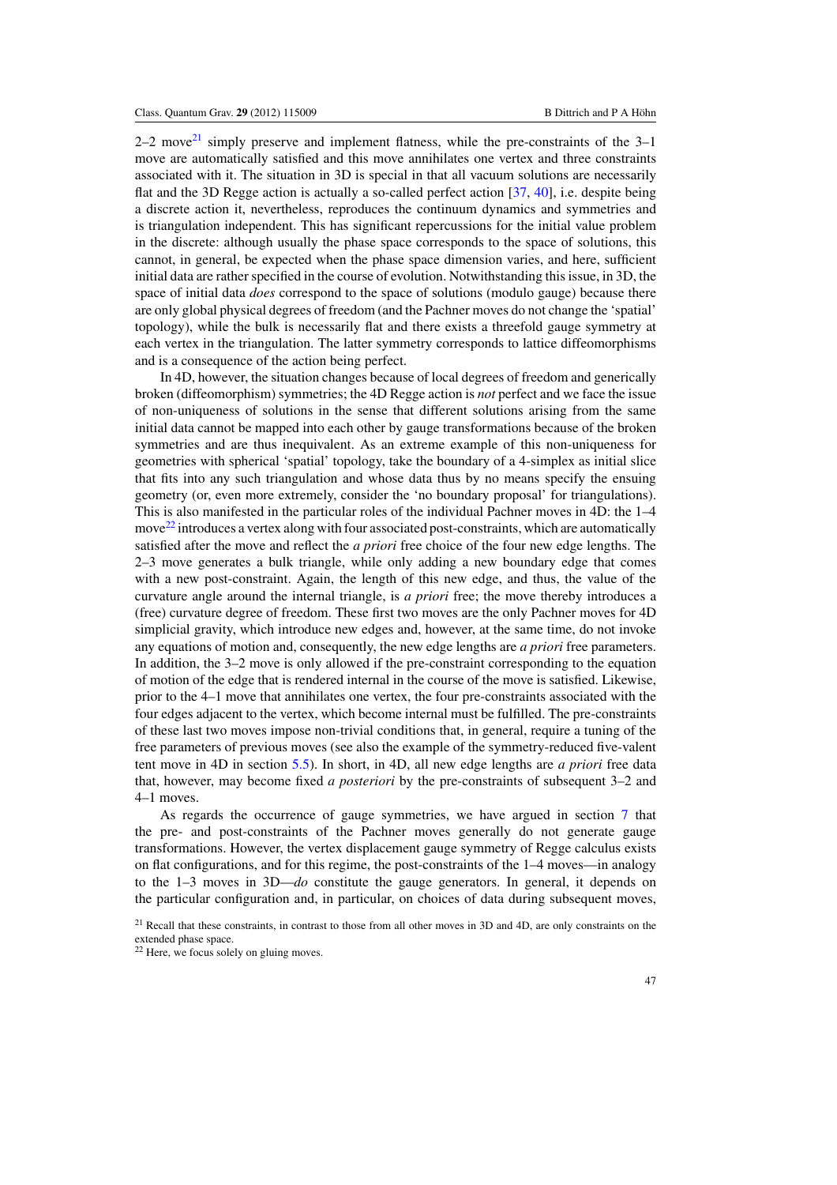2–2 move[21] simply preserve and implement flatness, while the pre-constraints of the 3–1 move are automatically satisfied and this move annihilates one vertex and three constraints associated with it. The situation in 3D is special in that all vacuum solutions are necessarily flat and the 3D Regge action is actually a so-called perfect action [37, 40], i.e. despite being a discrete action it, nevertheless, reproduces the continuum dynamics and symmetries and is triangulation independent. This has significant repercussions for the initial value problem in the discrete: although usually the phase space corresponds to the space of solutions, this cannot, in general, be expected when the phase space dimension varies, and here, sufficient initial data are rather specified in the course of evolution. Notwithstanding this issue, in 3D, the space of initial data *does* correspond to the space of solutions (modulo gauge) because there are only global physical degrees of freedom (and the Pachner moves do not change the 'spatial' topology), while the bulk is necessarily flat and there exists a threefold gauge symmetry at each vertex in the triangulation. The latter symmetry corresponds to lattice diffeomorphisms and is a consequence of the action being perfect.

In 4D, however, the situation changes because of local degrees of freedom and generically broken (diffeomorphism) symmetries; the 4D Regge action is *not* perfect and we face the issue of non-uniqueness of solutions in the sense that different solutions arising from the same initial data cannot be mapped into each other by gauge transformations because of the broken symmetries and are thus inequivalent. As an extreme example of this non-uniqueness for geometries with spherical 'spatial' topology, take the boundary of a 4-simplex as initial slice that fits into any such triangulation and whose data thus by no means specify the ensuing geometry (or, even more extremely, consider the 'no boundary proposal' for triangulations). This is also manifested in the particular roles of the individual Pachner moves in 4D: the 1–4 move[22] introduces a vertex along with four associated post-constraints, which are automatically satisfied after the move and reflect the *a priori* free choice of the four new edge lengths. The 2–3 move generates a bulk triangle, while only adding a new boundary edge that comes with a new post-constraint. Again, the length of this new edge, and thus, the value of the curvature angle around the internal triangle, is *a priori* free; the move thereby introduces a (free) curvature degree of freedom. These first two moves are the only Pachner moves for 4D simplicial gravity, which introduce new edges and, however, at the same time, do not invoke any equations of motion and, consequently, the new edge lengths are *a priori* free parameters. In addition, the 3–2 move is only allowed if the pre-constraint corresponding to the equation of motion of the edge that is rendered internal in the course of the move is satisfied. Likewise, prior to the 4–1 move that annihilates one vertex, the four pre-constraints associated with the four edges adjacent to the vertex, which become internal must be fulfilled. The pre-constraints of these last two moves impose non-trivial conditions that, in general, require a tuning of the free parameters of previous moves (see also the example of the symmetry-reduced five-valent tent move in 4D in section 5.5). In short, in 4D, all new edge lengths are *a priori* free data that, however, may become fixed *a posteriori* by the pre-constraints of subsequent 3–2 and 4–1 moves.

As regards the occurrence of gauge symmetries, we have argued in section 7 that the pre- and post-constraints of the Pachner moves generally do not generate gauge transformations. However, the vertex displacement gauge symmetry of Regge calculus exists on flat configurations, and for this regime, the post-constraints of the 1–4 moves—in analogy to the 1–3 moves in 3D—*do* constitute the gauge generators. In general, it depends on the particular configuration and, in particular, on choices of data during subsequent moves,

[21] Recall that these constraints, in contrast to those from all other moves in 3D and 4D, are only constraints on the extended phase space.

[22] Here, we focus solely on gluing moves.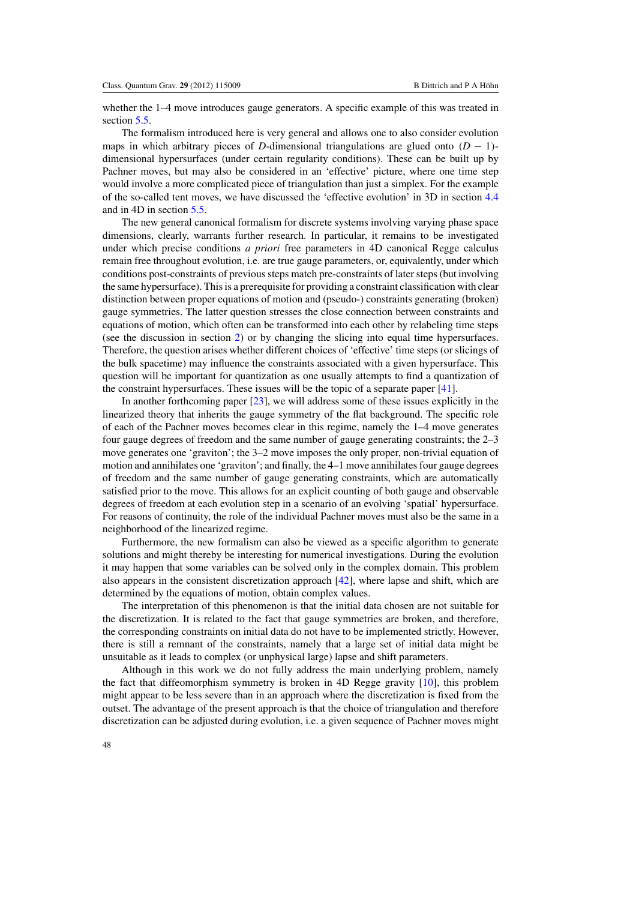whether the 1–4 move introduces gauge generators. A specific example of this was treated in section 5.5.

The formalism introduced here is very general and allows one to also consider evolution maps in which arbitrary pieces of $D$-dimensional triangulations are glued onto $(D-1)$-dimensional hypersurfaces (under certain regularity conditions). These can be built up by Pachner moves, but may also be considered in an 'effective' picture, where one time step would involve a more complicated piece of triangulation than just a simplex. For the example of the so-called tent moves, we have discussed the 'effective evolution' in 3D in section 4.4 and in 4D in section 5.5.

The new general canonical formalism for discrete systems involving varying phase space dimensions, clearly, warrants further research. In particular, it remains to be investigated under which precise conditions *a priori* free parameters in 4D canonical Regge calculus remain free throughout evolution, i.e. are true gauge parameters, or, equivalently, under which conditions post-constraints of previous steps match pre-constraints of later steps (but involving the same hypersurface). This is a prerequisite for providing a constraint classification with clear distinction between proper equations of motion and (pseudo-) constraints generating (broken) gauge symmetries. The latter question stresses the close connection between constraints and equations of motion, which often can be transformed into each other by relabeling time steps (see the discussion in section 2) or by changing the slicing into equal time hypersurfaces. Therefore, the question arises whether different choices of 'effective' time steps (or slicings of the bulk spacetime) may influence the constraints associated with a given hypersurface. This question will be important for quantization as one usually attempts to find a quantization of the constraint hypersurfaces. These issues will be the topic of a separate paper [41].

In another forthcoming paper [23], we will address some of these issues explicitly in the linearized theory that inherits the gauge symmetry of the flat background. The specific role of each of the Pachner moves becomes clear in this regime, namely the 1–4 move generates four gauge degrees of freedom and the same number of gauge generating constraints; the 2–3 move generates one 'graviton'; the 3–2 move imposes the only proper, non-trivial equation of motion and annihilates one 'graviton'; and finally, the 4–1 move annihilates four gauge degrees of freedom and the same number of gauge generating constraints, which are automatically satisfied prior to the move. This allows for an explicit counting of both gauge and observable degrees of freedom at each evolution step in a scenario of an evolving 'spatial' hypersurface. For reasons of continuity, the role of the individual Pachner moves must also be the same in a neighborhood of the linearized regime.

Furthermore, the new formalism can also be viewed as a specific algorithm to generate solutions and might thereby be interesting for numerical investigations. During the evolution it may happen that some variables can be solved only in the complex domain. This problem also appears in the consistent discretization approach [42], where lapse and shift, which are determined by the equations of motion, obtain complex values.

The interpretation of this phenomenon is that the initial data chosen are not suitable for the discretization. It is related to the fact that gauge symmetries are broken, and therefore, the corresponding constraints on initial data do not have to be implemented strictly. However, there is still a remnant of the constraints, namely that a large set of initial data might be unsuitable as it leads to complex (or unphysical large) lapse and shift parameters.

Although in this work we do not fully address the main underlying problem, namely the fact that diffeomorphism symmetry is broken in 4D Regge gravity [10], this problem might appear to be less severe than in an approach where the discretization is fixed from the outset. The advantage of the present approach is that the choice of triangulation and therefore discretization can be adjusted during evolution, i.e. a given sequence of Pachner moves might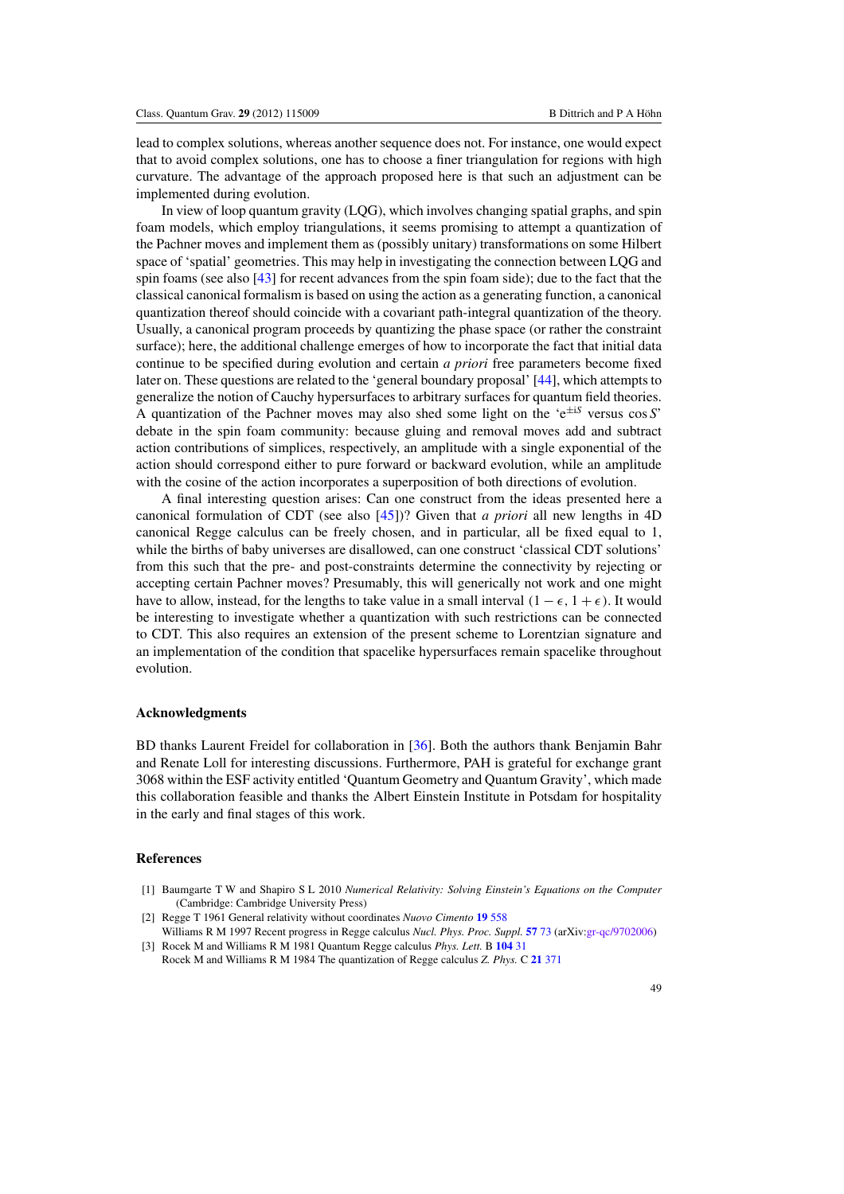lead to complex solutions, whereas another sequence does not. For instance, one would expect that to avoid complex solutions, one has to choose a finer triangulation for regions with high curvature. The advantage of the approach proposed here is that such an adjustment can be implemented during evolution.

In view of loop quantum gravity (LQG), which involves changing spatial graphs, and spin foam models, which employ triangulations, it seems promising to attempt a quantization of the Pachner moves and implement them as (possibly unitary) transformations on some Hilbert space of 'spatial' geometries. This may help in investigating the connection between LQG and spin foams (see also [43] for recent advances from the spin foam side); due to the fact that the classical canonical formalism is based on using the action as a generating function, a canonical quantization thereof should coincide with a covariant path-integral quantization of the theory. Usually, a canonical program proceeds by quantizing the phase space (or rather the constraint surface); here, the additional challenge emerges of how to incorporate the fact that initial data continue to be specified during evolution and certain *a priori* free parameters become fixed later on. These questions are related to the 'general boundary proposal' [44], which attempts to generalize the notion of Cauchy hypersurfaces to arbitrary surfaces for quantum field theories. A quantization of the Pachner moves may also shed some light on the '$e^{\pm iS}$ versus $\cos S$' debate in the spin foam community: because gluing and removal moves add and subtract action contributions of simplices, respectively, an amplitude with a single exponential of the action should correspond either to pure forward or backward evolution, while an amplitude with the cosine of the action incorporates a superposition of both directions of evolution.

A final interesting question arises: Can one construct from the ideas presented here a canonical formulation of CDT (see also [45])? Given that *a priori* all new lengths in 4D canonical Regge calculus can be freely chosen, and in particular, all be fixed equal to 1, while the births of baby universes are disallowed, can one construct 'classical CDT solutions' from this such that the pre- and post-constraints determine the connectivity by rejecting or accepting certain Pachner moves? Presumably, this will generically not work and one might have to allow, instead, for the lengths to take value in a small interval $(1-\epsilon, 1+\epsilon)$. It would be interesting to investigate whether a quantization with such restrictions can be connected to CDT. This also requires an extension of the present scheme to Lorentzian signature and an implementation of the condition that spacelike hypersurfaces remain spacelike throughout evolution.

## Acknowledgments

BD thanks Laurent Freidel for collaboration in [36]. Both the authors thank Benjamin Bahr and Renate Loll for interesting discussions. Furthermore, PAH is grateful for exchange grant 3068 within the ESF activity entitled 'Quantum Geometry and Quantum Gravity', which made this collaboration feasible and thanks the Albert Einstein Institute in Potsdam for hospitality in the early and final stages of this work.

## References

[1] Baumgarte T W and Shapiro S L 2010 *Numerical Relativity: Solving Einstein's Equations on the Computer* (Cambridge: Cambridge University Press)

[2] Regge T 1961 General relativity without coordinates *Nuovo Cimento* **19** 558
Williams R M 1997 Recent progress in Regge calculus *Nucl. Phys. Proc. Suppl.* **57** 73 (arXiv:gr-qc/9702006)

[3] Rocek M and Williams R M 1981 Quantum Regge calculus *Phys. Lett.* B **104** 31
Rocek M and Williams R M 1984 The quantization of Regge calculus *Z. Phys.* C **21** 371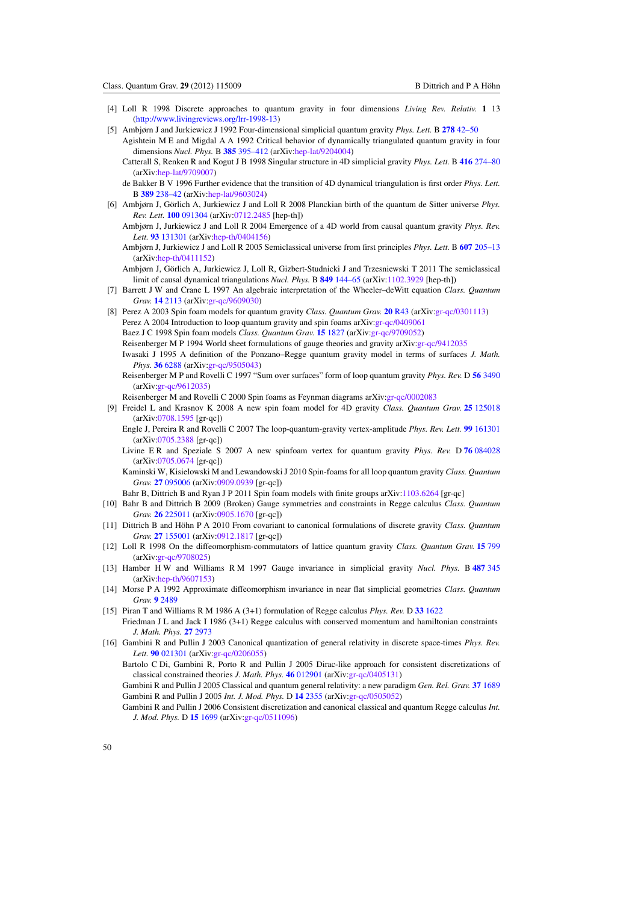[4] Loll R 1998 Discrete approaches to quantum gravity in four dimensions *Living Rev. Relativ.* **1** 13 (http://www.livingreviews.org/lrr-1998-13)

[5] Ambjørn J and Jurkiewicz J 1992 Four-dimensional simplicial quantum gravity *Phys. Lett.* B **278** 42–50
Agishtein M E and Migdal A A 1992 Critical behavior of dynamically triangulated quantum gravity in four dimensions *Nucl. Phys.* B **385** 395–412 (arXiv:hep-lat/9204004)
Catterall S, Renken R and Kogut J B 1998 Singular structure in 4D simplicial gravity *Phys. Lett.* B **416** 274–80 (arXiv:hep-lat/9709007)
de Bakker B V 1996 Further evidence that the transition of 4D dynamical triangulation is first order *Phys. Lett.* B **389** 238–42 (arXiv:hep-lat/9603024)

[6] Ambjørn J, Görlich A, Jurkiewicz J and Loll R 2008 Planckian birth of the quantum de Sitter universe *Phys. Rev. Lett.* **100** 091304 (arXiv:0712.2485 [hep-th])
Ambjørn J, Jurkiewicz J and Loll R 2004 Emergence of a 4D world from causal quantum gravity *Phys. Rev. Lett.* **93** 131301 (arXiv:hep-th/0404156)
Ambjørn J, Jurkiewicz J and Loll R 2005 Semiclassical universe from first principles *Phys. Lett.* B **607** 205–13 (arXiv:hep-th/0411152)
Ambjørn J, Görlich A, Jurkiewicz J, Loll R, Gizbert-Studnicki J and Trzesniewski T 2011 The semiclassical limit of causal dynamical triangulations *Nucl. Phys.* B **849** 144–65 (arXiv:1102.3929 [hep-th])

[7] Barrett J W and Crane L 1997 An algebraic interpretation of the Wheeler–deWitt equation *Class. Quantum Grav.* **14** 2113 (arXiv:gr-qc/9609030)

[8] Perez A 2003 Spin foam models for quantum gravity *Class. Quantum Grav.* **20** R43 (arXiv:gr-qc/0301113)
Perez A 2004 Introduction to loop quantum gravity and spin foams arXiv:gr-qc/0409061
Baez J C 1998 Spin foam models *Class. Quantum Grav.* **15** 1827 (arXiv:gr-qc/9709052)
Reisenberger M P 1994 World sheet formulations of gauge theories and gravity arXiv:gr-qc/9412035
Iwasaki J 1995 A definition of the Ponzano–Regge quantum gravity model in terms of surfaces *J. Math. Phys.* **36** 6288 (arXiv:gr-qc/9505043)
Reisenberger M P and Rovelli C 1997 "Sum over surfaces" form of loop quantum gravity *Phys. Rev.* D **56** 3490 (arXiv:gr-qc/9612035)
Reisenberger M and Rovelli C 2000 Spin foams as Feynman diagrams arXiv:gr-qc/0002083

[9] Freidel L and Krasnov K 2008 A new spin foam model for 4D gravity *Class. Quantum Grav.* **25** 125018 (arXiv:0708.1595 [gr-qc])
Engle J, Pereira R and Rovelli C 2007 The loop-quantum-gravity vertex-amplitude *Phys. Rev. Lett.* **99** 161301 (arXiv:0705.2388 [gr-qc])
Livine E R and Speziale S 2007 A new spinfoam vertex for quantum gravity *Phys. Rev.* D **76** 084028 (arXiv:0705.0674 [gr-qc])
Kaminski W, Kisielowski M and Lewandowski J 2010 Spin-foams for all loop quantum gravity *Class. Quantum Grav.* **27** 095006 (arXiv:0909.0939 [gr-qc])
Bahr B, Dittrich B and Ryan J P 2011 Spin foam models with finite groups arXiv:1103.6264 [gr-qc]

[10] Bahr B and Dittrich B 2009 (Broken) Gauge symmetries and constraints in Regge calculus *Class. Quantum Grav.* **26** 225011 (arXiv:0905.1670 [gr-qc])

[11] Dittrich B and Höhn P A 2010 From covariant to canonical formulations of discrete gravity *Class. Quantum Grav.* **27** 155001 (arXiv:0912.1817 [gr-qc])

[12] Loll R 1998 On the diffeomorphism-commutators of lattice quantum gravity *Class. Quantum Grav.* **15** 799 (arXiv:gr-qc/9708025)

[13] Hamber H W and Williams R M 1997 Gauge invariance in simplicial gravity *Nucl. Phys.* B **487** 345 (arXiv:hep-th/9607153)

[14] Morse P A 1992 Approximate diffeomorphism invariance in near flat simplicial geometries *Class. Quantum Grav.* **9** 2489

[15] Piran T and Williams R M 1986 A (3+1) formulation of Regge calculus *Phys. Rev.* D **33** 1622
Friedman J L and Jack I 1986 (3+1) Regge calculus with conserved momentum and hamiltonian constraints *J. Math. Phys.* **27** 2973

[16] Gambini R and Pullin J 2003 Canonical quantization of general relativity in discrete space-times *Phys. Rev. Lett.* **90** 021301 (arXiv:gr-qc/0206055)
Bartolo C Di, Gambini R, Porto R and Pullin J 2005 Dirac-like approach for consistent discretizations of classical constrained theories *J. Math. Phys.* **46** 012901 (arXiv:gr-qc/0405131)
Gambini R and Pullin J 2005 Classical and quantum general relativity: a new paradigm *Gen. Rel. Grav.* **37** 1689
Gambini R and Pullin J 2005 *Int. J. Mod. Phys.* D **14** 2355 (arXiv:gr-qc/0505052)
Gambini R and Pullin J 2006 Consistent discretization and canonical classical and quantum Regge calculus *Int. J. Mod. Phys.* D **15** 1699 (arXiv:gr-qc/0511096)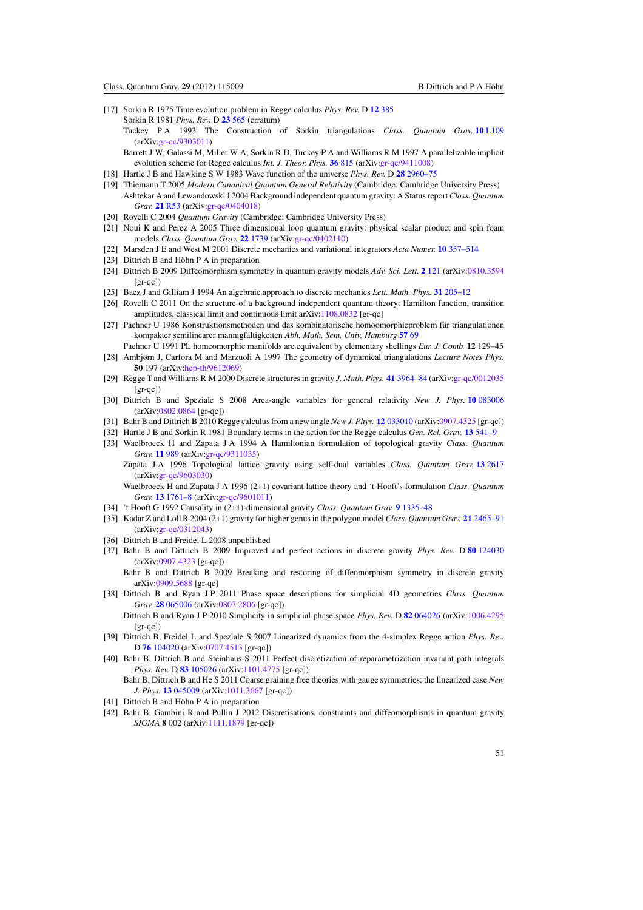[17] Sorkin R 1975 Time evolution problem in Regge calculus *Phys. Rev.* D **12** 385
Sorkin R 1981 *Phys. Rev.* D **23** 565 (erratum)
Tuckey P A 1993 The Construction of Sorkin triangulations *Class. Quantum Grav.* **10** L109 (arXiv:gr-qc/9303011)
Barrett J W, Galassi M, Miller W A, Sorkin R D, Tuckey P A and Williams R M 1997 A parallelizable implicit evolution scheme for Regge calculus *Int. J. Theor. Phys.* **36** 815 (arXiv:gr-qc/9411008)

[18] Hartle J B and Hawking S W 1983 Wave function of the universe *Phys. Rev.* D **28** 2960–75

[19] Thiemann T 2005 *Modern Canonical Quantum General Relativity* (Cambridge: Cambridge University Press)
Ashtekar A and Lewandowski J 2004 Background independent quantum gravity: A Status report *Class. Quantum Grav.* **21** R53 (arXiv:gr-qc/0404018)

[20] Rovelli C 2004 *Quantum Gravity* (Cambridge: Cambridge University Press)

[21] Noui K and Perez A 2005 Three dimensional loop quantum gravity: physical scalar product and spin foam models *Class. Quantum Grav.* **22** 1739 (arXiv:gr-qc/0402110)

[22] Marsden J E and West M 2001 Discrete mechanics and variational integrators *Acta Numer.* **10** 357–514

[23] Dittrich B and Höhn P A in preparation

[24] Dittrich B 2009 Diffeomorphism symmetry in quantum gravity models *Adv. Sci. Lett.* **2** 121 (arXiv:0810.3594 [gr-qc])

[25] Baez J and Gilliam J 1994 An algebraic approach to discrete mechanics *Lett. Math. Phys.* **31** 205–12

[26] Rovelli C 2011 On the structure of a background independent quantum theory: Hamilton function, transition amplitudes, classical limit and continuous limit arXiv:1108.0832 [gr-qc]

[27] Pachner U 1986 Konstruktionsmethoden und das kombinatorische homöomorphieproblem für triangulationen kompakter semilinearer mannigfaltigkeiten *Abh. Math. Sem. Univ. Hamburg* **57** 69
Pachner U 1991 PL homeomorphic manifolds are equivalent by elementary shellings *Eur. J. Comb.* **12** 129–45

[28] Ambjørn J, Carfora M and Marzuoli A 1997 The geometry of dynamical triangulations *Lecture Notes Phys.* **50** 197 (arXiv:hep-th/9612069)

[29] Regge T and Williams R M 2000 Discrete structures in gravity *J. Math. Phys.* **41** 3964–84 (arXiv:gr-qc/0012035 [gr-qc])

[30] Dittrich B and Speziale S 2008 Area-angle variables for general relativity *New J. Phys.* **10** 083006 (arXiv:0802.0864 [gr-qc])

[31] Bahr B and Dittrich B 2010 Regge calculus from a new angle *New J. Phys.* **12** 033010 (arXiv:0907.4325 [gr-qc])

[32] Hartle J B and Sorkin R 1981 Boundary terms in the action for the Regge calculus *Gen. Rel. Grav.* **13** 541–9

[33] Waelbroeck H and Zapata J A 1994 A Hamiltonian formulation of topological gravity *Class. Quantum Grav.* **11** 989 (arXiv:gr-qc/9311035)
Zapata J A 1996 Topological lattice gravity using self-dual variables *Class. Quantum Grav.* **13** 2617 (arXiv:gr-qc/9603030)
Waelbroeck H and Zapata J A 1996 (2+1) covariant lattice theory and 't Hooft's formulation *Class. Quantum Grav.* **13** 1761–8 (arXiv:gr-qc/9601011)

[34] 't Hooft G 1992 Causality in (2+1)-dimensional gravity *Class. Quantum Grav.* **9** 1335–48

[35] Kadar Z and Loll R 2004 (2+1) gravity for higher genus in the polygon model *Class. Quantum Grav.* **21** 2465–91 (arXiv:gr-qc/0312043)

[36] Dittrich B and Freidel L 2008 unpublished

[37] Bahr B and Dittrich B 2009 Improved and perfect actions in discrete gravity *Phys. Rev.* D **80** 124030 (arXiv:0907.4323 [gr-qc])
Bahr B and Dittrich B 2009 Breaking and restoring of diffeomorphism symmetry in discrete gravity arXiv:0909.5688 [gr-qc]

[38] Dittrich B and Ryan J P 2011 Phase space descriptions for simplicial 4D geometries *Class. Quantum Grav.* **28** 065006 (arXiv:0807.2806 [gr-qc])
Dittrich B and Ryan J P 2010 Simplicity in simplicial phase space *Phys. Rev.* D **82** 064026 (arXiv:1006.4295 [gr-qc])

[39] Dittrich B, Freidel L and Speziale S 2007 Linearized dynamics from the 4-simplex Regge action *Phys. Rev.* D **76** 104020 (arXiv:0707.4513 [gr-qc])

[40] Bahr B, Dittrich B and Steinhaus S 2011 Perfect discretization of reparametrization invariant path integrals *Phys. Rev.* D **83** 105026 (arXiv:1101.4775 [gr-qc])
Bahr B, Dittrich B and He S 2011 Coarse graining free theories with gauge symmetries: the linearized case *New J. Phys.* **13** 045009 (arXiv:1011.3667 [gr-qc])

[41] Dittrich B and Höhn P A in preparation

[42] Bahr B, Gambini R and Pullin J 2012 Discretisations, constraints and diffeomorphisms in quantum gravity *SIGMA* **8** 002 (arXiv:1111.1879 [gr-qc])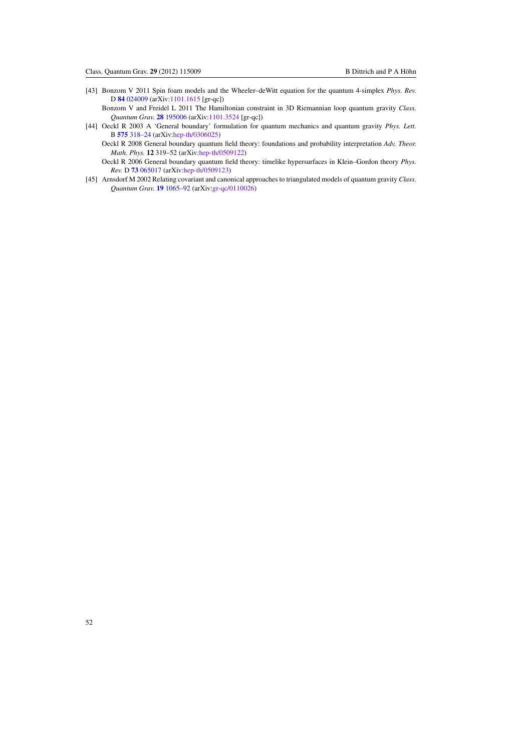[43] Bonzom V 2011 Spin foam models and the Wheeler–deWitt equation for the quantum 4-simplex *Phys. Rev.* D **84** 024009 (arXiv:1101.1615 [gr-qc])

Bonzom V and Freidel L 2011 The Hamiltonian constraint in 3D Riemannian loop quantum gravity *Class. Quantum Grav.* **28** 195006 (arXiv:1101.3524 [gr-qc])

[44] Oeckl R 2003 A 'General boundary' formulation for quantum mechanics and quantum gravity *Phys. Lett.* B **575** 318–24 (arXiv:hep-th/0306025)

Oeckl R 2008 General boundary quantum field theory: foundations and probability interpretation *Adv. Theor. Math. Phys.* **12** 319–52 (arXiv:hep-th/0509122)

Oeckl R 2006 General boundary quantum field theory: timelike hypersurfaces in Klein–Gordon theory *Phys. Rev.* D **73** 065017 (arXiv:hep-th/0509123)

[45] Arnsdorf M 2002 Relating covariant and canonical approaches to triangulated models of quantum gravity *Class. Quantum Grav.* **19** 1065–92 (arXiv:gr-qc/0110026)